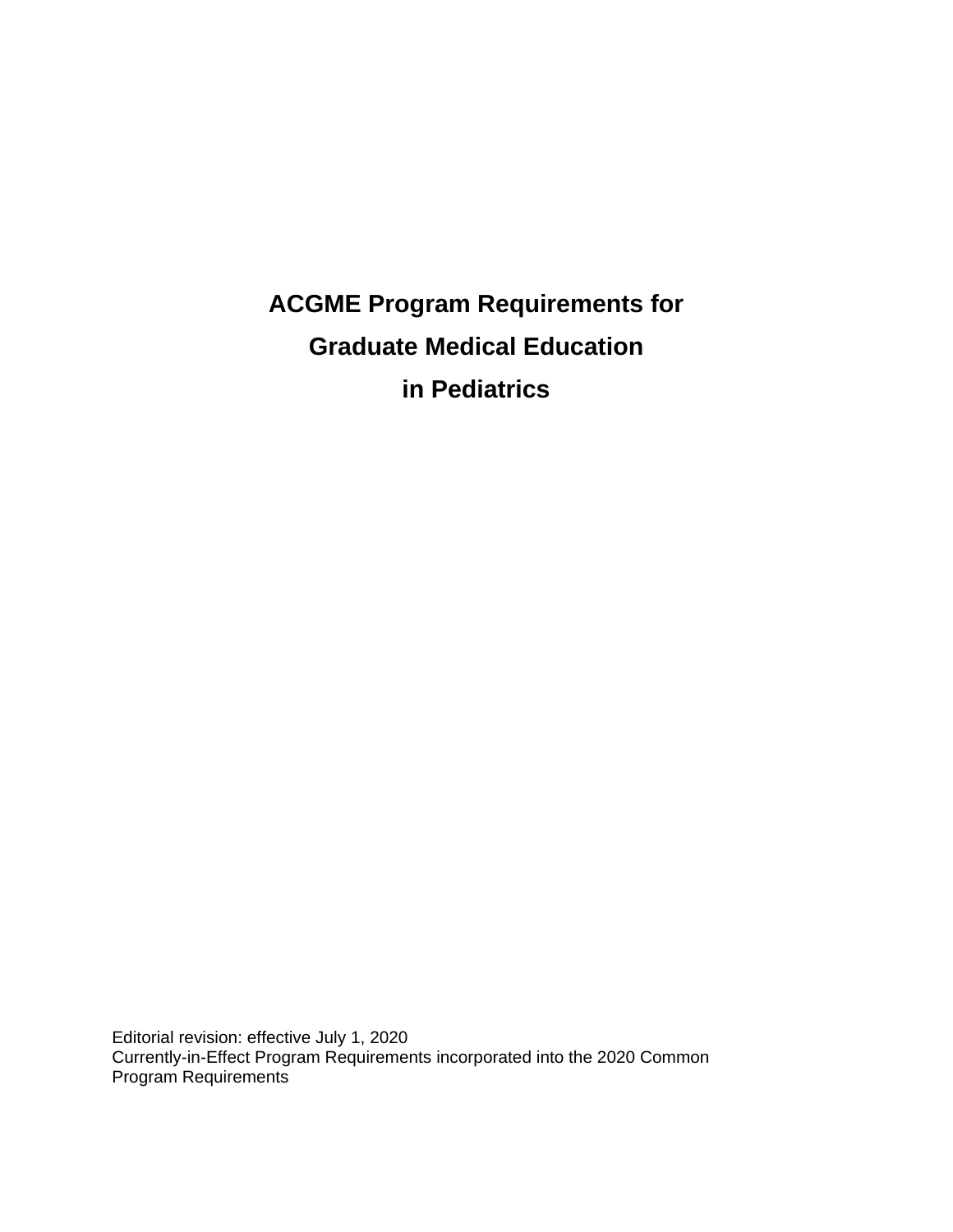# ACGME Program Requirements for Graduate Medical Education in Pediatrics

Editorial revision: effective July 1, 2020
Currently-in-Effect Program Requirements incorporated into the 2020 Common Program Requirements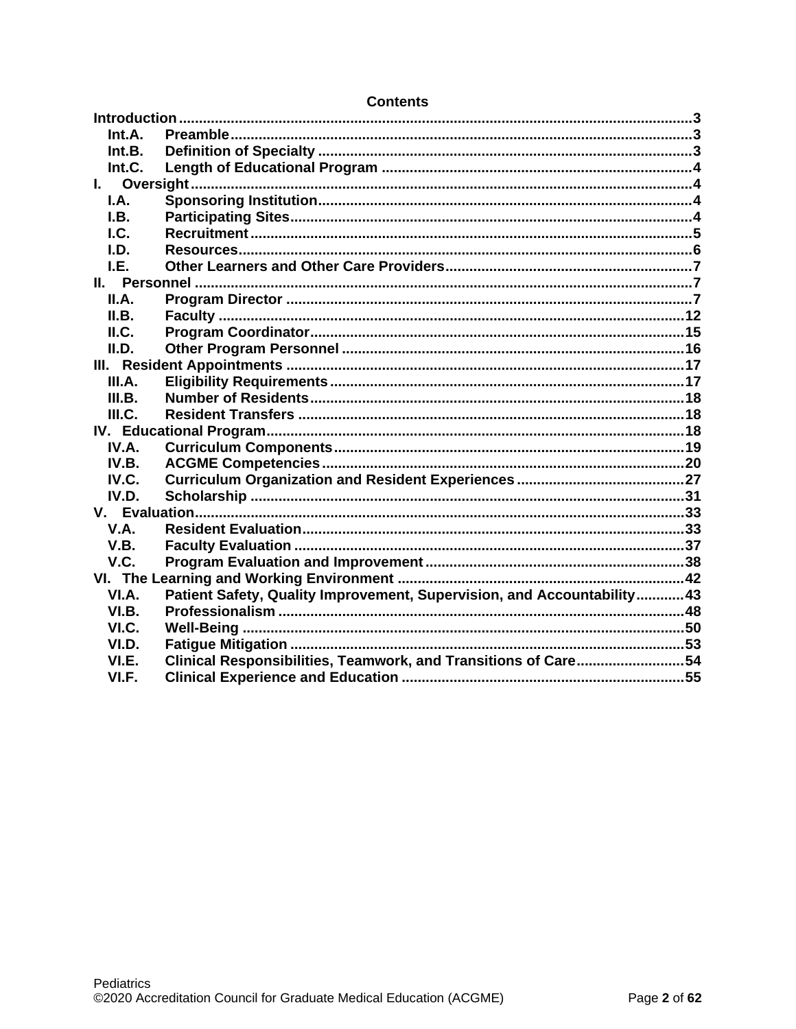## Contents

- **Introduction** ..... 3
  - **Int.A. Preamble** ..... 3
  - **Int.B. Definition of Specialty** ..... 3
  - **Int.C. Length of Educational Program** ..... 4
- **I. Oversight** ..... 4
  - **I.A. Sponsoring Institution** ..... 4
  - **I.B. Participating Sites** ..... 4
  - **I.C. Recruitment** ..... 5
  - **I.D. Resources** ..... 6
  - **I.E. Other Learners and Other Care Providers** ..... 7
- **II. Personnel** ..... 7
  - **II.A. Program Director** ..... 7
  - **II.B. Faculty** ..... 12
  - **II.C. Program Coordinator** ..... 15
  - **II.D. Other Program Personnel** ..... 16
- **III. Resident Appointments** ..... 17
  - **III.A. Eligibility Requirements** ..... 17
  - **III.B. Number of Residents** ..... 18
  - **III.C. Resident Transfers** ..... 18
- **IV. Educational Program** ..... 18
  - **IV.A. Curriculum Components** ..... 19
  - **IV.B. ACGME Competencies** ..... 20
  - **IV.C. Curriculum Organization and Resident Experiences** ..... 27
  - **IV.D. Scholarship** ..... 31
- **V. Evaluation** ..... 33
  - **V.A. Resident Evaluation** ..... 33
  - **V.B. Faculty Evaluation** ..... 37
  - **V.C. Program Evaluation and Improvement** ..... 38
- **VI. The Learning and Working Environment** ..... 42
  - **VI.A. Patient Safety, Quality Improvement, Supervision, and Accountability** ..... 43
  - **VI.B. Professionalism** ..... 48
  - **VI.C. Well-Being** ..... 50
  - **VI.D. Fatigue Mitigation** ..... 53
  - **VI.E. Clinical Responsibilities, Teamwork, and Transitions of Care** ..... 54
  - **VI.F. Clinical Experience and Education** ..... 55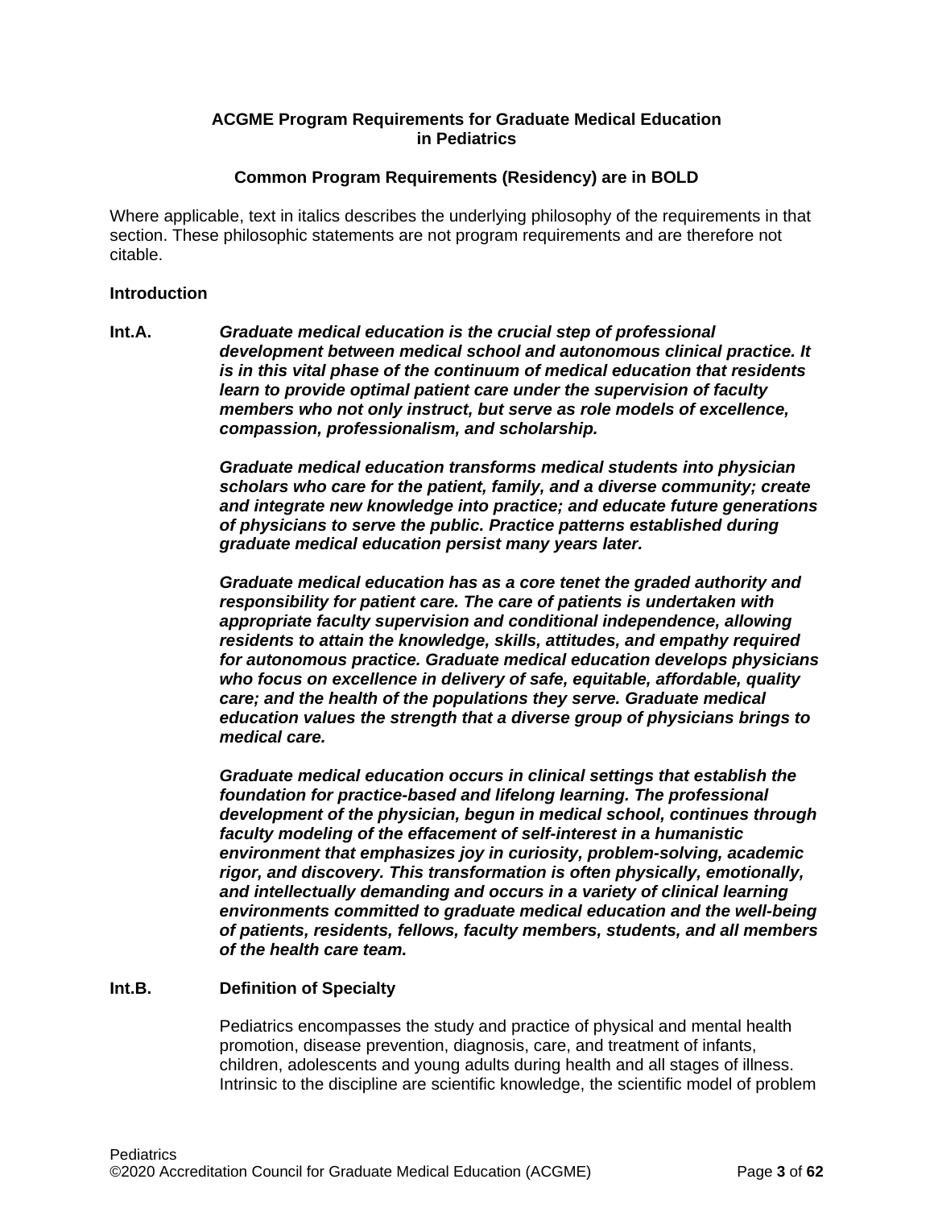**ACGME Program Requirements for Graduate Medical Education in Pediatrics**

**Common Program Requirements (Residency) are in BOLD**

Where applicable, text in italics describes the underlying philosophy of the requirements in that section. These philosophic statements are not program requirements and are therefore not citable.

**Introduction**

**Int.A.** ***Graduate medical education is the crucial step of professional development between medical school and autonomous clinical practice. It is in this vital phase of the continuum of medical education that residents learn to provide optimal patient care under the supervision of faculty members who not only instruct, but serve as role models of excellence, compassion, professionalism, and scholarship.***

***Graduate medical education transforms medical students into physician scholars who care for the patient, family, and a diverse community; create and integrate new knowledge into practice; and educate future generations of physicians to serve the public. Practice patterns established during graduate medical education persist many years later.***

***Graduate medical education has as a core tenet the graded authority and responsibility for patient care. The care of patients is undertaken with appropriate faculty supervision and conditional independence, allowing residents to attain the knowledge, skills, attitudes, and empathy required for autonomous practice. Graduate medical education develops physicians who focus on excellence in delivery of safe, equitable, affordable, quality care; and the health of the populations they serve. Graduate medical education values the strength that a diverse group of physicians brings to medical care.***

***Graduate medical education occurs in clinical settings that establish the foundation for practice-based and lifelong learning. The professional development of the physician, begun in medical school, continues through faculty modeling of the effacement of self-interest in a humanistic environment that emphasizes joy in curiosity, problem-solving, academic rigor, and discovery. This transformation is often physically, emotionally, and intellectually demanding and occurs in a variety of clinical learning environments committed to graduate medical education and the well-being of patients, residents, fellows, faculty members, students, and all members of the health care team.***

**Int.B.** **Definition of Specialty**

Pediatrics encompasses the study and practice of physical and mental health promotion, disease prevention, diagnosis, care, and treatment of infants, children, adolescents and young adults during health and all stages of illness. Intrinsic to the discipline are scientific knowledge, the scientific model of problem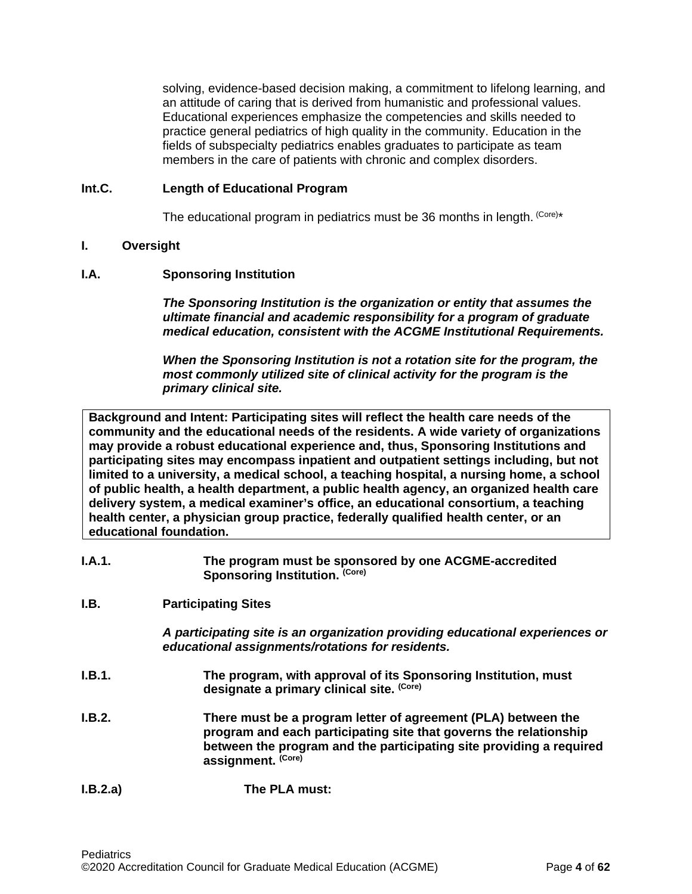solving, evidence-based decision making, a commitment to lifelong learning, and an attitude of caring that is derived from humanistic and professional values. Educational experiences emphasize the competencies and skills needed to practice general pediatrics of high quality in the community. Education in the fields of subspecialty pediatrics enables graduates to participate as team members in the care of patients with chronic and complex disorders.

**Int.C. Length of Educational Program**

The educational program in pediatrics must be 36 months in length. (Core)*

**I. Oversight**

**I.A. Sponsoring Institution**

***The Sponsoring Institution is the organization or entity that assumes the ultimate financial and academic responsibility for a program of graduate medical education, consistent with the ACGME Institutional Requirements.***

***When the Sponsoring Institution is not a rotation site for the program, the most commonly utilized site of clinical activity for the program is the primary clinical site.***

| **Background and Intent: Participating sites will reflect the health care needs of the community and the educational needs of the residents. A wide variety of organizations may provide a robust educational experience and, thus, Sponsoring Institutions and participating sites may encompass inpatient and outpatient settings including, but not limited to a university, a medical school, a teaching hospital, a nursing home, a school of public health, a health department, a public health agency, an organized health care delivery system, a medical examiner's office, an educational consortium, a teaching health center, a physician group practice, federally qualified health center, or an educational foundation.** |
|---|

**I.A.1. The program must be sponsored by one ACGME-accredited Sponsoring Institution. (Core)**

**I.B. Participating Sites**

***A participating site is an organization providing educational experiences or educational assignments/rotations for residents.***

**I.B.1. The program, with approval of its Sponsoring Institution, must designate a primary clinical site. (Core)**

**I.B.2. There must be a program letter of agreement (PLA) between the program and each participating site that governs the relationship between the program and the participating site providing a required assignment. (Core)**

**I.B.2.a) The PLA must:**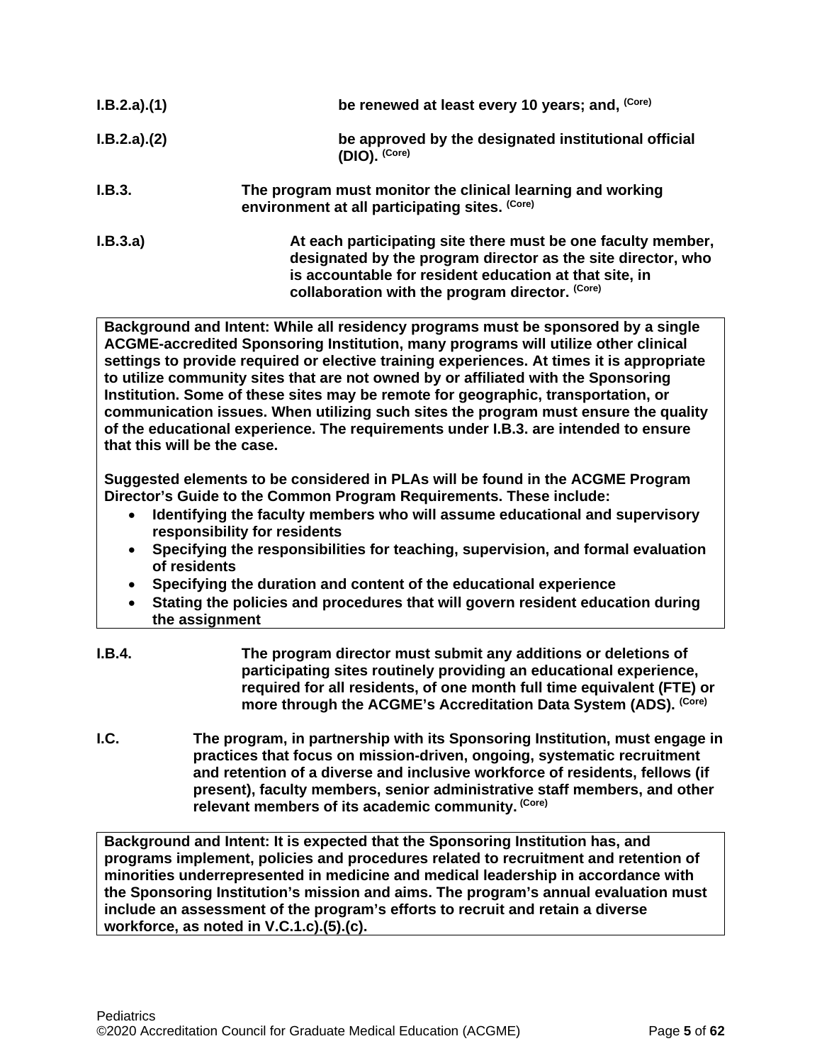**I.B.2.a).(1)** **be renewed at least every 10 years; and,** **(Core)**

**I.B.2.a).(2)** **be approved by the designated institutional official (DIO).** **(Core)**

**I.B.3.** **The program must monitor the clinical learning and working environment at all participating sites.** **(Core)**

**I.B.3.a)** **At each participating site there must be one faculty member, designated by the program director as the site director, who is accountable for resident education at that site, in collaboration with the program director.** **(Core)**

> **Background and Intent: While all residency programs must be sponsored by a single ACGME-accredited Sponsoring Institution, many programs will utilize other clinical settings to provide required or elective training experiences. At times it is appropriate to utilize community sites that are not owned by or affiliated with the Sponsoring Institution. Some of these sites may be remote for geographic, transportation, or communication issues. When utilizing such sites the program must ensure the quality of the educational experience. The requirements under I.B.3. are intended to ensure that this will be the case.**
>
> **Suggested elements to be considered in PLAs will be found in the ACGME Program Director's Guide to the Common Program Requirements. These include:**
>
> - **Identifying the faculty members who will assume educational and supervisory responsibility for residents**
> - **Specifying the responsibilities for teaching, supervision, and formal evaluation of residents**
> - **Specifying the duration and content of the educational experience**
> - **Stating the policies and procedures that will govern resident education during the assignment**

**I.B.4.** **The program director must submit any additions or deletions of participating sites routinely providing an educational experience, required for all residents, of one month full time equivalent (FTE) or more through the ACGME's Accreditation Data System (ADS).** **(Core)**

**I.C.** **The program, in partnership with its Sponsoring Institution, must engage in practices that focus on mission-driven, ongoing, systematic recruitment and retention of a diverse and inclusive workforce of residents, fellows (if present), faculty members, senior administrative staff members, and other relevant members of its academic community.** **(Core)**

> **Background and Intent: It is expected that the Sponsoring Institution has, and programs implement, policies and procedures related to recruitment and retention of minorities underrepresented in medicine and medical leadership in accordance with the Sponsoring Institution's mission and aims. The program's annual evaluation must include an assessment of the program's efforts to recruit and retain a diverse workforce, as noted in V.C.1.c).(5).(c).**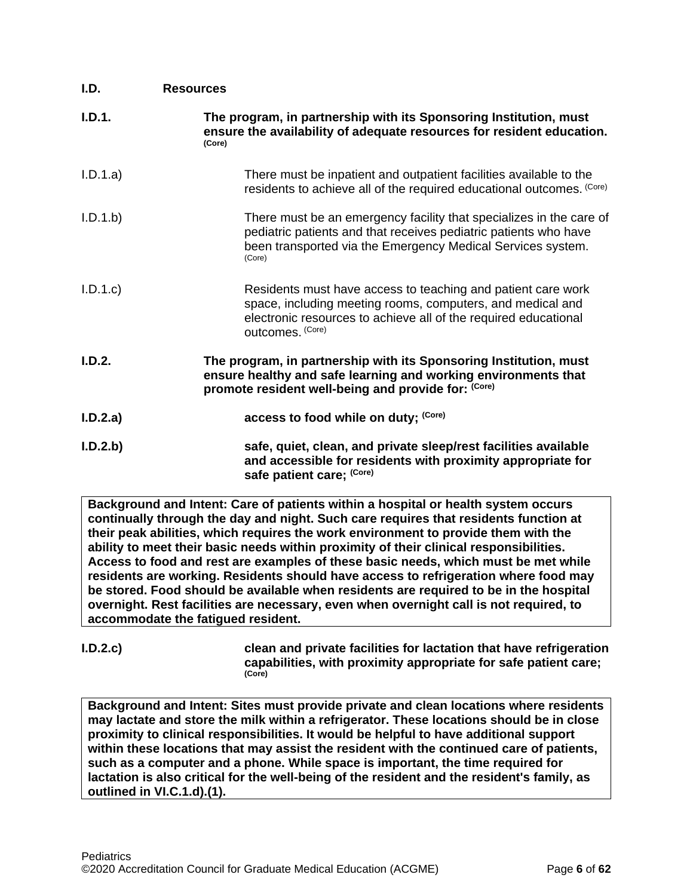**I.D. Resources**

**I.D.1. The program, in partnership with its Sponsoring Institution, must ensure the availability of adequate resources for resident education.** **(Core)**

I.D.1.a) There must be inpatient and outpatient facilities available to the residents to achieve all of the required educational outcomes. (Core)

I.D.1.b) There must be an emergency facility that specializes in the care of pediatric patients and that receives pediatric patients who have been transported via the Emergency Medical Services system. (Core)

I.D.1.c) Residents must have access to teaching and patient care work space, including meeting rooms, computers, and medical and electronic resources to achieve all of the required educational outcomes. (Core)

**I.D.2. The program, in partnership with its Sponsoring Institution, must ensure healthy and safe learning and working environments that promote resident well-being and provide for:** **(Core)**

**I.D.2.a) access to food while on duty;** **(Core)**

**I.D.2.b) safe, quiet, clean, and private sleep/rest facilities available and accessible for residents with proximity appropriate for safe patient care;** **(Core)**

**Background and Intent: Care of patients within a hospital or health system occurs continually through the day and night. Such care requires that residents function at their peak abilities, which requires the work environment to provide them with the ability to meet their basic needs within proximity of their clinical responsibilities. Access to food and rest are examples of these basic needs, which must be met while residents are working. Residents should have access to refrigeration where food may be stored. Food should be available when residents are required to be in the hospital overnight. Rest facilities are necessary, even when overnight call is not required, to accommodate the fatigued resident.**

**I.D.2.c) clean and private facilities for lactation that have refrigeration capabilities, with proximity appropriate for safe patient care;** **(Core)**

**Background and Intent: Sites must provide private and clean locations where residents may lactate and store the milk within a refrigerator. These locations should be in close proximity to clinical responsibilities. It would be helpful to have additional support within these locations that may assist the resident with the continued care of patients, such as a computer and a phone. While space is important, the time required for lactation is also critical for the well-being of the resident and the resident's family, as outlined in VI.C.1.d).(1).**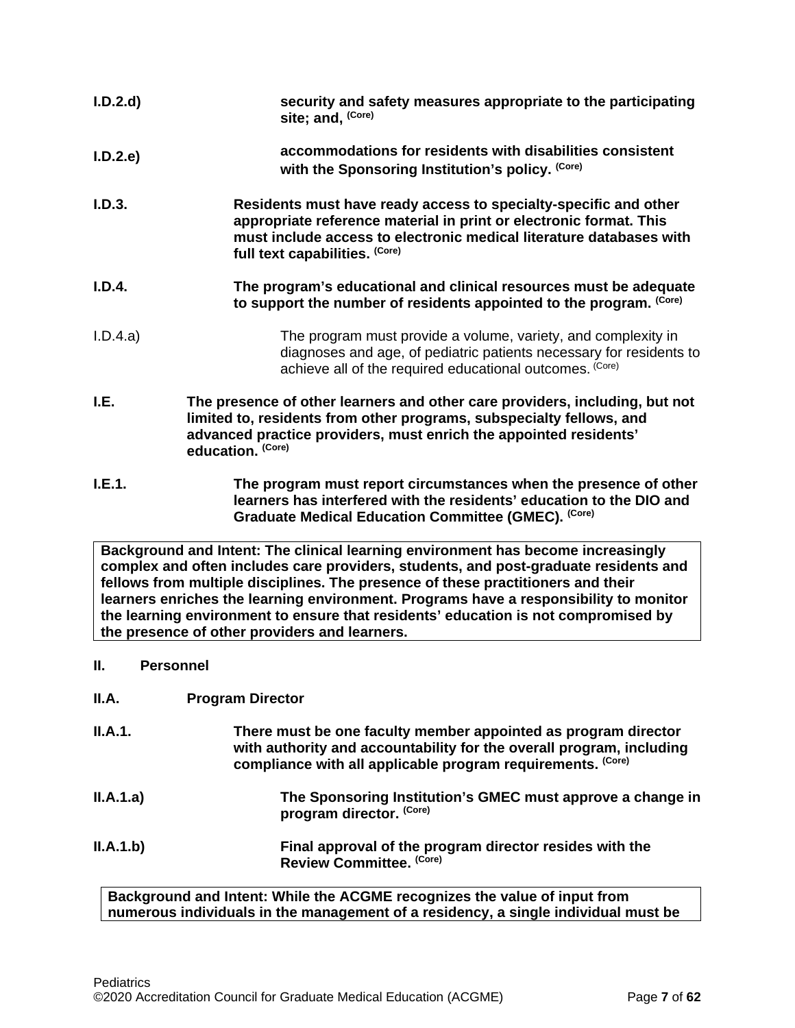**I.D.2.d)** **security and safety measures appropriate to the participating site; and,** **(Core)**

**I.D.2.e)** **accommodations for residents with disabilities consistent with the Sponsoring Institution's policy.** **(Core)**

**I.D.3.** **Residents must have ready access to specialty-specific and other appropriate reference material in print or electronic format. This must include access to electronic medical literature databases with full text capabilities.** **(Core)**

**I.D.4.** **The program's educational and clinical resources must be adequate to support the number of residents appointed to the program.** **(Core)**

I.D.4.a) The program must provide a volume, variety, and complexity in diagnoses and age, of pediatric patients necessary for residents to achieve all of the required educational outcomes. (Core)

**I.E.** **The presence of other learners and other care providers, including, but not limited to, residents from other programs, subspecialty fellows, and advanced practice providers, must enrich the appointed residents' education.** **(Core)**

**I.E.1.** **The program must report circumstances when the presence of other learners has interfered with the residents' education to the DIO and Graduate Medical Education Committee (GMEC).** **(Core)**

| **Background and Intent: The clinical learning environment has become increasingly complex and often includes care providers, students, and post-graduate residents and fellows from multiple disciplines. The presence of these practitioners and their learners enriches the learning environment. Programs have a responsibility to monitor the learning environment to ensure that residents' education is not compromised by the presence of other providers and learners.** |
|---|

## II. Personnel

### II.A. Program Director

**II.A.1.** **There must be one faculty member appointed as program director with authority and accountability for the overall program, including compliance with all applicable program requirements.** **(Core)**

**II.A.1.a)** **The Sponsoring Institution's GMEC must approve a change in program director.** **(Core)**

**II.A.1.b)** **Final approval of the program director resides with the Review Committee.** **(Core)**

| **Background and Intent: While the ACGME recognizes the value of input from numerous individuals in the management of a residency, a single individual must be** |
|---|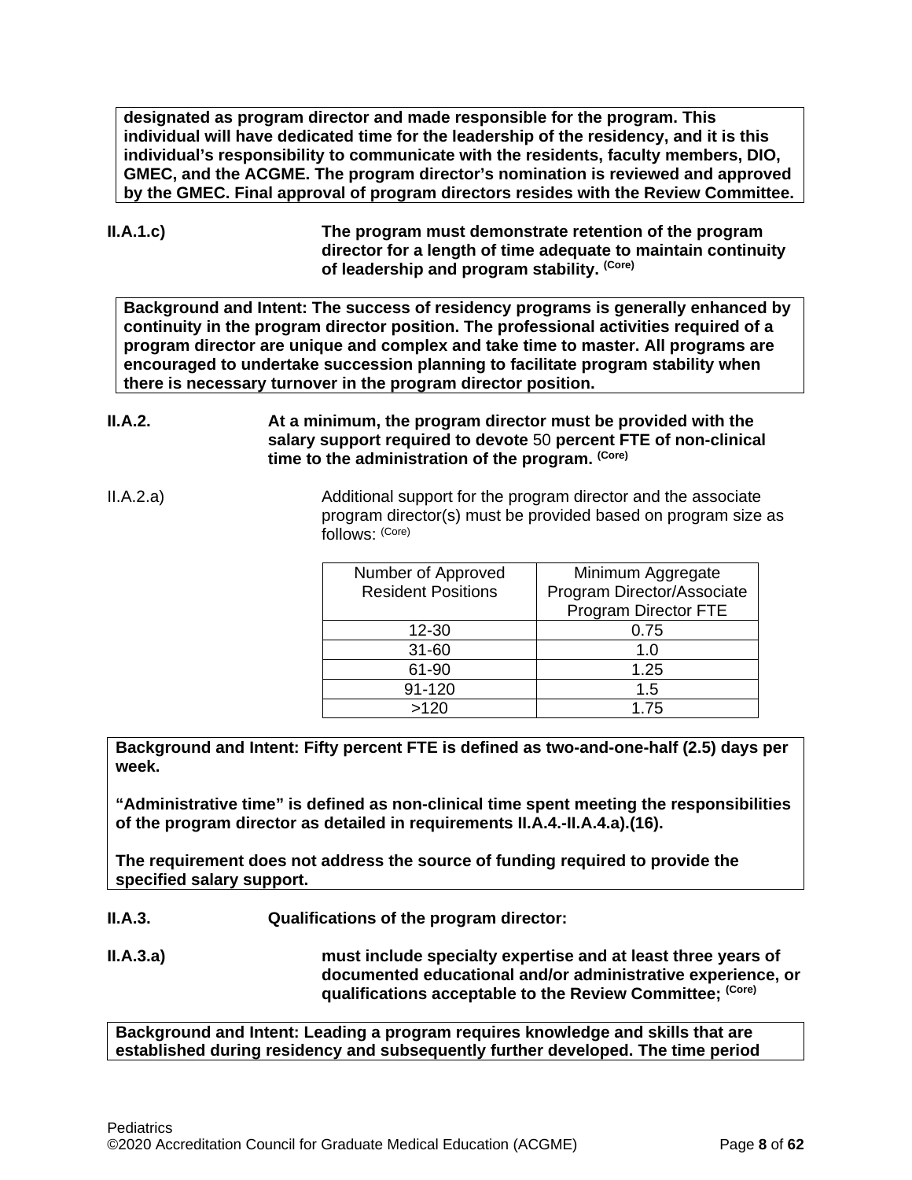**designated as program director and made responsible for the program. This individual will have dedicated time for the leadership of the residency, and it is this individual's responsibility to communicate with the residents, faculty members, DIO, GMEC, and the ACGME. The program director's nomination is reviewed and approved by the GMEC. Final approval of program directors resides with the Review Committee.**

**II.A.1.c)** **The program must demonstrate retention of the program director for a length of time adequate to maintain continuity of leadership and program stability.** **(Core)**

**Background and Intent: The success of residency programs is generally enhanced by continuity in the program director position. The professional activities required of a program director are unique and complex and take time to master. All programs are encouraged to undertake succession planning to facilitate program stability when there is necessary turnover in the program director position.**

**II.A.2.** **At a minimum, the program director must be provided with the salary support required to devote** 50 **percent FTE of non-clinical time to the administration of the program.** **(Core)**

II.A.2.a) Additional support for the program director and the associate program director(s) must be provided based on program size as follows: (Core)

| Number of Approved Resident Positions | Minimum Aggregate Program Director/Associate Program Director FTE |
|---|---|
| 12-30 | 0.75 |
| 31-60 | 1.0 |
| 61-90 | 1.25 |
| 91-120 | 1.5 |
| >120 | 1.75 |

**Background and Intent: Fifty percent FTE is defined as two-and-one-half (2.5) days per week.**

**"Administrative time" is defined as non-clinical time spent meeting the responsibilities of the program director as detailed in requirements II.A.4.-II.A.4.a).(16).**

**The requirement does not address the source of funding required to provide the specified salary support.**

**II.A.3.** **Qualifications of the program director:**

**II.A.3.a)** **must include specialty expertise and at least three years of documented educational and/or administrative experience, or qualifications acceptable to the Review Committee;** **(Core)**

**Background and Intent: Leading a program requires knowledge and skills that are established during residency and subsequently further developed. The time period**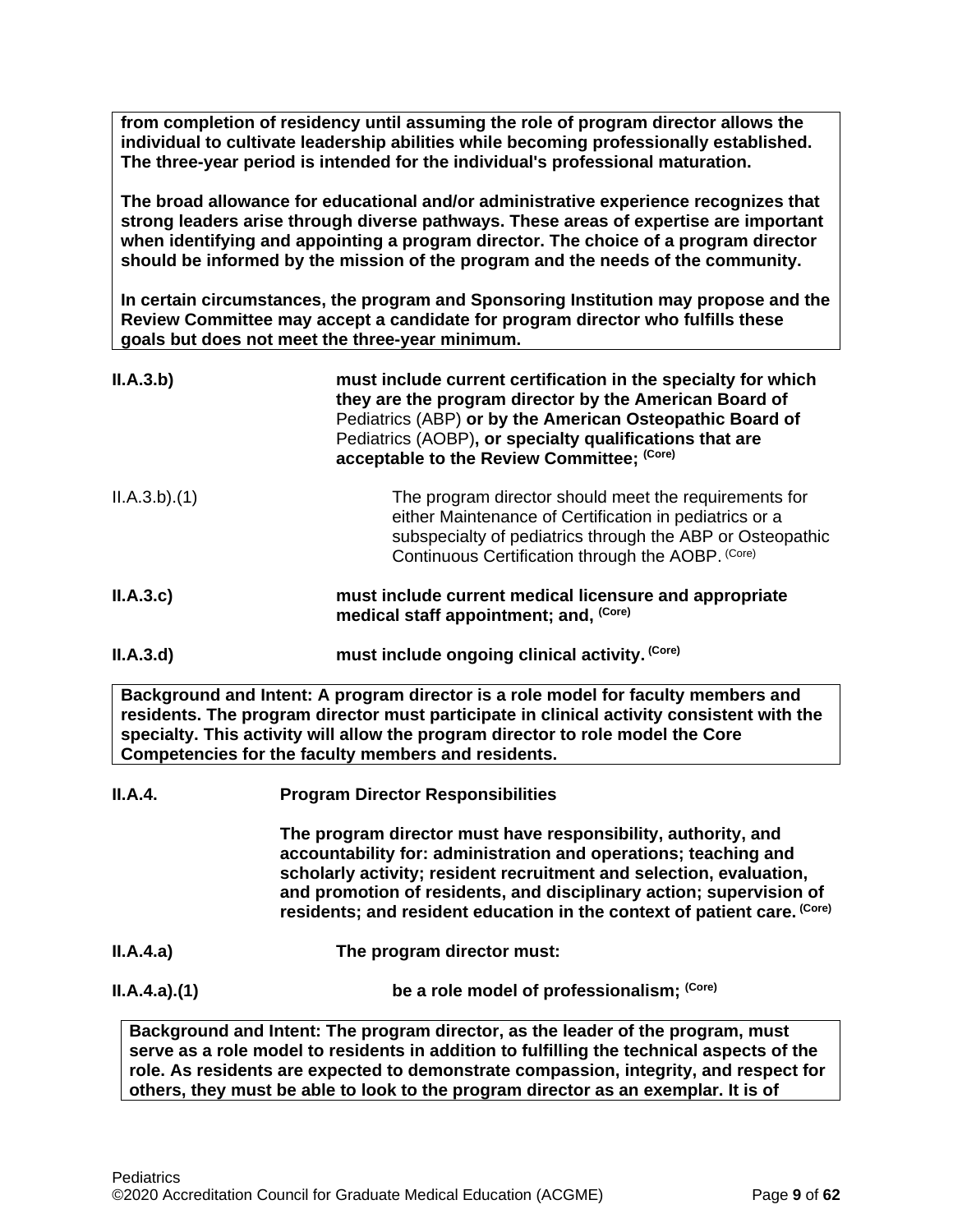**from completion of residency until assuming the role of program director allows the individual to cultivate leadership abilities while becoming professionally established. The three-year period is intended for the individual's professional maturation.**

**The broad allowance for educational and/or administrative experience recognizes that strong leaders arise through diverse pathways. These areas of expertise are important when identifying and appointing a program director. The choice of a program director should be informed by the mission of the program and the needs of the community.**

**In certain circumstances, the program and Sponsoring Institution may propose and the Review Committee may accept a candidate for program director who fulfills these goals but does not meet the three-year minimum.**

**II.A.3.b)** **must include current certification in the specialty for which they are the program director by the American Board of** Pediatrics (ABP) **or by the American Osteopathic Board of** Pediatrics (AOBP)**, or specialty qualifications that are acceptable to the Review Committee;** **(Core)**

II.A.3.b).(1) The program director should meet the requirements for either Maintenance of Certification in pediatrics or a subspecialty of pediatrics through the ABP or Osteopathic Continuous Certification through the AOBP. (Core)

**II.A.3.c)** **must include current medical licensure and appropriate medical staff appointment; and,** **(Core)**

**II.A.3.d)** **must include ongoing clinical activity.** **(Core)**

**Background and Intent: A program director is a role model for faculty members and residents. The program director must participate in clinical activity consistent with the specialty. This activity will allow the program director to role model the Core Competencies for the faculty members and residents.**

**II.A.4.** **Program Director Responsibilities**

**The program director must have responsibility, authority, and accountability for: administration and operations; teaching and scholarly activity; resident recruitment and selection, evaluation, and promotion of residents, and disciplinary action; supervision of residents; and resident education in the context of patient care.** **(Core)**

**II.A.4.a)** **The program director must:**

**II.A.4.a).(1)** **be a role model of professionalism;** **(Core)**

**Background and Intent: The program director, as the leader of the program, must serve as a role model to residents in addition to fulfilling the technical aspects of the role. As residents are expected to demonstrate compassion, integrity, and respect for others, they must be able to look to the program director as an exemplar. It is of**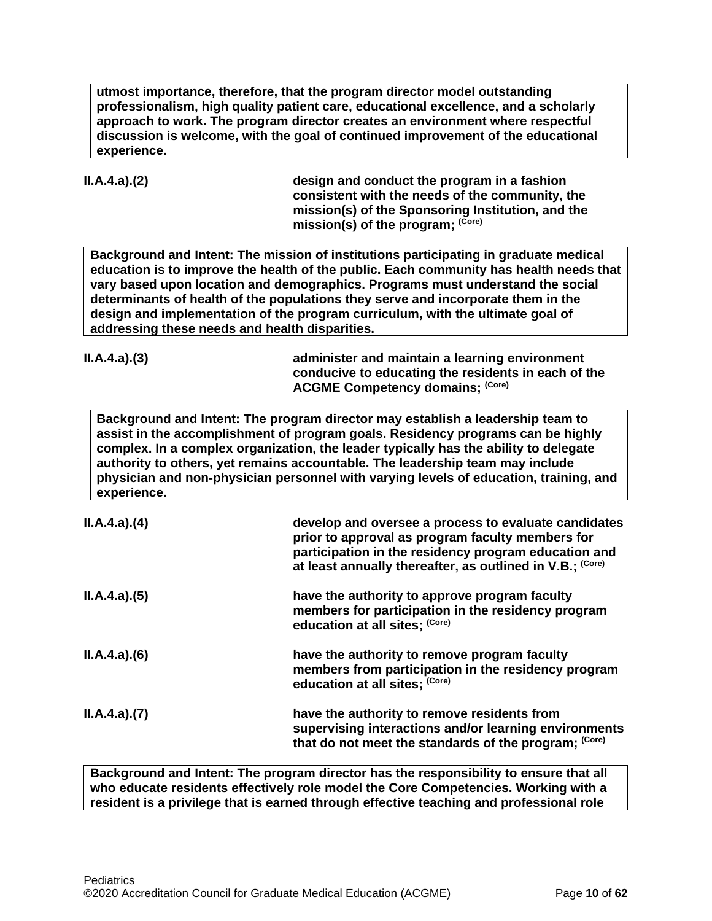**utmost importance, therefore, that the program director model outstanding professionalism, high quality patient care, educational excellence, and a scholarly approach to work. The program director creates an environment where respectful discussion is welcome, with the goal of continued improvement of the educational experience.**

| | |
|---|---|
| **II.A.4.a).(2)** | **design and conduct the program in a fashion consistent with the needs of the community, the mission(s) of the Sponsoring Institution, and the mission(s) of the program;** **(Core)** |

**Background and Intent: The mission of institutions participating in graduate medical education is to improve the health of the public. Each community has health needs that vary based upon location and demographics. Programs must understand the social determinants of health of the populations they serve and incorporate them in the design and implementation of the program curriculum, with the ultimate goal of addressing these needs and health disparities.**

| | |
|---|---|
| **II.A.4.a).(3)** | **administer and maintain a learning environment conducive to educating the residents in each of the ACGME Competency domains;** **(Core)** |

**Background and Intent: The program director may establish a leadership team to assist in the accomplishment of program goals. Residency programs can be highly complex. In a complex organization, the leader typically has the ability to delegate authority to others, yet remains accountable. The leadership team may include physician and non-physician personnel with varying levels of education, training, and experience.**

| | |
|---|---|
| **II.A.4.a).(4)** | **develop and oversee a process to evaluate candidates prior to approval as program faculty members for participation in the residency program education and at least annually thereafter, as outlined in V.B.;** **(Core)** |
| **II.A.4.a).(5)** | **have the authority to approve program faculty members for participation in the residency program education at all sites;** **(Core)** |
| **II.A.4.a).(6)** | **have the authority to remove program faculty members from participation in the residency program education at all sites;** **(Core)** |
| **II.A.4.a).(7)** | **have the authority to remove residents from supervising interactions and/or learning environments that do not meet the standards of the program;** **(Core)** |

**Background and Intent: The program director has the responsibility to ensure that all who educate residents effectively role model the Core Competencies. Working with a resident is a privilege that is earned through effective teaching and professional role**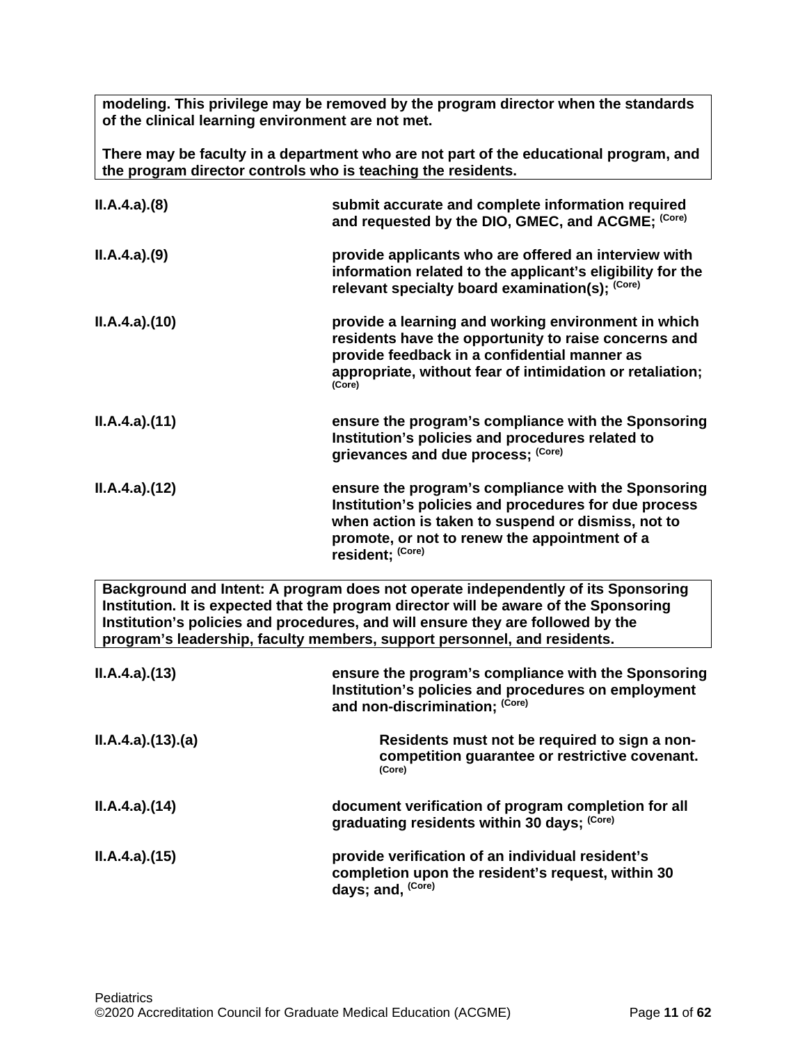**modeling. This privilege may be removed by the program director when the standards of the clinical learning environment are not met.**

**There may be faculty in a department who are not part of the educational program, and the program director controls who is teaching the residents.**

| | |
|---|---|
| **II.A.4.a).(8)** | **submit accurate and complete information required and requested by the DIO, GMEC, and ACGME; (Core)** |
| **II.A.4.a).(9)** | **provide applicants who are offered an interview with information related to the applicant's eligibility for the relevant specialty board examination(s); (Core)** |
| **II.A.4.a).(10)** | **provide a learning and working environment in which residents have the opportunity to raise concerns and provide feedback in a confidential manner as appropriate, without fear of intimidation or retaliation; (Core)** |
| **II.A.4.a).(11)** | **ensure the program's compliance with the Sponsoring Institution's policies and procedures related to grievances and due process; (Core)** |
| **II.A.4.a).(12)** | **ensure the program's compliance with the Sponsoring Institution's policies and procedures for due process when action is taken to suspend or dismiss, not to promote, or not to renew the appointment of a resident; (Core)** |

**Background and Intent: A program does not operate independently of its Sponsoring Institution. It is expected that the program director will be aware of the Sponsoring Institution's policies and procedures, and will ensure they are followed by the program's leadership, faculty members, support personnel, and residents.**

| | |
|---|---|
| **II.A.4.a).(13)** | **ensure the program's compliance with the Sponsoring Institution's policies and procedures on employment and non-discrimination; (Core)** |
| **II.A.4.a).(13).(a)** | **Residents must not be required to sign a non-competition guarantee or restrictive covenant. (Core)** |
| **II.A.4.a).(14)** | **document verification of program completion for all graduating residents within 30 days; (Core)** |
| **II.A.4.a).(15)** | **provide verification of an individual resident's completion upon the resident's request, within 30 days; and, (Core)** |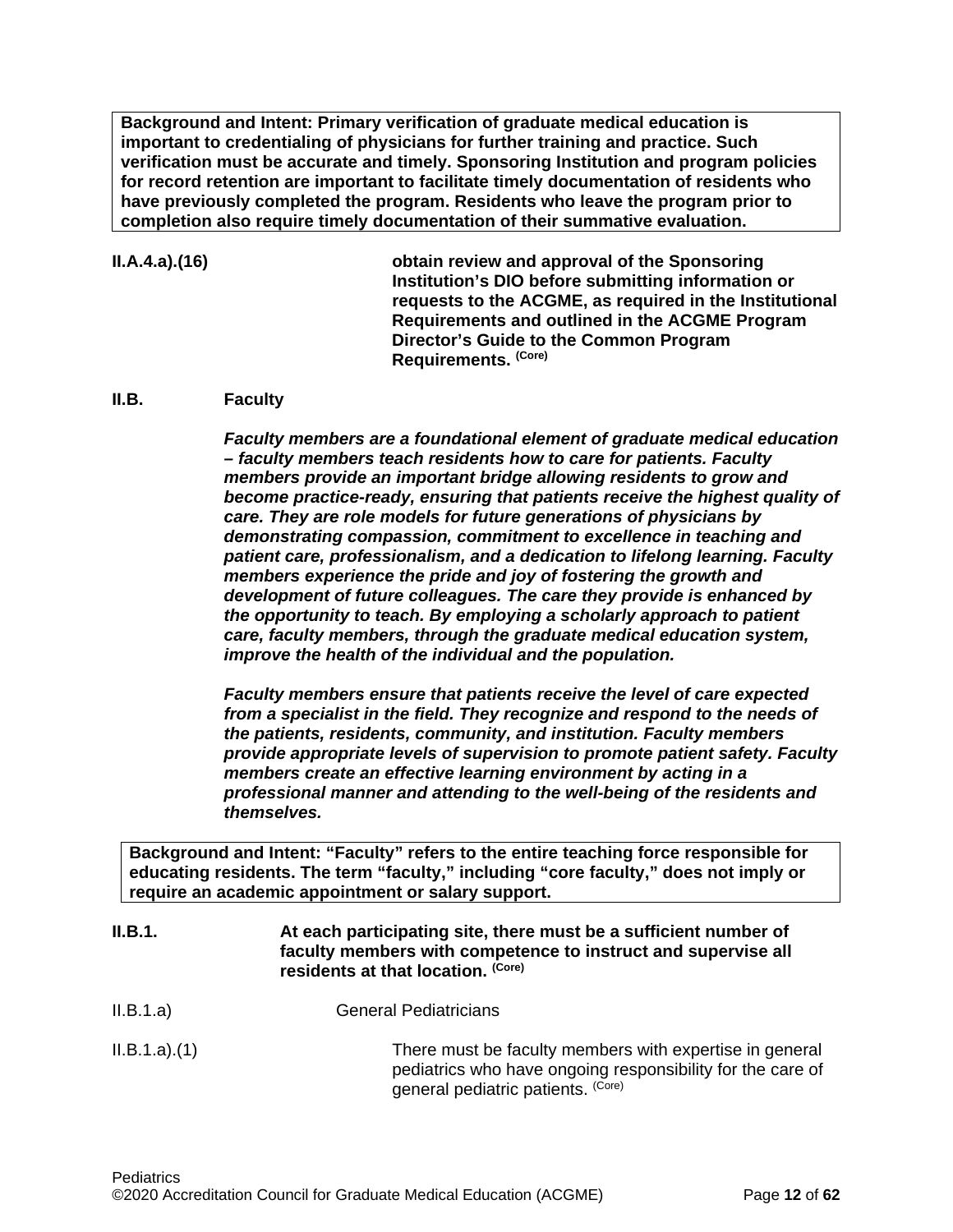**Background and Intent: Primary verification of graduate medical education is important to credentialing of physicians for further training and practice. Such verification must be accurate and timely. Sponsoring Institution and program policies for record retention are important to facilitate timely documentation of residents who have previously completed the program. Residents who leave the program prior to completion also require timely documentation of their summative evaluation.**

**II.A.4.a).(16)** **obtain review and approval of the Sponsoring Institution's DIO before submitting information or requests to the ACGME, as required in the Institutional Requirements and outlined in the ACGME Program Director's Guide to the Common Program Requirements.** **(Core)**

## II.B. Faculty

***Faculty members are a foundational element of graduate medical education – faculty members teach residents how to care for patients. Faculty members provide an important bridge allowing residents to grow and become practice-ready, ensuring that patients receive the highest quality of care. They are role models for future generations of physicians by demonstrating compassion, commitment to excellence in teaching and patient care, professionalism, and a dedication to lifelong learning. Faculty members experience the pride and joy of fostering the growth and development of future colleagues. The care they provide is enhanced by the opportunity to teach. By employing a scholarly approach to patient care, faculty members, through the graduate medical education system, improve the health of the individual and the population.***

***Faculty members ensure that patients receive the level of care expected from a specialist in the field. They recognize and respond to the needs of the patients, residents, community, and institution. Faculty members provide appropriate levels of supervision to promote patient safety. Faculty members create an effective learning environment by acting in a professional manner and attending to the well-being of the residents and themselves.***

**Background and Intent: "Faculty" refers to the entire teaching force responsible for educating residents. The term "faculty," including "core faculty," does not imply or require an academic appointment or salary support.**

**II.B.1.** **At each participating site, there must be a sufficient number of faculty members with competence to instruct and supervise all residents at that location.** **(Core)**

II.B.1.a) General Pediatricians

II.B.1.a).(1) There must be faculty members with expertise in general pediatrics who have ongoing responsibility for the care of general pediatric patients. (Core)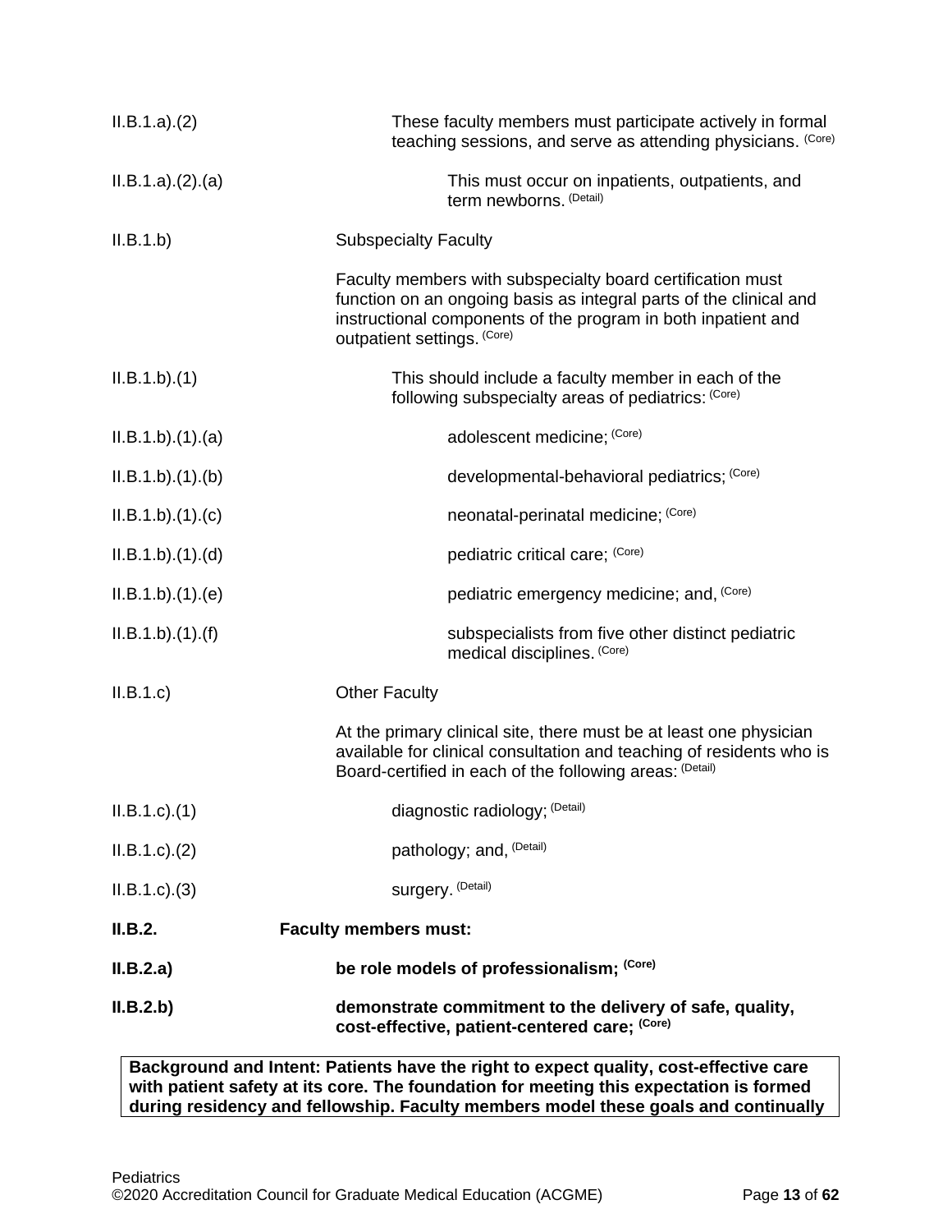II.B.1.a).(2) These faculty members must participate actively in formal teaching sessions, and serve as attending physicians. (Core)

II.B.1.a).(2).(a) This must occur on inpatients, outpatients, and term newborns. (Detail)

II.B.1.b) Subspecialty Faculty

Faculty members with subspecialty board certification must function on an ongoing basis as integral parts of the clinical and instructional components of the program in both inpatient and outpatient settings. (Core)

II.B.1.b).(1) This should include a faculty member in each of the following subspecialty areas of pediatrics: (Core)

II.B.1.b).(1).(a) adolescent medicine; (Core)

II.B.1.b).(1).(b) developmental-behavioral pediatrics; (Core)

II.B.1.b).(1).(c) neonatal-perinatal medicine; (Core)

II.B.1.b).(1).(d) pediatric critical care; (Core)

II.B.1.b).(1).(e) pediatric emergency medicine; and, (Core)

II.B.1.b).(1).(f) subspecialists from five other distinct pediatric medical disciplines. (Core)

II.B.1.c) Other Faculty

At the primary clinical site, there must be at least one physician available for clinical consultation and teaching of residents who is Board-certified in each of the following areas: (Detail)

II.B.1.c).(1) diagnostic radiology; (Detail)

II.B.1.c).(2) pathology; and, (Detail)

II.B.1.c).(3) surgery. (Detail)

**II.B.2. Faculty members must:**

**II.B.2.a) be role models of professionalism; (Core)**

**II.B.2.b) demonstrate commitment to the delivery of safe, quality, cost-effective, patient-centered care; (Core)**

**Background and Intent: Patients have the right to expect quality, cost-effective care with patient safety at its core. The foundation for meeting this expectation is formed during residency and fellowship. Faculty members model these goals and continually**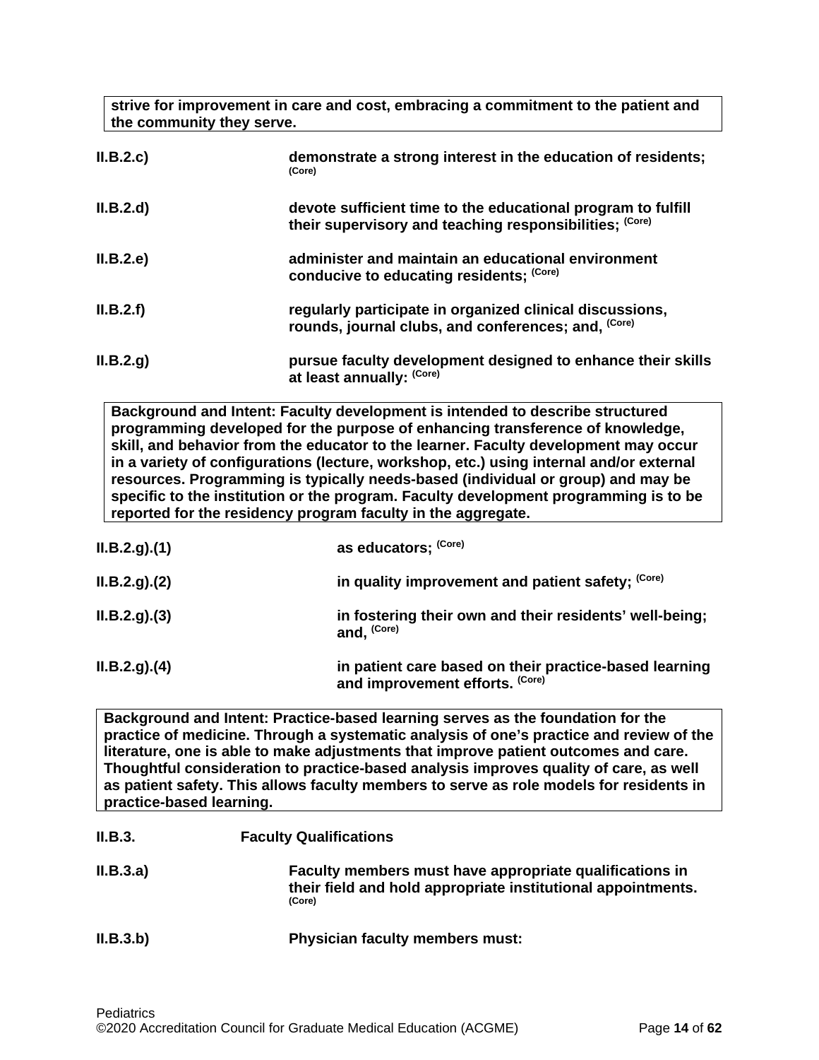**strive for improvement in care and cost, embracing a commitment to the patient and the community they serve.**

**II.B.2.c)** **demonstrate a strong interest in the education of residents;** (Core)

**II.B.2.d)** **devote sufficient time to the educational program to fulfill their supervisory and teaching responsibilities;** (Core)

**II.B.2.e)** **administer and maintain an educational environment conducive to educating residents;** (Core)

**II.B.2.f)** **regularly participate in organized clinical discussions, rounds, journal clubs, and conferences; and,** (Core)

**II.B.2.g)** **pursue faculty development designed to enhance their skills at least annually:** (Core)

**Background and Intent: Faculty development is intended to describe structured programming developed for the purpose of enhancing transference of knowledge, skill, and behavior from the educator to the learner. Faculty development may occur in a variety of configurations (lecture, workshop, etc.) using internal and/or external resources. Programming is typically needs-based (individual or group) and may be specific to the institution or the program. Faculty development programming is to be reported for the residency program faculty in the aggregate.**

**II.B.2.g).(1)** **as educators;** (Core)

**II.B.2.g).(2)** **in quality improvement and patient safety;** (Core)

**II.B.2.g).(3)** **in fostering their own and their residents' well-being; and,** (Core)

**II.B.2.g).(4)** **in patient care based on their practice-based learning and improvement efforts.** (Core)

**Background and Intent: Practice-based learning serves as the foundation for the practice of medicine. Through a systematic analysis of one's practice and review of the literature, one is able to make adjustments that improve patient outcomes and care. Thoughtful consideration to practice-based analysis improves quality of care, as well as patient safety. This allows faculty members to serve as role models for residents in practice-based learning.**

**II.B.3.** **Faculty Qualifications**

**II.B.3.a)** **Faculty members must have appropriate qualifications in their field and hold appropriate institutional appointments.** (Core)

**II.B.3.b)** **Physician faculty members must:**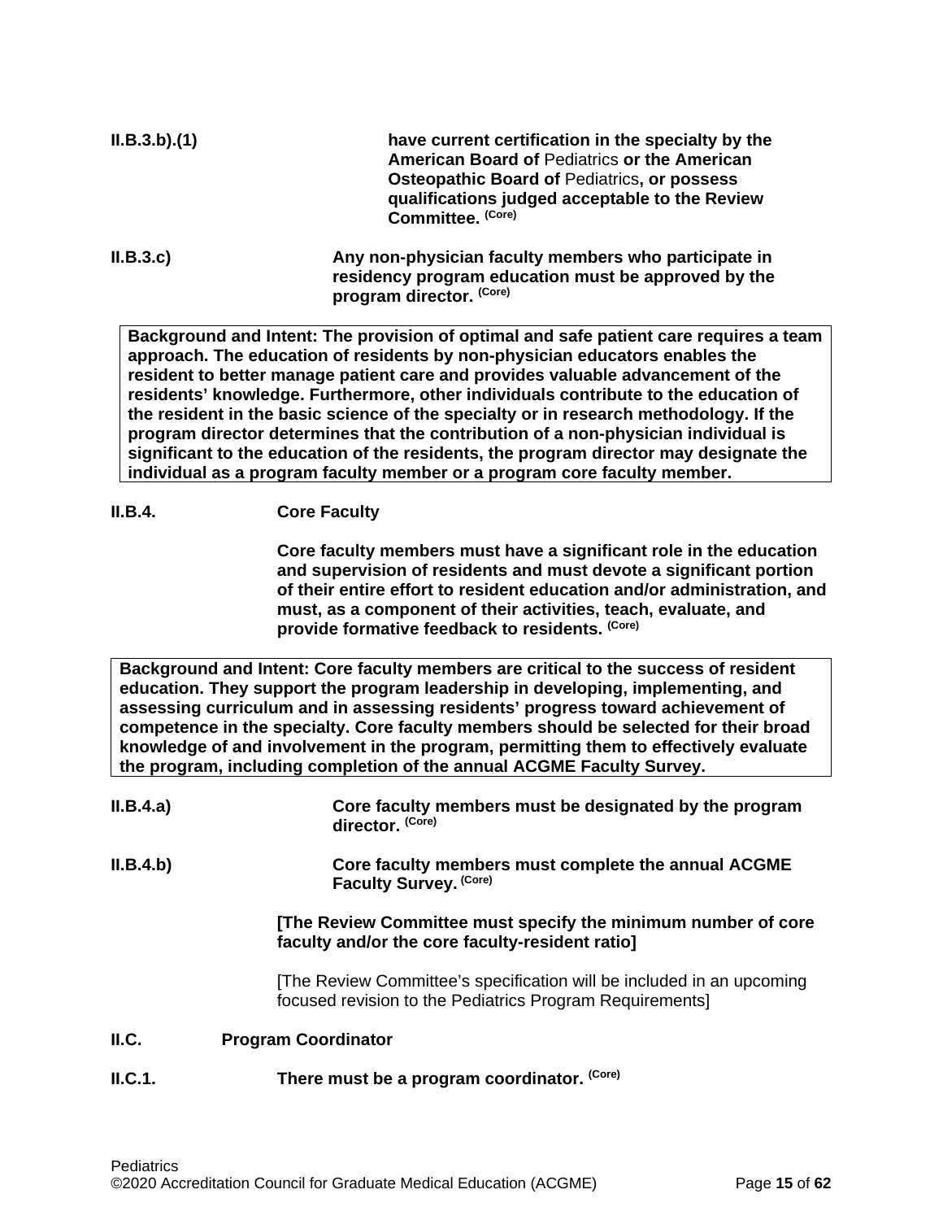**II.B.3.b).(1)** **have current certification in the specialty by the American Board of** Pediatrics **or the American Osteopathic Board of** Pediatrics**, or possess qualifications judged acceptable to the Review Committee.** **(Core)**

**II.B.3.c)** **Any non-physician faculty members who participate in residency program education must be approved by the program director.** **(Core)**

> **Background and Intent: The provision of optimal and safe patient care requires a team approach. The education of residents by non-physician educators enables the resident to better manage patient care and provides valuable advancement of the residents' knowledge. Furthermore, other individuals contribute to the education of the resident in the basic science of the specialty or in research methodology. If the program director determines that the contribution of a non-physician individual is significant to the education of the residents, the program director may designate the individual as a program faculty member or a program core faculty member.**

**II.B.4.** **Core Faculty**

**Core faculty members must have a significant role in the education and supervision of residents and must devote a significant portion of their entire effort to resident education and/or administration, and must, as a component of their activities, teach, evaluate, and provide formative feedback to residents.** **(Core)**

> **Background and Intent: Core faculty members are critical to the success of resident education. They support the program leadership in developing, implementing, and assessing curriculum and in assessing residents' progress toward achievement of competence in the specialty. Core faculty members should be selected for their broad knowledge of and involvement in the program, permitting them to effectively evaluate the program, including completion of the annual ACGME Faculty Survey.**

**II.B.4.a)** **Core faculty members must be designated by the program director.** **(Core)**

**II.B.4.b)** **Core faculty members must complete the annual ACGME Faculty Survey.** **(Core)**

**[The Review Committee must specify the minimum number of core faculty and/or the core faculty-resident ratio]**

[The Review Committee's specification will be included in an upcoming focused revision to the Pediatrics Program Requirements]

**II.C.** **Program Coordinator**

**II.C.1.** **There must be a program coordinator.** **(Core)**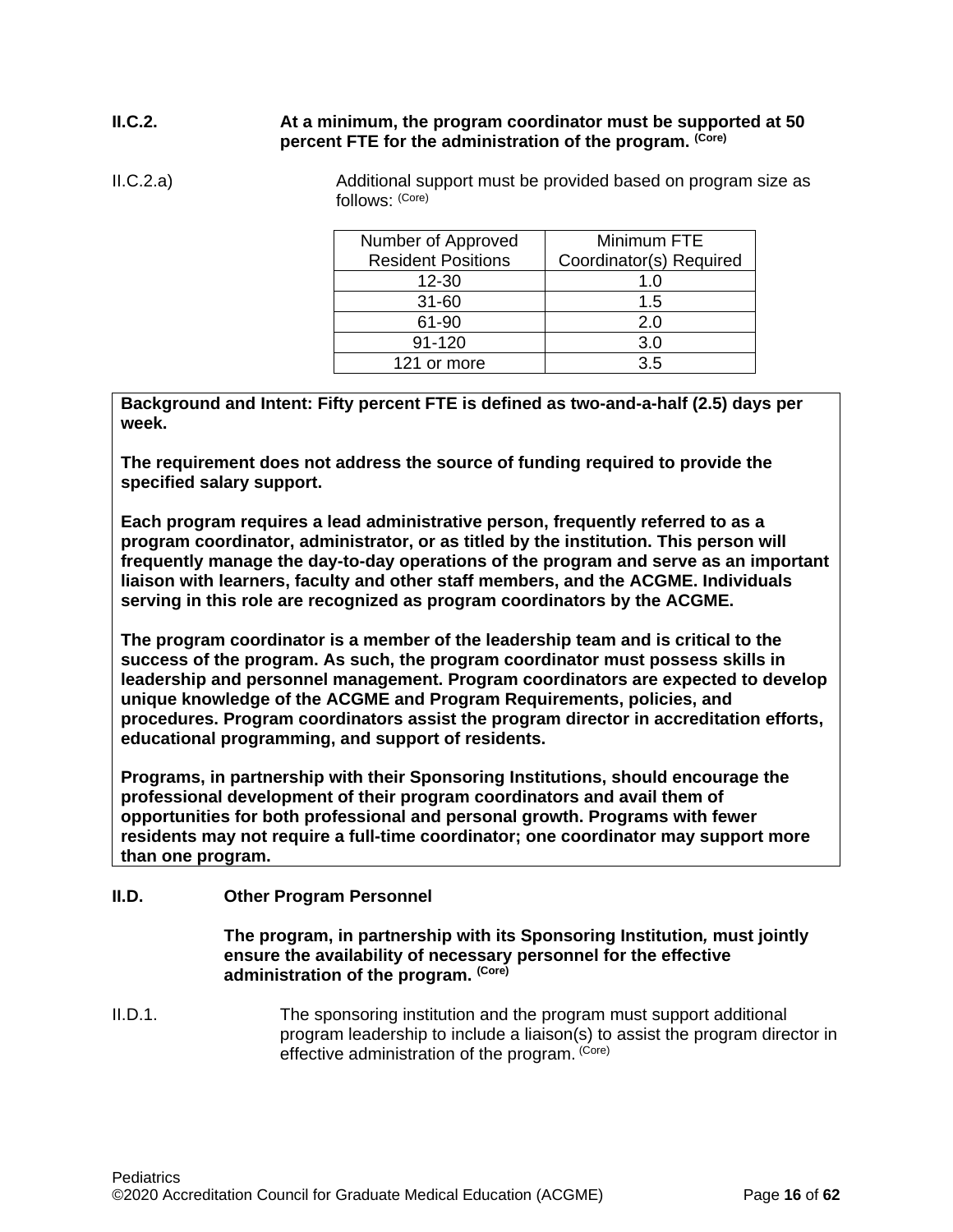**II.C.2. At a minimum, the program coordinator must be supported at 50 percent FTE for the administration of the program.** **(Core)**

II.C.2.a) Additional support must be provided based on program size as follows: (Core)

| Number of Approved Resident Positions | Minimum FTE Coordinator(s) Required |
|---|---|
| 12-30 | 1.0 |
| 31-60 | 1.5 |
| 61-90 | 2.0 |
| 91-120 | 3.0 |
| 121 or more | 3.5 |

**Background and Intent: Fifty percent FTE is defined as two-and-a-half (2.5) days per week.**

**The requirement does not address the source of funding required to provide the specified salary support.**

**Each program requires a lead administrative person, frequently referred to as a program coordinator, administrator, or as titled by the institution. This person will frequently manage the day-to-day operations of the program and serve as an important liaison with learners, faculty and other staff members, and the ACGME. Individuals serving in this role are recognized as program coordinators by the ACGME.**

**The program coordinator is a member of the leadership team and is critical to the success of the program. As such, the program coordinator must possess skills in leadership and personnel management. Program coordinators are expected to develop unique knowledge of the ACGME and Program Requirements, policies, and procedures. Program coordinators assist the program director in accreditation efforts, educational programming, and support of residents.**

**Programs, in partnership with their Sponsoring Institutions, should encourage the professional development of their program coordinators and avail them of opportunities for both professional and personal growth. Programs with fewer residents may not require a full-time coordinator; one coordinator may support more than one program.**

**II.D. Other Program Personnel**

**The program, in partnership with its Sponsoring Institution, must jointly ensure the availability of necessary personnel for the effective administration of the program.** **(Core)**

II.D.1. The sponsoring institution and the program must support additional program leadership to include a liaison(s) to assist the program director in effective administration of the program. (Core)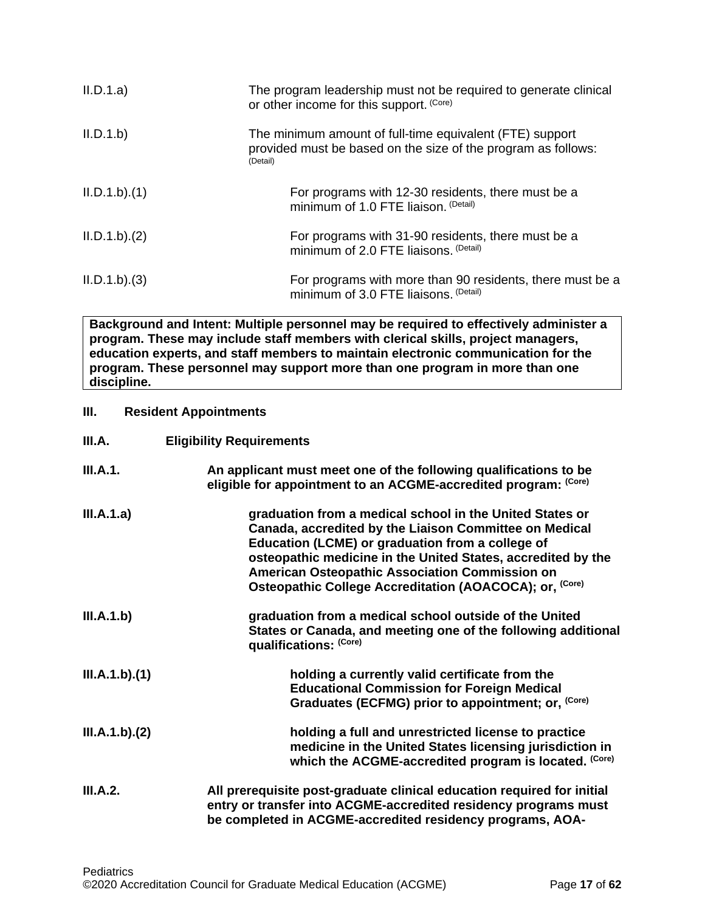| | |
|---|---|
| II.D.1.a) | The program leadership must not be required to generate clinical or other income for this support. (Core) |
| II.D.1.b) | The minimum amount of full-time equivalent (FTE) support provided must be based on the size of the program as follows: (Detail) |
| II.D.1.b).(1) | For programs with 12-30 residents, there must be a minimum of 1.0 FTE liaison. (Detail) |
| II.D.1.b).(2) | For programs with 31-90 residents, there must be a minimum of 2.0 FTE liaisons. (Detail) |
| II.D.1.b).(3) | For programs with more than 90 residents, there must be a minimum of 3.0 FTE liaisons. (Detail) |

**Background and Intent: Multiple personnel may be required to effectively administer a program. These may include staff members with clerical skills, project managers, education experts, and staff members to maintain electronic communication for the program. These personnel may support more than one program in more than one discipline.**

## III. Resident Appointments

### III.A. Eligibility Requirements

| | |
|---|---|
| **III.A.1.** | **An applicant must meet one of the following qualifications to be eligible for appointment to an ACGME-accredited program: (Core)** |
| **III.A.1.a)** | **graduation from a medical school in the United States or Canada, accredited by the Liaison Committee on Medical Education (LCME) or graduation from a college of osteopathic medicine in the United States, accredited by the American Osteopathic Association Commission on Osteopathic College Accreditation (AOACOCA); or, (Core)** |
| **III.A.1.b)** | **graduation from a medical school outside of the United States or Canada, and meeting one of the following additional qualifications: (Core)** |
| **III.A.1.b).(1)** | **holding a currently valid certificate from the Educational Commission for Foreign Medical Graduates (ECFMG) prior to appointment; or, (Core)** |
| **III.A.1.b).(2)** | **holding a full and unrestricted license to practice medicine in the United States licensing jurisdiction in which the ACGME-accredited program is located. (Core)** |
| **III.A.2.** | **All prerequisite post-graduate clinical education required for initial entry or transfer into ACGME-accredited residency programs must be completed in ACGME-accredited residency programs, AOA-** |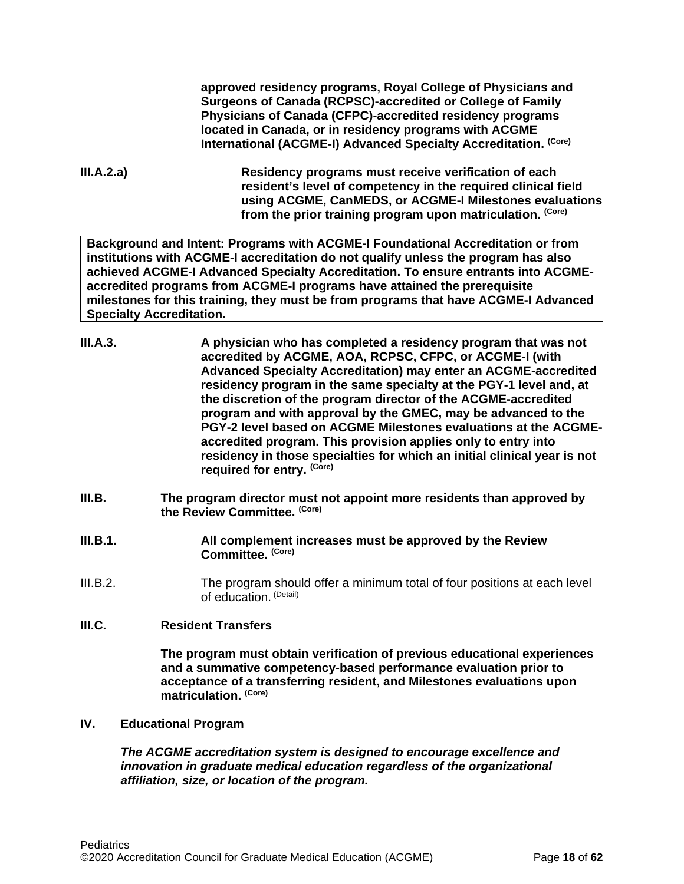**approved residency programs, Royal College of Physicians and Surgeons of Canada (RCPSC)-accredited or College of Family Physicians of Canada (CFPC)-accredited residency programs located in Canada, or in residency programs with ACGME International (ACGME-I) Advanced Specialty Accreditation.** (Core)

**III.A.2.a)** **Residency programs must receive verification of each resident's level of competency in the required clinical field using ACGME, CanMEDS, or ACGME-I Milestones evaluations from the prior training program upon matriculation.** (Core)

> **Background and Intent: Programs with ACGME-I Foundational Accreditation or from institutions with ACGME-I accreditation do not qualify unless the program has also achieved ACGME-I Advanced Specialty Accreditation. To ensure entrants into ACGME-accredited programs from ACGME-I programs have attained the prerequisite milestones for this training, they must be from programs that have ACGME-I Advanced Specialty Accreditation.**

**III.A.3.** **A physician who has completed a residency program that was not accredited by ACGME, AOA, RCPSC, CFPC, or ACGME-I (with Advanced Specialty Accreditation) may enter an ACGME-accredited residency program in the same specialty at the PGY-1 level and, at the discretion of the program director of the ACGME-accredited program and with approval by the GMEC, may be advanced to the PGY-2 level based on ACGME Milestones evaluations at the ACGME-accredited program. This provision applies only to entry into residency in those specialties for which an initial clinical year is not required for entry.** (Core)

**III.B.** **The program director must not appoint more residents than approved by the Review Committee.** (Core)

**III.B.1.** **All complement increases must be approved by the Review Committee.** (Core)

III.B.2. The program should offer a minimum total of four positions at each level of education. (Detail)

**III.C.** **Resident Transfers**

**The program must obtain verification of previous educational experiences and a summative competency-based performance evaluation prior to acceptance of a transferring resident, and Milestones evaluations upon matriculation.** (Core)

## IV. Educational Program

***The ACGME accreditation system is designed to encourage excellence and innovation in graduate medical education regardless of the organizational affiliation, size, or location of the program.***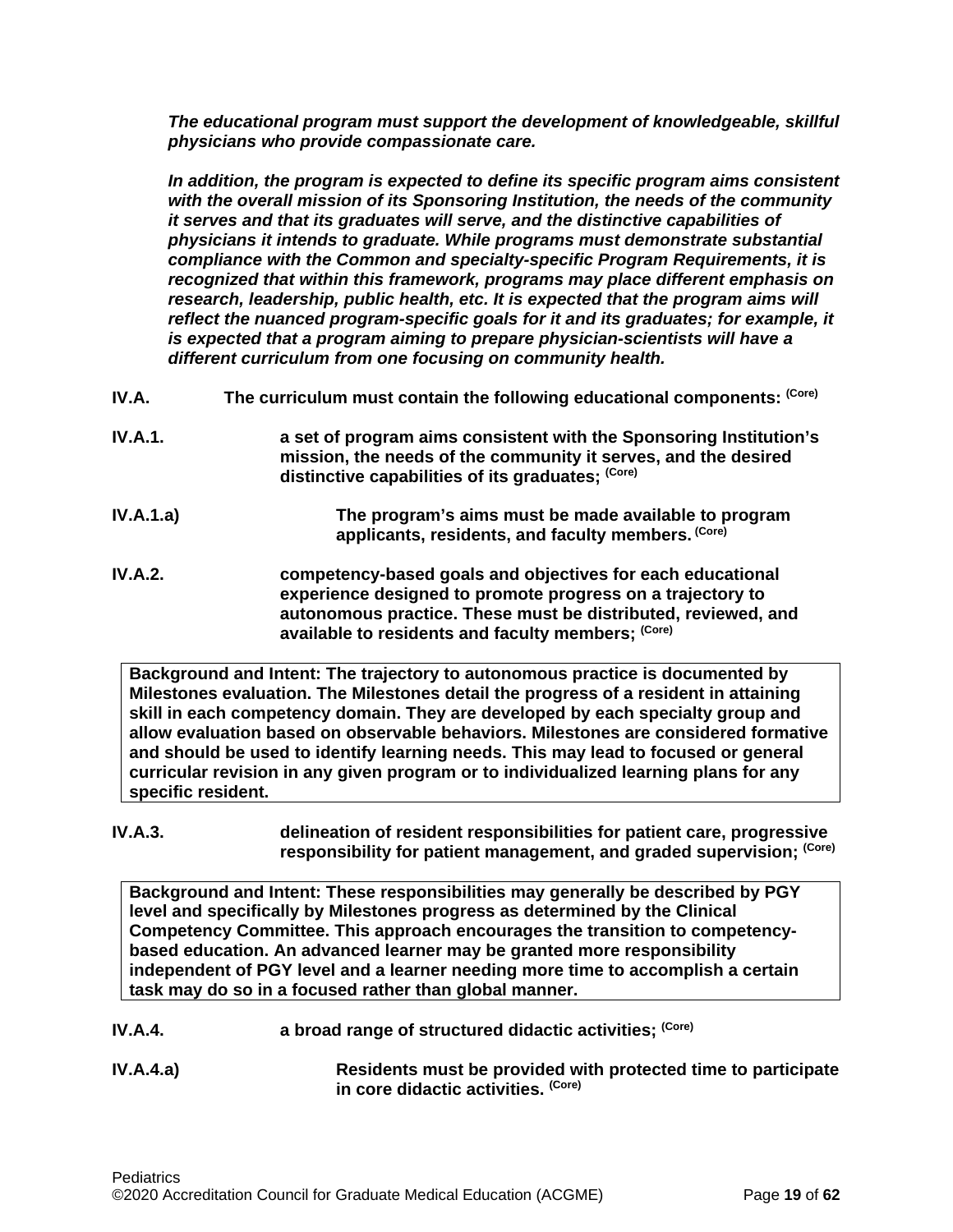***The educational program must support the development of knowledgeable, skillful physicians who provide compassionate care.***

***In addition, the program is expected to define its specific program aims consistent with the overall mission of its Sponsoring Institution, the needs of the community it serves and that its graduates will serve, and the distinctive capabilities of physicians it intends to graduate. While programs must demonstrate substantial compliance with the Common and specialty-specific Program Requirements, it is recognized that within this framework, programs may place different emphasis on research, leadership, public health, etc. It is expected that the program aims will reflect the nuanced program-specific goals for it and its graduates; for example, it is expected that a program aiming to prepare physician-scientists will have a different curriculum from one focusing on community health.***

**IV.A.** **The curriculum must contain the following educational components:** **(Core)**

**IV.A.1.** **a set of program aims consistent with the Sponsoring Institution's mission, the needs of the community it serves, and the desired distinctive capabilities of its graduates;** **(Core)**

**IV.A.1.a)** **The program's aims must be made available to program applicants, residents, and faculty members.** **(Core)**

**IV.A.2.** **competency-based goals and objectives for each educational experience designed to promote progress on a trajectory to autonomous practice. These must be distributed, reviewed, and available to residents and faculty members;** **(Core)**

> **Background and Intent: The trajectory to autonomous practice is documented by Milestones evaluation. The Milestones detail the progress of a resident in attaining skill in each competency domain. They are developed by each specialty group and allow evaluation based on observable behaviors. Milestones are considered formative and should be used to identify learning needs. This may lead to focused or general curricular revision in any given program or to individualized learning plans for any specific resident.**

**IV.A.3.** **delineation of resident responsibilities for patient care, progressive responsibility for patient management, and graded supervision;** **(Core)**

> **Background and Intent: These responsibilities may generally be described by PGY level and specifically by Milestones progress as determined by the Clinical Competency Committee. This approach encourages the transition to competency-based education. An advanced learner may be granted more responsibility independent of PGY level and a learner needing more time to accomplish a certain task may do so in a focused rather than global manner.**

**IV.A.4.** **a broad range of structured didactic activities;** **(Core)**

**IV.A.4.a)** **Residents must be provided with protected time to participate in core didactic activities.** **(Core)**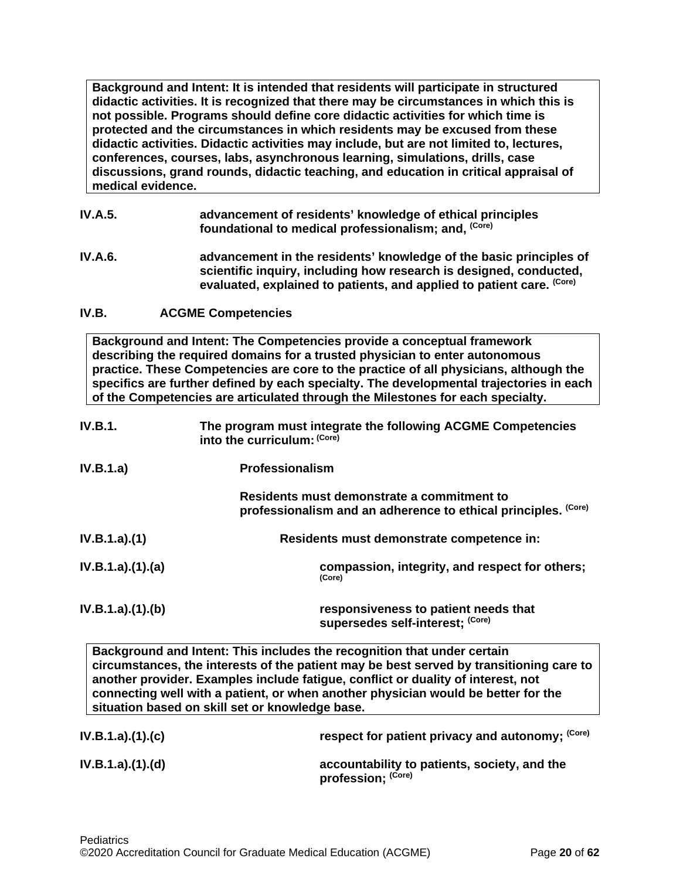> **Background and Intent: It is intended that residents will participate in structured didactic activities. It is recognized that there may be circumstances in which this is not possible. Programs should define core didactic activities for which time is protected and the circumstances in which residents may be excused from these didactic activities. Didactic activities may include, but are not limited to, lectures, conferences, courses, labs, asynchronous learning, simulations, drills, case discussions, grand rounds, didactic teaching, and education in critical appraisal of medical evidence.**

**IV.A.5.** **advancement of residents' knowledge of ethical principles foundational to medical professionalism; and,** (Core)

**IV.A.6.** **advancement in the residents' knowledge of the basic principles of scientific inquiry, including how research is designed, conducted, evaluated, explained to patients, and applied to patient care.** (Core)

**IV.B. ACGME Competencies**

> **Background and Intent: The Competencies provide a conceptual framework describing the required domains for a trusted physician to enter autonomous practice. These Competencies are core to the practice of all physicians, although the specifics are further defined by each specialty. The developmental trajectories in each of the Competencies are articulated through the Milestones for each specialty.**

**IV.B.1.** **The program must integrate the following ACGME Competencies into the curriculum:** (Core)

**IV.B.1.a)** **Professionalism**

**Residents must demonstrate a commitment to professionalism and an adherence to ethical principles.** (Core)

**IV.B.1.a).(1)** **Residents must demonstrate competence in:**

**IV.B.1.a).(1).(a)** **compassion, integrity, and respect for others;** (Core)

**IV.B.1.a).(1).(b)** **responsiveness to patient needs that supersedes self-interest;** (Core)

> **Background and Intent: This includes the recognition that under certain circumstances, the interests of the patient may be best served by transitioning care to another provider. Examples include fatigue, conflict or duality of interest, not connecting well with a patient, or when another physician would be better for the situation based on skill set or knowledge base.**

**IV.B.1.a).(1).(c)** **respect for patient privacy and autonomy;** (Core)

**IV.B.1.a).(1).(d)** **accountability to patients, society, and the profession;** (Core)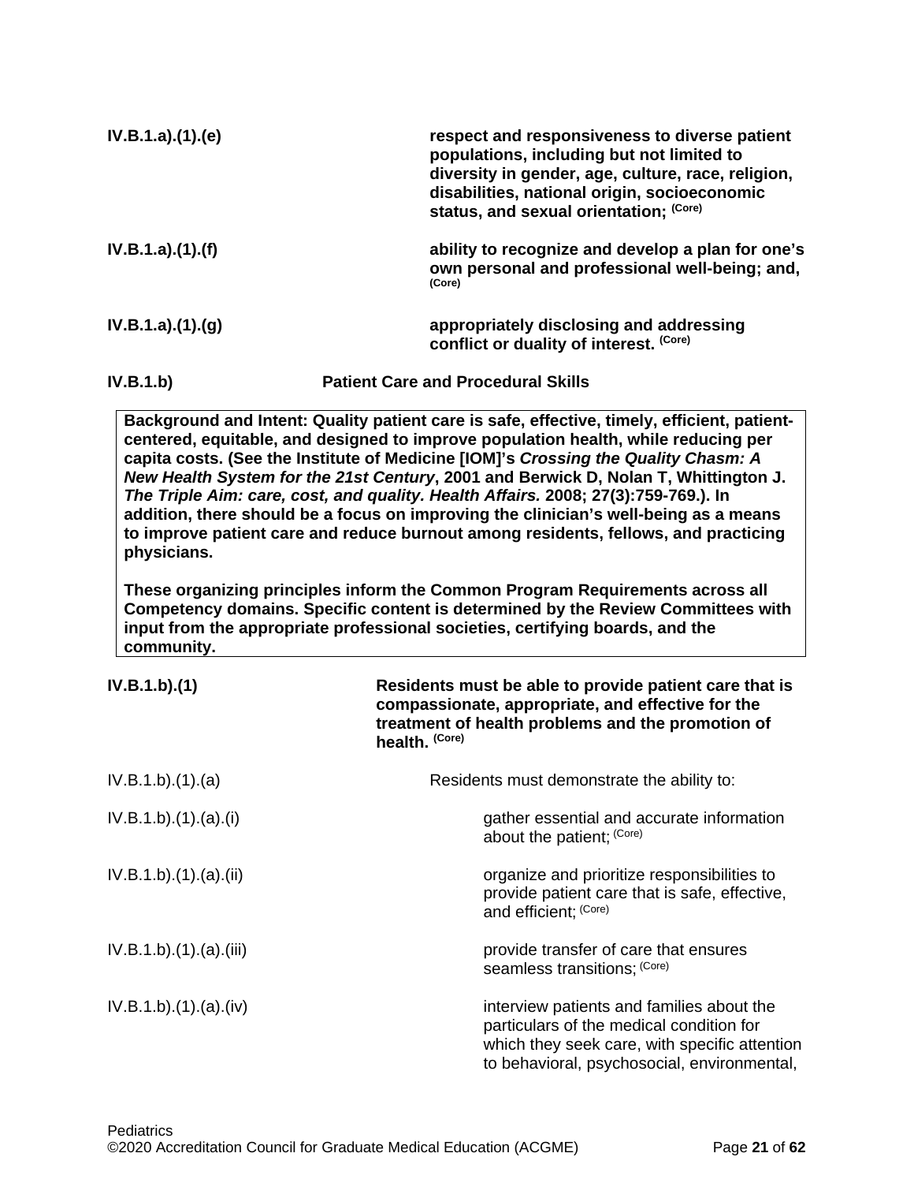**IV.B.1.a).(1).(e)** **respect and responsiveness to diverse patient populations, including but not limited to diversity in gender, age, culture, race, religion, disabilities, national origin, socioeconomic status, and sexual orientation;** **(Core)**

**IV.B.1.a).(1).(f)** **ability to recognize and develop a plan for one's own personal and professional well-being; and,** **(Core)**

**IV.B.1.a).(1).(g)** **appropriately disclosing and addressing conflict or duality of interest.** **(Core)**

**IV.B.1.b) Patient Care and Procedural Skills**

> **Background and Intent: Quality patient care is safe, effective, timely, efficient, patient-centered, equitable, and designed to improve population health, while reducing per capita costs. (See the Institute of Medicine [IOM]'s *Crossing the Quality Chasm: A New Health System for the 21st Century*, 2001 and Berwick D, Nolan T, Whittington J. *The Triple Aim: care, cost, and quality. Health Affairs.* 2008; 27(3):759-769.). In addition, there should be a focus on improving the clinician's well-being as a means to improve patient care and reduce burnout among residents, fellows, and practicing physicians.**
>
> **These organizing principles inform the Common Program Requirements across all Competency domains. Specific content is determined by the Review Committees with input from the appropriate professional societies, certifying boards, and the community.**

**IV.B.1.b).(1)** **Residents must be able to provide patient care that is compassionate, appropriate, and effective for the treatment of health problems and the promotion of health.** **(Core)**

IV.B.1.b).(1).(a) Residents must demonstrate the ability to:

IV.B.1.b).(1).(a).(i) gather essential and accurate information about the patient; (Core)

IV.B.1.b).(1).(a).(ii) organize and prioritize responsibilities to provide patient care that is safe, effective, and efficient; (Core)

IV.B.1.b).(1).(a).(iii) provide transfer of care that ensures seamless transitions; (Core)

IV.B.1.b).(1).(a).(iv) interview patients and families about the particulars of the medical condition for which they seek care, with specific attention to behavioral, psychosocial, environmental,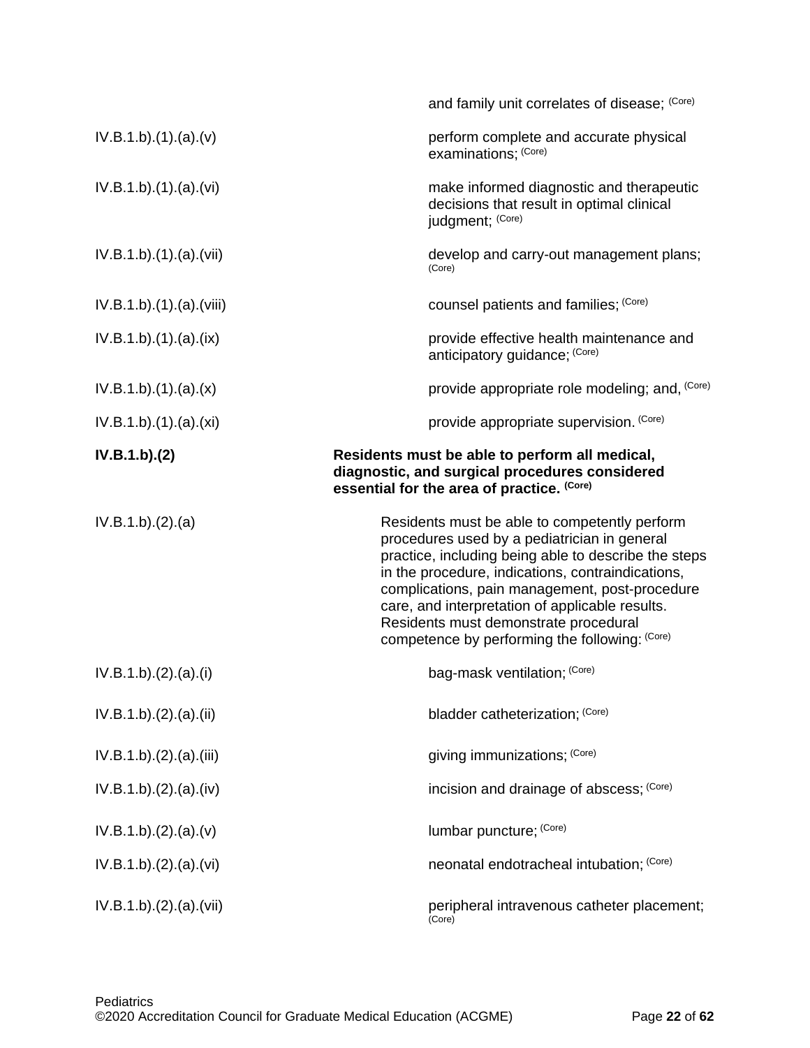and family unit correlates of disease; (Core)

IV.B.1.b).(1).(a).(v) perform complete and accurate physical examinations; (Core)

IV.B.1.b).(1).(a).(vi) make informed diagnostic and therapeutic decisions that result in optimal clinical judgment; (Core)

IV.B.1.b).(1).(a).(vii) develop and carry-out management plans; (Core)

IV.B.1.b).(1).(a).(viii) counsel patients and families; (Core)

IV.B.1.b).(1).(a).(ix) provide effective health maintenance and anticipatory guidance; (Core)

IV.B.1.b).(1).(a).(x) provide appropriate role modeling; and, (Core)

IV.B.1.b).(1).(a).(xi) provide appropriate supervision. (Core)

**IV.B.1.b).(2) Residents must be able to perform all medical, diagnostic, and surgical procedures considered essential for the area of practice. (Core)**

IV.B.1.b).(2).(a) Residents must be able to competently perform procedures used by a pediatrician in general practice, including being able to describe the steps in the procedure, indications, contraindications, complications, pain management, post-procedure care, and interpretation of applicable results. Residents must demonstrate procedural competence by performing the following: (Core)

IV.B.1.b).(2).(a).(i) bag-mask ventilation; (Core)

IV.B.1.b).(2).(a).(ii) bladder catheterization; (Core)

IV.B.1.b).(2).(a).(iii) giving immunizations; (Core)

IV.B.1.b).(2).(a).(iv) incision and drainage of abscess; (Core)

IV.B.1.b).(2).(a).(v) lumbar puncture; (Core)

IV.B.1.b).(2).(a).(vi) neonatal endotracheal intubation; (Core)

IV.B.1.b).(2).(a).(vii) peripheral intravenous catheter placement; (Core)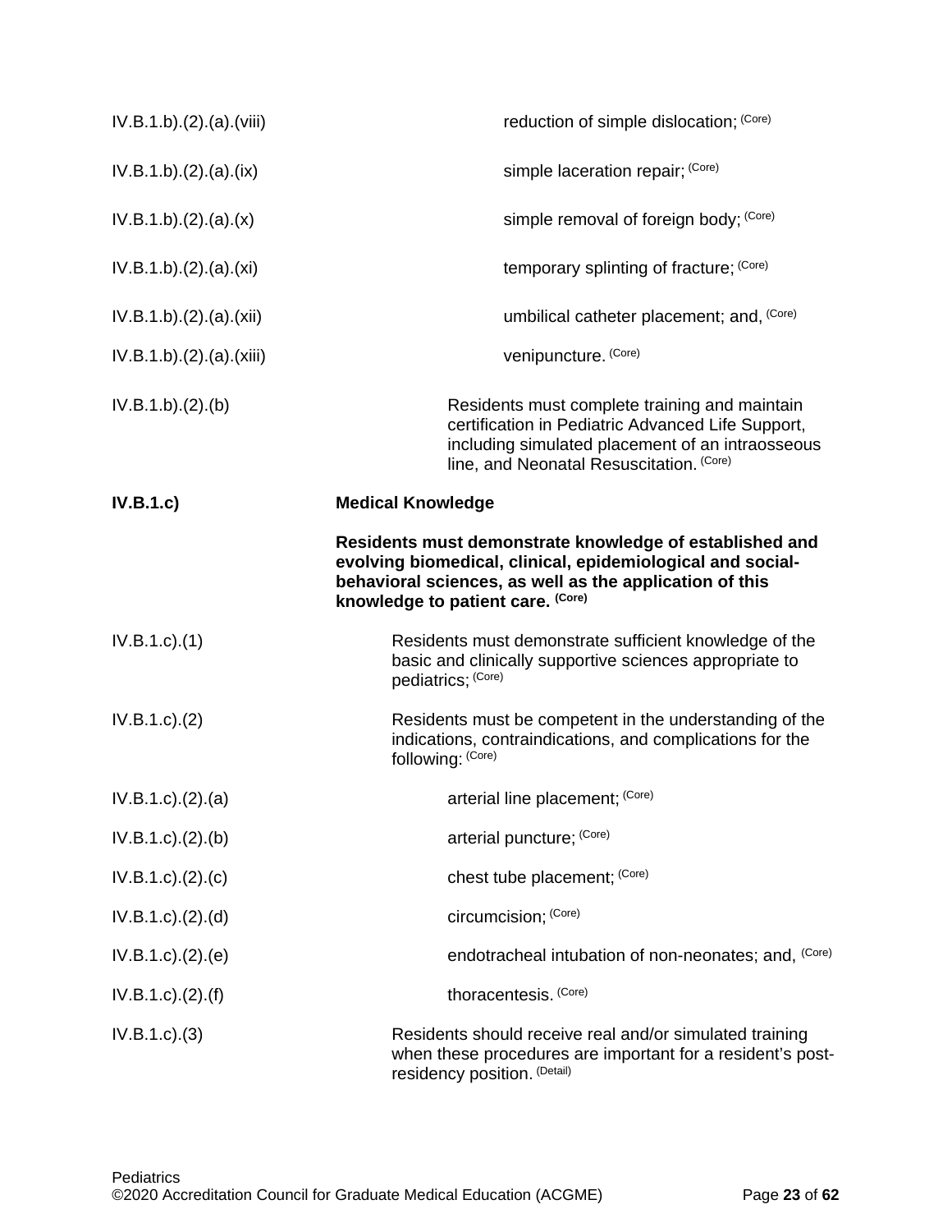IV.B.1.b).(2).(a).(viii) reduction of simple dislocation; (Core)

IV.B.1.b).(2).(a).(ix) simple laceration repair; (Core)

IV.B.1.b).(2).(a).(x) simple removal of foreign body; (Core)

IV.B.1.b).(2).(a).(xi) temporary splinting of fracture; (Core)

IV.B.1.b).(2).(a).(xii) umbilical catheter placement; and, (Core)

IV.B.1.b).(2).(a).(xiii) venipuncture. (Core)

IV.B.1.b).(2).(b) Residents must complete training and maintain certification in Pediatric Advanced Life Support, including simulated placement of an intraosseous line, and Neonatal Resuscitation. (Core)

**IV.B.1.c) Medical Knowledge**

**Residents must demonstrate knowledge of established and evolving biomedical, clinical, epidemiological and social-behavioral sciences, as well as the application of this knowledge to patient care. (Core)**

IV.B.1.c).(1) Residents must demonstrate sufficient knowledge of the basic and clinically supportive sciences appropriate to pediatrics; (Core)

IV.B.1.c).(2) Residents must be competent in the understanding of the indications, contraindications, and complications for the following: (Core)

IV.B.1.c).(2).(a) arterial line placement; (Core)

IV.B.1.c).(2).(b) arterial puncture; (Core)

IV.B.1.c).(2).(c) chest tube placement; (Core)

IV.B.1.c).(2).(d) circumcision; (Core)

IV.B.1.c).(2).(e) endotracheal intubation of non-neonates; and, (Core)

IV.B.1.c).(2).(f) thoracentesis. (Core)

IV.B.1.c).(3) Residents should receive real and/or simulated training when these procedures are important for a resident's post-residency position. (Detail)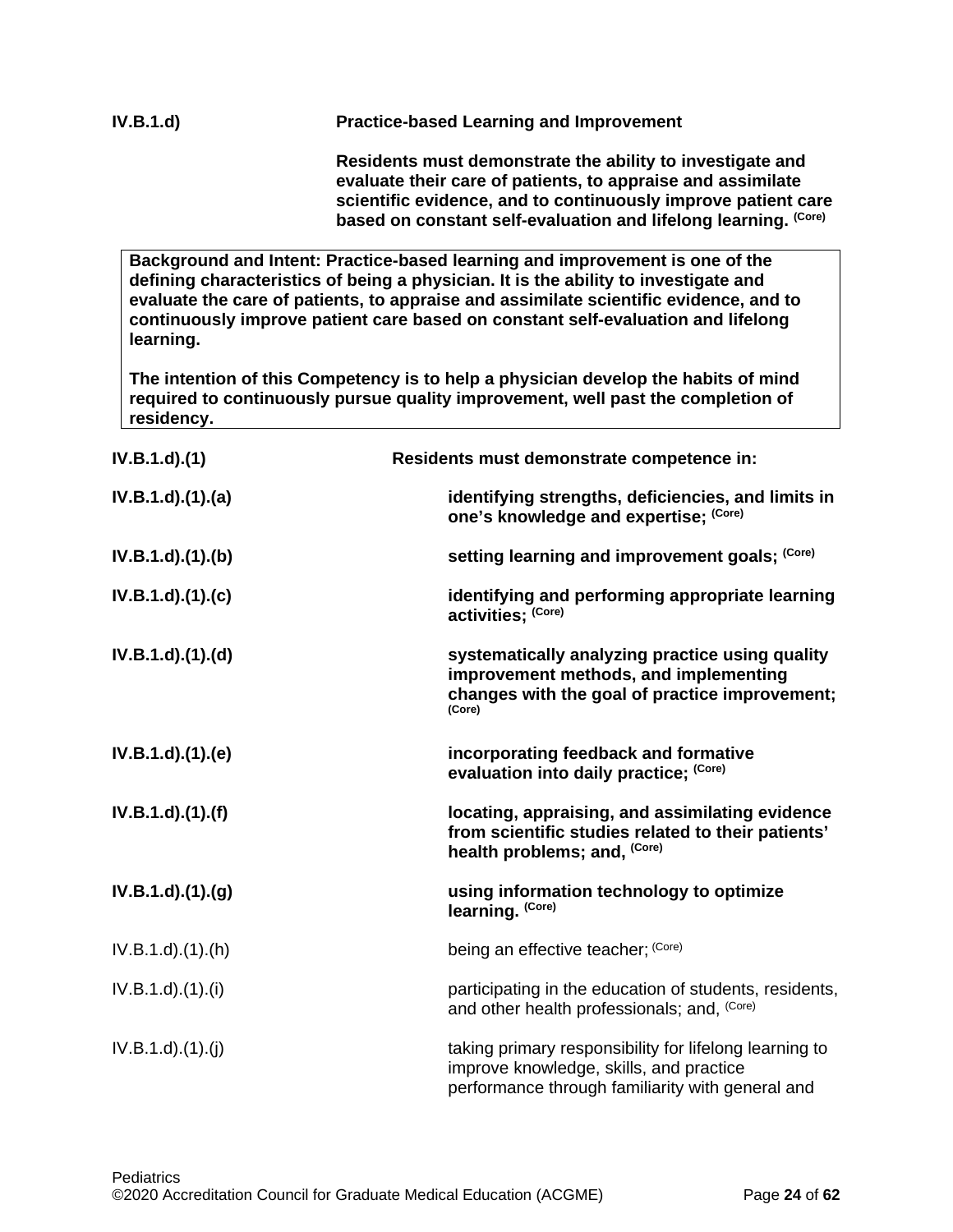**IV.B.1.d)** **Practice-based Learning and Improvement**

**Residents must demonstrate the ability to investigate and evaluate their care of patients, to appraise and assimilate scientific evidence, and to continuously improve patient care based on constant self-evaluation and lifelong learning.** (Core)

> **Background and Intent: Practice-based learning and improvement is one of the defining characteristics of being a physician. It is the ability to investigate and evaluate the care of patients, to appraise and assimilate scientific evidence, and to continuously improve patient care based on constant self-evaluation and lifelong learning.**
>
> **The intention of this Competency is to help a physician develop the habits of mind required to continuously pursue quality improvement, well past the completion of residency.**

**IV.B.1.d).(1)** **Residents must demonstrate competence in:**

**IV.B.1.d).(1).(a)** **identifying strengths, deficiencies, and limits in one's knowledge and expertise;** (Core)

**IV.B.1.d).(1).(b)** **setting learning and improvement goals;** (Core)

**IV.B.1.d).(1).(c)** **identifying and performing appropriate learning activities;** (Core)

**IV.B.1.d).(1).(d)** **systematically analyzing practice using quality improvement methods, and implementing changes with the goal of practice improvement;** (Core)

**IV.B.1.d).(1).(e)** **incorporating feedback and formative evaluation into daily practice;** (Core)

**IV.B.1.d).(1).(f)** **locating, appraising, and assimilating evidence from scientific studies related to their patients' health problems; and,** (Core)

**IV.B.1.d).(1).(g)** **using information technology to optimize learning.** (Core)

IV.B.1.d).(1).(h) being an effective teacher; (Core)

IV.B.1.d).(1).(i) participating in the education of students, residents, and other health professionals; and, (Core)

IV.B.1.d).(1).(j) taking primary responsibility for lifelong learning to improve knowledge, skills, and practice performance through familiarity with general and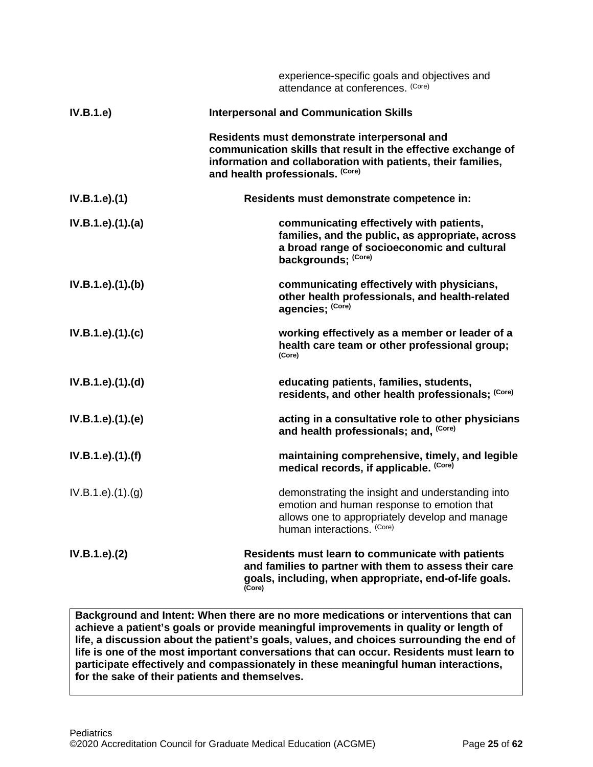experience-specific goals and objectives and attendance at conferences. (Core)

| | |
|---|---|
| **IV.B.1.e)** | **Interpersonal and Communication Skills** |
| | **Residents must demonstrate interpersonal and communication skills that result in the effective exchange of information and collaboration with patients, their families, and health professionals. (Core)** |
| **IV.B.1.e).(1)** | **Residents must demonstrate competence in:** |
| **IV.B.1.e).(1).(a)** | **communicating effectively with patients, families, and the public, as appropriate, across a broad range of socioeconomic and cultural backgrounds; (Core)** |
| **IV.B.1.e).(1).(b)** | **communicating effectively with physicians, other health professionals, and health-related agencies; (Core)** |
| **IV.B.1.e).(1).(c)** | **working effectively as a member or leader of a health care team or other professional group; (Core)** |
| **IV.B.1.e).(1).(d)** | **educating patients, families, students, residents, and other health professionals; (Core)** |
| **IV.B.1.e).(1).(e)** | **acting in a consultative role to other physicians and health professionals; and, (Core)** |
| **IV.B.1.e).(1).(f)** | **maintaining comprehensive, timely, and legible medical records, if applicable. (Core)** |
| IV.B.1.e).(1).(g) | demonstrating the insight and understanding into emotion and human response to emotion that allows one to appropriately develop and manage human interactions. (Core) |
| **IV.B.1.e).(2)** | **Residents must learn to communicate with patients and families to partner with them to assess their care goals, including, when appropriate, end-of-life goals. (Core)** |

**Background and Intent: When there are no more medications or interventions that can achieve a patient's goals or provide meaningful improvements in quality or length of life, a discussion about the patient's goals, values, and choices surrounding the end of life is one of the most important conversations that can occur. Residents must learn to participate effectively and compassionately in these meaningful human interactions, for the sake of their patients and themselves.**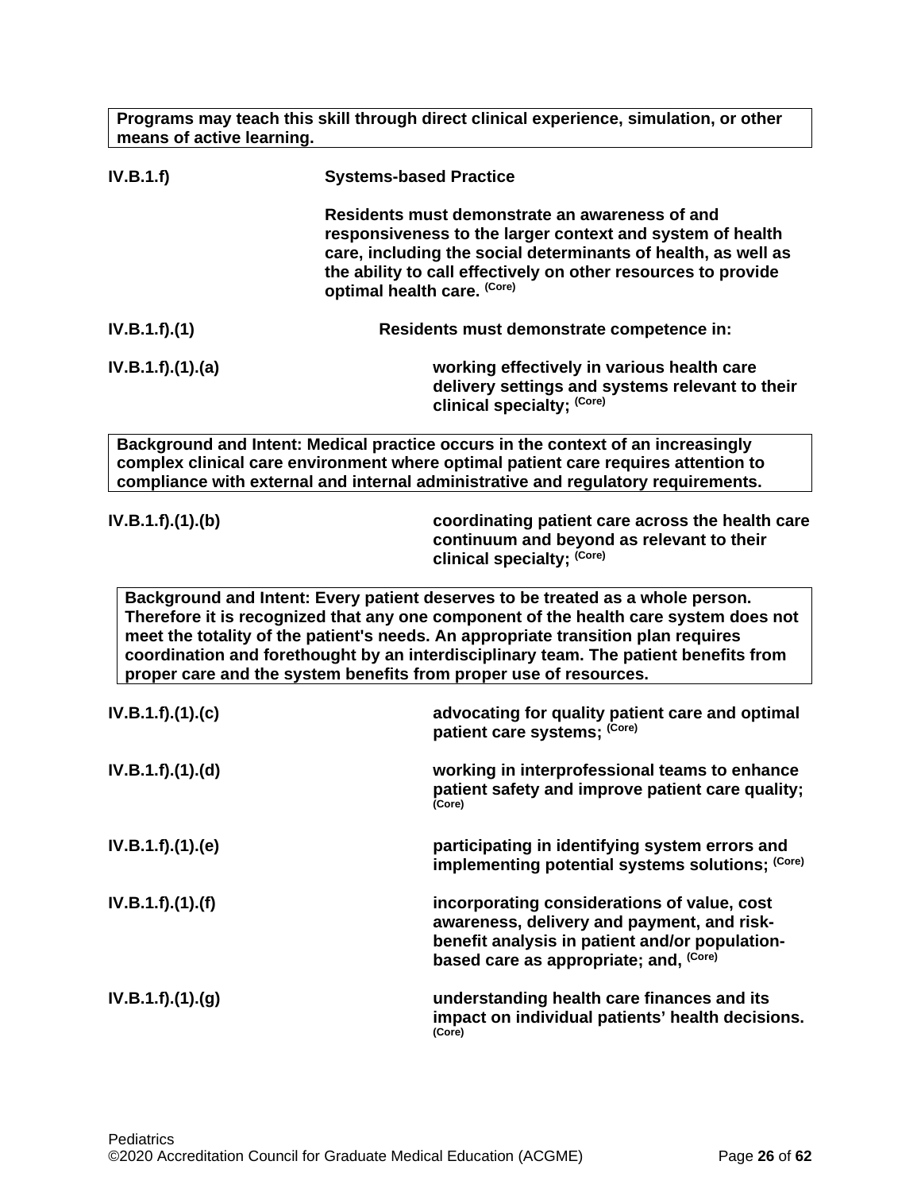> **Programs may teach this skill through direct clinical experience, simulation, or other means of active learning.**

**IV.B.1.f)** **Systems-based Practice**

**Residents must demonstrate an awareness of and responsiveness to the larger context and system of health care, including the social determinants of health, as well as the ability to call effectively on other resources to provide optimal health care.** (Core)

**IV.B.1.f).(1)** **Residents must demonstrate competence in:**

**IV.B.1.f).(1).(a)** **working effectively in various health care delivery settings and systems relevant to their clinical specialty;** (Core)

> **Background and Intent: Medical practice occurs in the context of an increasingly complex clinical care environment where optimal patient care requires attention to compliance with external and internal administrative and regulatory requirements.**

**IV.B.1.f).(1).(b)** **coordinating patient care across the health care continuum and beyond as relevant to their clinical specialty;** (Core)

> **Background and Intent: Every patient deserves to be treated as a whole person. Therefore it is recognized that any one component of the health care system does not meet the totality of the patient's needs. An appropriate transition plan requires coordination and forethought by an interdisciplinary team. The patient benefits from proper care and the system benefits from proper use of resources.**

**IV.B.1.f).(1).(c)** **advocating for quality patient care and optimal patient care systems;** (Core)

**IV.B.1.f).(1).(d)** **working in interprofessional teams to enhance patient safety and improve patient care quality;** (Core)

**IV.B.1.f).(1).(e)** **participating in identifying system errors and implementing potential systems solutions;** (Core)

**IV.B.1.f).(1).(f)** **incorporating considerations of value, cost awareness, delivery and payment, and risk-benefit analysis in patient and/or population-based care as appropriate; and,** (Core)

**IV.B.1.f).(1).(g)** **understanding health care finances and its impact on individual patients' health decisions.** (Core)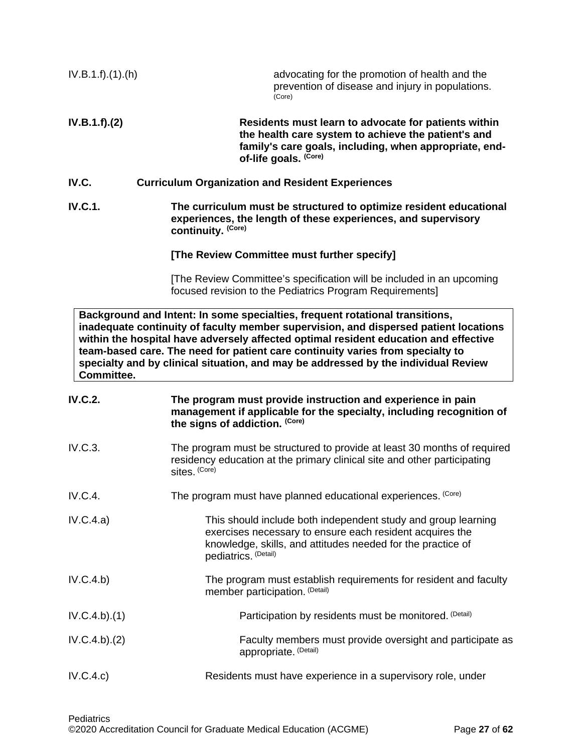IV.B.1.f).(1).(h) advocating for the promotion of health and the prevention of disease and injury in populations. (Core)

**IV.B.1.f).(2) Residents must learn to advocate for patients within the health care system to achieve the patient's and family's care goals, including, when appropriate, end-of-life goals. (Core)**

**IV.C. Curriculum Organization and Resident Experiences**

**IV.C.1. The curriculum must be structured to optimize resident educational experiences, the length of these experiences, and supervisory continuity. (Core)**

**[The Review Committee must further specify]**

[The Review Committee's specification will be included in an upcoming focused revision to the Pediatrics Program Requirements]

> **Background and Intent: In some specialties, frequent rotational transitions, inadequate continuity of faculty member supervision, and dispersed patient locations within the hospital have adversely affected optimal resident education and effective team-based care. The need for patient care continuity varies from specialty to specialty and by clinical situation, and may be addressed by the individual Review Committee.**

**IV.C.2. The program must provide instruction and experience in pain management if applicable for the specialty, including recognition of the signs of addiction. (Core)**

IV.C.3. The program must be structured to provide at least 30 months of required residency education at the primary clinical site and other participating sites. (Core)

IV.C.4. The program must have planned educational experiences. (Core)

IV.C.4.a) This should include both independent study and group learning exercises necessary to ensure each resident acquires the knowledge, skills, and attitudes needed for the practice of pediatrics. (Detail)

IV.C.4.b) The program must establish requirements for resident and faculty member participation. (Detail)

IV.C.4.b).(1) Participation by residents must be monitored. (Detail)

IV.C.4.b).(2) Faculty members must provide oversight and participate as appropriate. (Detail)

IV.C.4.c) Residents must have experience in a supervisory role, under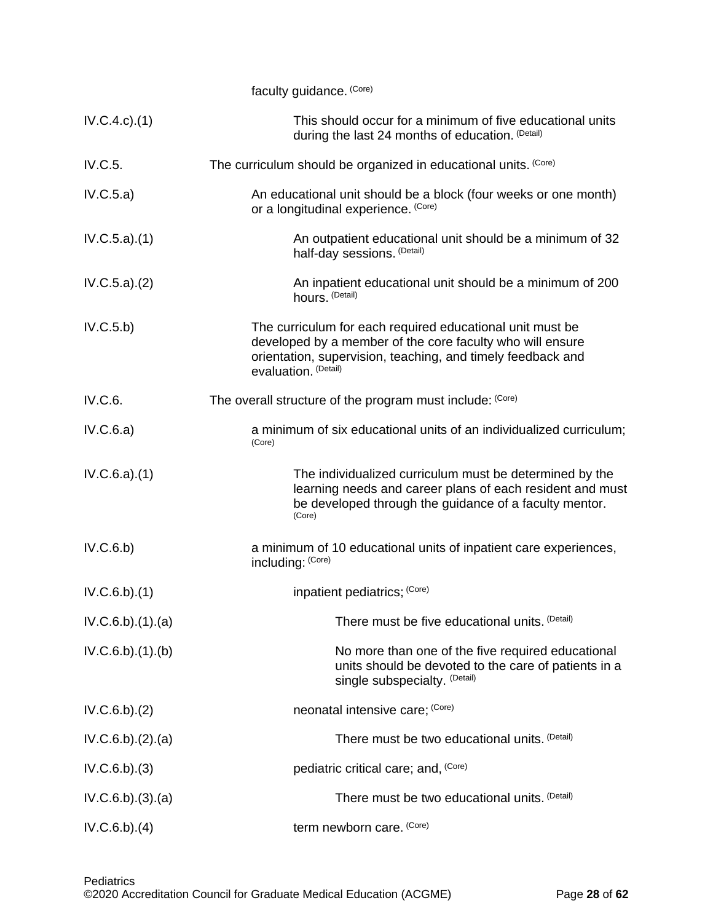faculty guidance. (Core)

| | |
|---|---|
| IV.C.4.c).(1) | This should occur for a minimum of five educational units during the last 24 months of education. (Detail) |
| IV.C.5. | The curriculum should be organized in educational units. (Core) |
| IV.C.5.a) | An educational unit should be a block (four weeks or one month) or a longitudinal experience. (Core) |
| IV.C.5.a).(1) | An outpatient educational unit should be a minimum of 32 half-day sessions. (Detail) |
| IV.C.5.a).(2) | An inpatient educational unit should be a minimum of 200 hours. (Detail) |
| IV.C.5.b) | The curriculum for each required educational unit must be developed by a member of the core faculty who will ensure orientation, supervision, teaching, and timely feedback and evaluation. (Detail) |
| IV.C.6. | The overall structure of the program must include: (Core) |
| IV.C.6.a) | a minimum of six educational units of an individualized curriculum; (Core) |
| IV.C.6.a).(1) | The individualized curriculum must be determined by the learning needs and career plans of each resident and must be developed through the guidance of a faculty mentor. (Core) |
| IV.C.6.b) | a minimum of 10 educational units of inpatient care experiences, including: (Core) |
| IV.C.6.b).(1) | inpatient pediatrics; (Core) |
| IV.C.6.b).(1).(a) | There must be five educational units. (Detail) |
| IV.C.6.b).(1).(b) | No more than one of the five required educational units should be devoted to the care of patients in a single subspecialty. (Detail) |
| IV.C.6.b).(2) | neonatal intensive care; (Core) |
| IV.C.6.b).(2).(a) | There must be two educational units. (Detail) |
| IV.C.6.b).(3) | pediatric critical care; and, (Core) |
| IV.C.6.b).(3).(a) | There must be two educational units. (Detail) |
| IV.C.6.b).(4) | term newborn care. (Core) |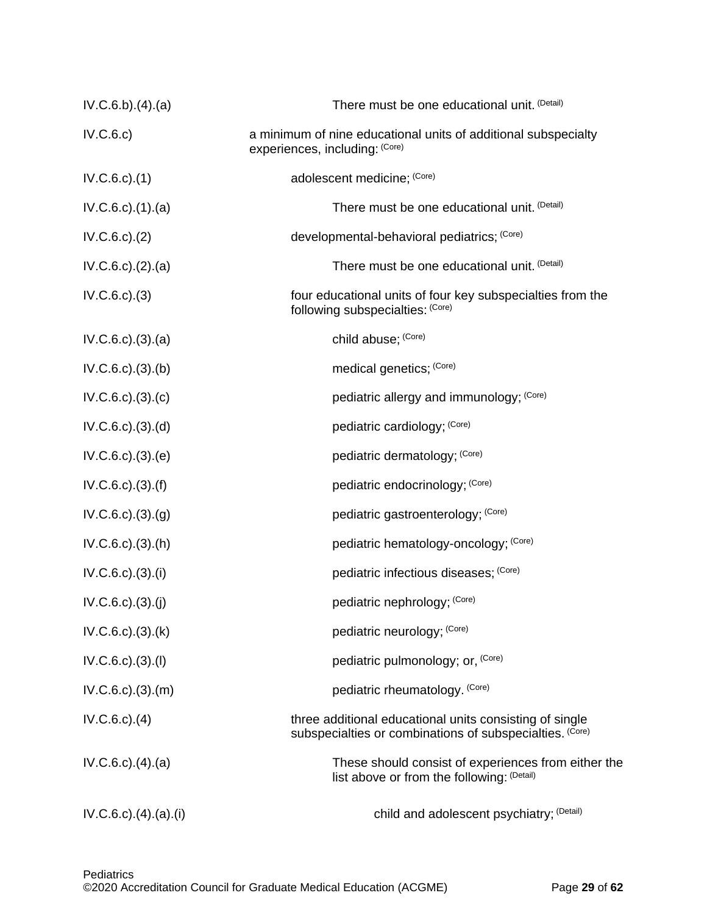IV.C.6.b).(4).(a) There must be one educational unit. (Detail)

IV.C.6.c) a minimum of nine educational units of additional subspecialty experiences, including: (Core)

IV.C.6.c).(1) adolescent medicine; (Core)

IV.C.6.c).(1).(a) There must be one educational unit. (Detail)

IV.C.6.c).(2) developmental-behavioral pediatrics; (Core)

IV.C.6.c).(2).(a) There must be one educational unit. (Detail)

IV.C.6.c).(3) four educational units of four key subspecialties from the following subspecialties: (Core)

IV.C.6.c).(3).(a) child abuse; (Core)

IV.C.6.c).(3).(b) medical genetics; (Core)

IV.C.6.c).(3).(c) pediatric allergy and immunology; (Core)

IV.C.6.c).(3).(d) pediatric cardiology; (Core)

IV.C.6.c).(3).(e) pediatric dermatology; (Core)

IV.C.6.c).(3).(f) pediatric endocrinology; (Core)

IV.C.6.c).(3).(g) pediatric gastroenterology; (Core)

IV.C.6.c).(3).(h) pediatric hematology-oncology; (Core)

IV.C.6.c).(3).(i) pediatric infectious diseases; (Core)

IV.C.6.c).(3).(j) pediatric nephrology; (Core)

IV.C.6.c).(3).(k) pediatric neurology; (Core)

IV.C.6.c).(3).(l) pediatric pulmonology; or, (Core)

IV.C.6.c).(3).(m) pediatric rheumatology. (Core)

IV.C.6.c).(4) three additional educational units consisting of single subspecialties or combinations of subspecialties. (Core)

IV.C.6.c).(4).(a) These should consist of experiences from either the list above or from the following: (Detail)

IV.C.6.c).(4).(a).(i) child and adolescent psychiatry; (Detail)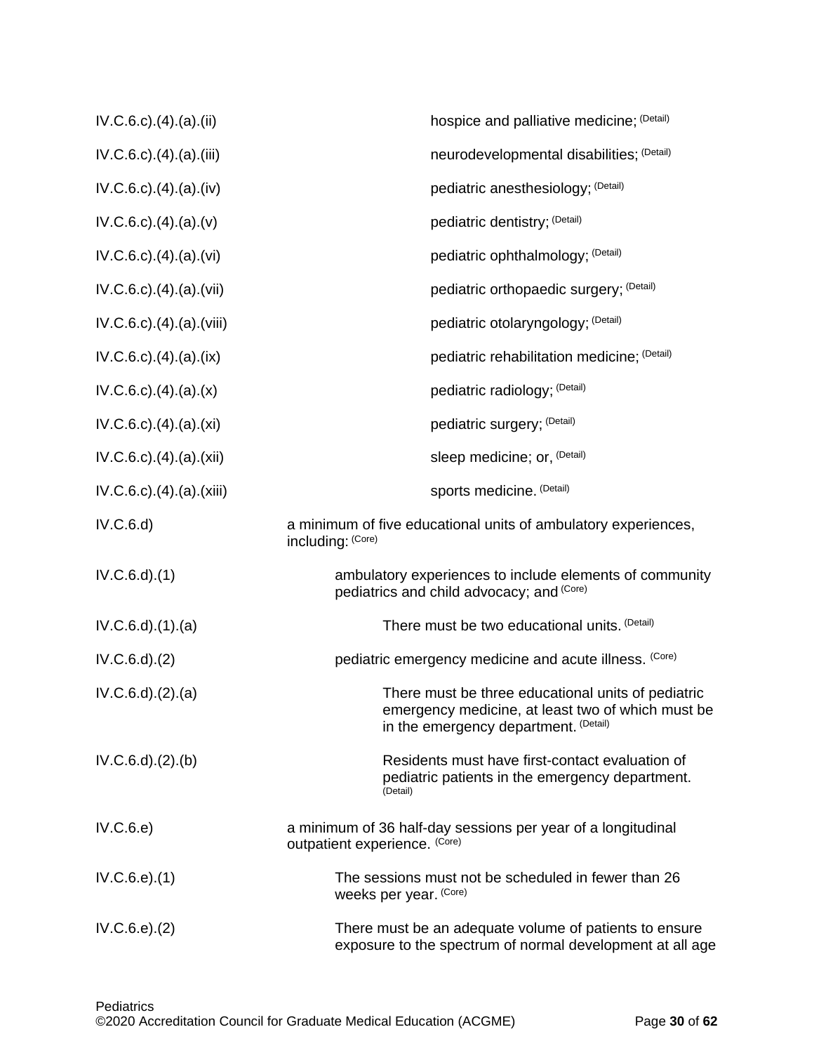| | |
|---|---|
| IV.C.6.c).(4).(a).(ii) | hospice and palliative medicine; (Detail) |
| IV.C.6.c).(4).(a).(iii) | neurodevelopmental disabilities; (Detail) |
| IV.C.6.c).(4).(a).(iv) | pediatric anesthesiology; (Detail) |
| IV.C.6.c).(4).(a).(v) | pediatric dentistry; (Detail) |
| IV.C.6.c).(4).(a).(vi) | pediatric ophthalmology; (Detail) |
| IV.C.6.c).(4).(a).(vii) | pediatric orthopaedic surgery; (Detail) |
| IV.C.6.c).(4).(a).(viii) | pediatric otolaryngology; (Detail) |
| IV.C.6.c).(4).(a).(ix) | pediatric rehabilitation medicine; (Detail) |
| IV.C.6.c).(4).(a).(x) | pediatric radiology; (Detail) |
| IV.C.6.c).(4).(a).(xi) | pediatric surgery; (Detail) |
| IV.C.6.c).(4).(a).(xii) | sleep medicine; or, (Detail) |
| IV.C.6.c).(4).(a).(xiii) | sports medicine. (Detail) |
| IV.C.6.d) | a minimum of five educational units of ambulatory experiences, including: (Core) |
| IV.C.6.d).(1) | ambulatory experiences to include elements of community pediatrics and child advocacy; and (Core) |
| IV.C.6.d).(1).(a) | There must be two educational units. (Detail) |
| IV.C.6.d).(2) | pediatric emergency medicine and acute illness. (Core) |
| IV.C.6.d).(2).(a) | There must be three educational units of pediatric emergency medicine, at least two of which must be in the emergency department. (Detail) |
| IV.C.6.d).(2).(b) | Residents must have first-contact evaluation of pediatric patients in the emergency department. (Detail) |
| IV.C.6.e) | a minimum of 36 half-day sessions per year of a longitudinal outpatient experience. (Core) |
| IV.C.6.e).(1) | The sessions must not be scheduled in fewer than 26 weeks per year. (Core) |
| IV.C.6.e).(2) | There must be an adequate volume of patients to ensure exposure to the spectrum of normal development at all age |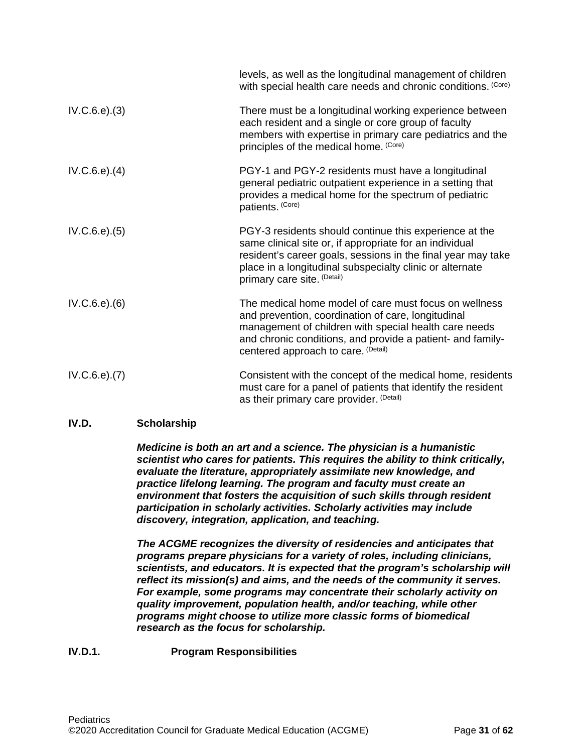levels, as well as the longitudinal management of children with special health care needs and chronic conditions. (Core)

IV.C.6.e).(3) There must be a longitudinal working experience between each resident and a single or core group of faculty members with expertise in primary care pediatrics and the principles of the medical home. (Core)

IV.C.6.e).(4) PGY-1 and PGY-2 residents must have a longitudinal general pediatric outpatient experience in a setting that provides a medical home for the spectrum of pediatric patients. (Core)

IV.C.6.e).(5) PGY-3 residents should continue this experience at the same clinical site or, if appropriate for an individual resident's career goals, sessions in the final year may take place in a longitudinal subspecialty clinic or alternate primary care site. (Detail)

IV.C.6.e).(6) The medical home model of care must focus on wellness and prevention, coordination of care, longitudinal management of children with special health care needs and chronic conditions, and provide a patient- and family-centered approach to care. (Detail)

IV.C.6.e).(7) Consistent with the concept of the medical home, residents must care for a panel of patients that identify the resident as their primary care provider. (Detail)

**IV.D. Scholarship**

***Medicine is both an art and a science. The physician is a humanistic scientist who cares for patients. This requires the ability to think critically, evaluate the literature, appropriately assimilate new knowledge, and practice lifelong learning. The program and faculty must create an environment that fosters the acquisition of such skills through resident participation in scholarly activities. Scholarly activities may include discovery, integration, application, and teaching.***

***The ACGME recognizes the diversity of residencies and anticipates that programs prepare physicians for a variety of roles, including clinicians, scientists, and educators. It is expected that the program's scholarship will reflect its mission(s) and aims, and the needs of the community it serves. For example, some programs may concentrate their scholarly activity on quality improvement, population health, and/or teaching, while other programs might choose to utilize more classic forms of biomedical research as the focus for scholarship.***

**IV.D.1. Program Responsibilities**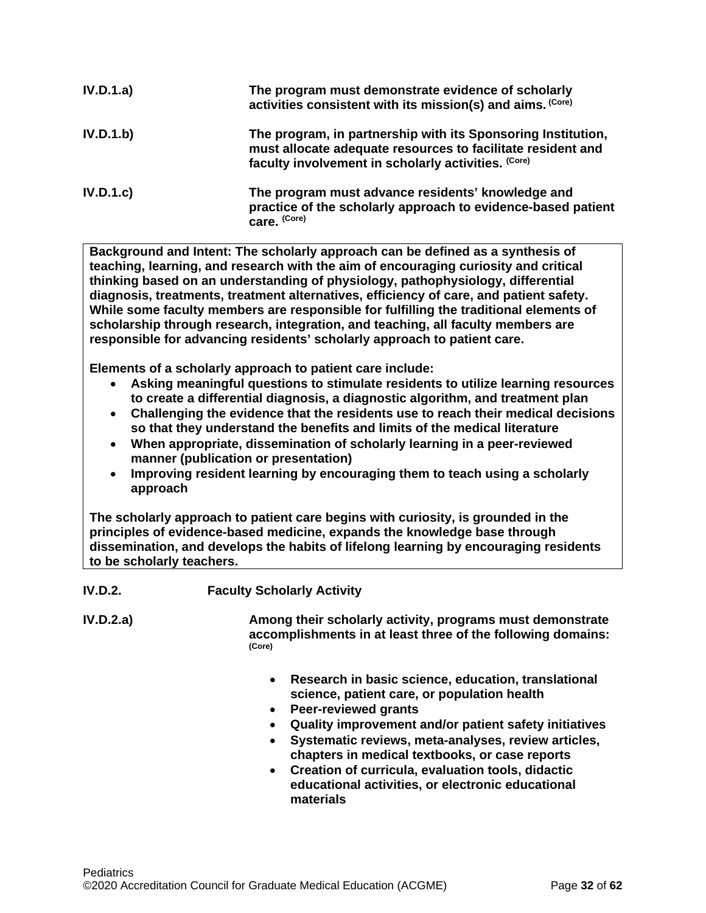**IV.D.1.a)** **The program must demonstrate evidence of scholarly activities consistent with its mission(s) and aims.** (Core)

**IV.D.1.b)** **The program, in partnership with its Sponsoring Institution, must allocate adequate resources to facilitate resident and faculty involvement in scholarly activities.** (Core)

**IV.D.1.c)** **The program must advance residents' knowledge and practice of the scholarly approach to evidence-based patient care.** (Core)

> **Background and Intent: The scholarly approach can be defined as a synthesis of teaching, learning, and research with the aim of encouraging curiosity and critical thinking based on an understanding of physiology, pathophysiology, differential diagnosis, treatments, treatment alternatives, efficiency of care, and patient safety. While some faculty members are responsible for fulfilling the traditional elements of scholarship through research, integration, and teaching, all faculty members are responsible for advancing residents' scholarly approach to patient care.**
>
> **Elements of a scholarly approach to patient care include:**
>
> - **Asking meaningful questions to stimulate residents to utilize learning resources to create a differential diagnosis, a diagnostic algorithm, and treatment plan**
> - **Challenging the evidence that the residents use to reach their medical decisions so that they understand the benefits and limits of the medical literature**
> - **When appropriate, dissemination of scholarly learning in a peer-reviewed manner (publication or presentation)**
> - **Improving resident learning by encouraging them to teach using a scholarly approach**
>
> **The scholarly approach to patient care begins with curiosity, is grounded in the principles of evidence-based medicine, expands the knowledge base through dissemination, and develops the habits of lifelong learning by encouraging residents to be scholarly teachers.**

**IV.D.2.** **Faculty Scholarly Activity**

**IV.D.2.a)** **Among their scholarly activity, programs must demonstrate accomplishments in at least three of the following domains:** (Core)

- **Research in basic science, education, translational science, patient care, or population health**
- **Peer-reviewed grants**
- **Quality improvement and/or patient safety initiatives**
- **Systematic reviews, meta-analyses, review articles, chapters in medical textbooks, or case reports**
- **Creation of curricula, evaluation tools, didactic educational activities, or electronic educational materials**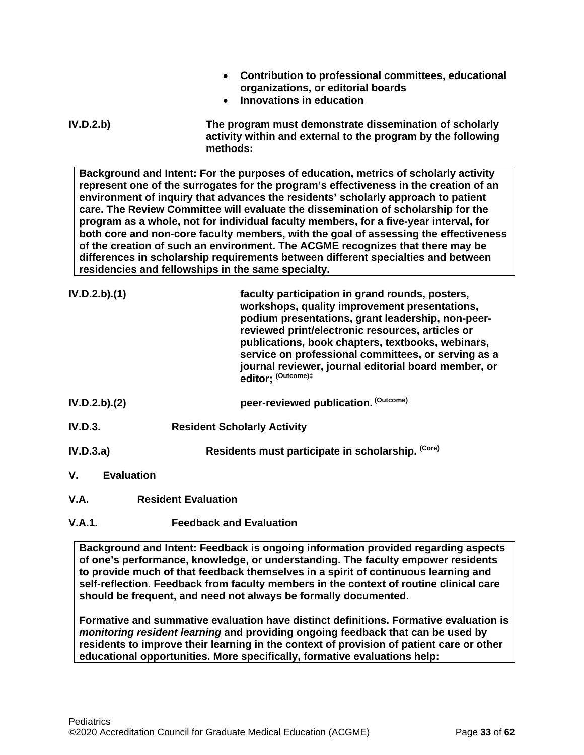- **Contribution to professional committees, educational organizations, or editorial boards**
- **Innovations in education**

**IV.D.2.b)** **The program must demonstrate dissemination of scholarly activity within and external to the program by the following methods:**

> **Background and Intent: For the purposes of education, metrics of scholarly activity represent one of the surrogates for the program's effectiveness in the creation of an environment of inquiry that advances the residents' scholarly approach to patient care. The Review Committee will evaluate the dissemination of scholarship for the program as a whole, not for individual faculty members, for a five-year interval, for both core and non-core faculty members, with the goal of assessing the effectiveness of the creation of such an environment. The ACGME recognizes that there may be differences in scholarship requirements between different specialties and between residencies and fellowships in the same specialty.**

**IV.D.2.b).(1)** **faculty participation in grand rounds, posters, workshops, quality improvement presentations, podium presentations, grant leadership, non-peer-reviewed print/electronic resources, articles or publications, book chapters, textbooks, webinars, service on professional committees, or serving as a journal reviewer, journal editorial board member, or editor; (Outcome)‡**

**IV.D.2.b).(2)** **peer-reviewed publication. (Outcome)**

**IV.D.3.** **Resident Scholarly Activity**

**IV.D.3.a)** **Residents must participate in scholarship. (Core)**

## V. Evaluation

### V.A. Resident Evaluation

#### V.A.1. Feedback and Evaluation

> **Background and Intent: Feedback is ongoing information provided regarding aspects of one's performance, knowledge, or understanding. The faculty empower residents to provide much of that feedback themselves in a spirit of continuous learning and self-reflection. Feedback from faculty members in the context of routine clinical care should be frequent, and need not always be formally documented.**
>
> **Formative and summative evaluation have distinct definitions. Formative evaluation is *monitoring resident learning* and providing ongoing feedback that can be used by residents to improve their learning in the context of provision of patient care or other educational opportunities. More specifically, formative evaluations help:**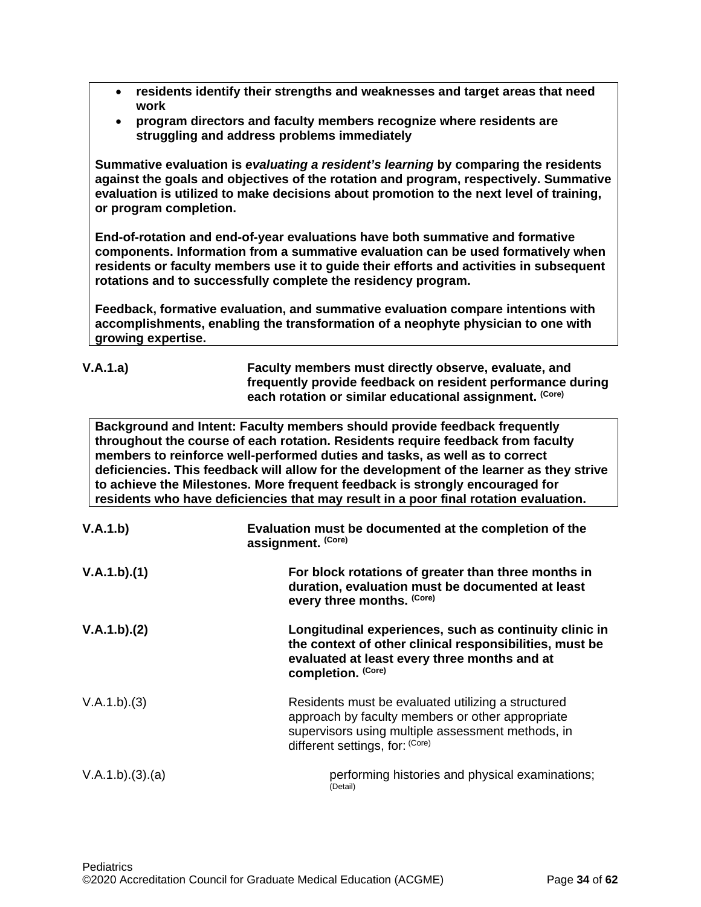- **residents identify their strengths and weaknesses and target areas that need work**
- **program directors and faculty members recognize where residents are struggling and address problems immediately**

**Summative evaluation is *evaluating a resident's learning* by comparing the residents against the goals and objectives of the rotation and program, respectively. Summative evaluation is utilized to make decisions about promotion to the next level of training, or program completion.**

**End-of-rotation and end-of-year evaluations have both summative and formative components. Information from a summative evaluation can be used formatively when residents or faculty members use it to guide their efforts and activities in subsequent rotations and to successfully complete the residency program.**

**Feedback, formative evaluation, and summative evaluation compare intentions with accomplishments, enabling the transformation of a neophyte physician to one with growing expertise.**

**V.A.1.a)** **Faculty members must directly observe, evaluate, and frequently provide feedback on resident performance during each rotation or similar educational assignment.** (Core)

**Background and Intent: Faculty members should provide feedback frequently throughout the course of each rotation. Residents require feedback from faculty members to reinforce well-performed duties and tasks, as well as to correct deficiencies. This feedback will allow for the development of the learner as they strive to achieve the Milestones. More frequent feedback is strongly encouraged for residents who have deficiencies that may result in a poor final rotation evaluation.**

**V.A.1.b)** **Evaluation must be documented at the completion of the assignment.** (Core)

**V.A.1.b).(1)** **For block rotations of greater than three months in duration, evaluation must be documented at least every three months.** (Core)

**V.A.1.b).(2)** **Longitudinal experiences, such as continuity clinic in the context of other clinical responsibilities, must be evaluated at least every three months and at completion.** (Core)

V.A.1.b).(3) Residents must be evaluated utilizing a structured approach by faculty members or other appropriate supervisors using multiple assessment methods, in different settings, for: (Core)

V.A.1.b).(3).(a) performing histories and physical examinations; (Detail)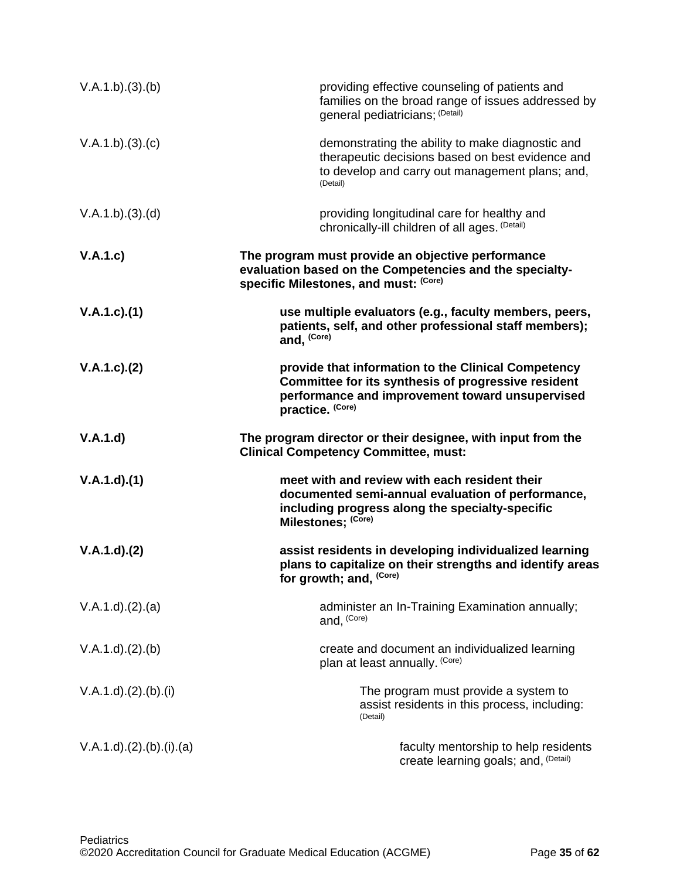| | |
|---|---|
| V.A.1.b).(3).(b) | providing effective counseling of patients and families on the broad range of issues addressed by general pediatricians; (Detail) |
| V.A.1.b).(3).(c) | demonstrating the ability to make diagnostic and therapeutic decisions based on best evidence and to develop and carry out management plans; and, (Detail) |
| V.A.1.b).(3).(d) | providing longitudinal care for healthy and chronically-ill children of all ages. (Detail) |
| **V.A.1.c)** | **The program must provide an objective performance evaluation based on the Competencies and the specialty-specific Milestones, and must: (Core)** |
| **V.A.1.c).(1)** | **use multiple evaluators (e.g., faculty members, peers, patients, self, and other professional staff members); and, (Core)** |
| **V.A.1.c).(2)** | **provide that information to the Clinical Competency Committee for its synthesis of progressive resident performance and improvement toward unsupervised practice. (Core)** |
| **V.A.1.d)** | **The program director or their designee, with input from the Clinical Competency Committee, must:** |
| **V.A.1.d).(1)** | **meet with and review with each resident their documented semi-annual evaluation of performance, including progress along the specialty-specific Milestones; (Core)** |
| **V.A.1.d).(2)** | **assist residents in developing individualized learning plans to capitalize on their strengths and identify areas for growth; and, (Core)** |
| V.A.1.d).(2).(a) | administer an In-Training Examination annually; and, (Core) |
| V.A.1.d).(2).(b) | create and document an individualized learning plan at least annually. (Core) |
| V.A.1.d).(2).(b).(i) | The program must provide a system to assist residents in this process, including: (Detail) |
| V.A.1.d).(2).(b).(i).(a) | faculty mentorship to help residents create learning goals; and, (Detail) |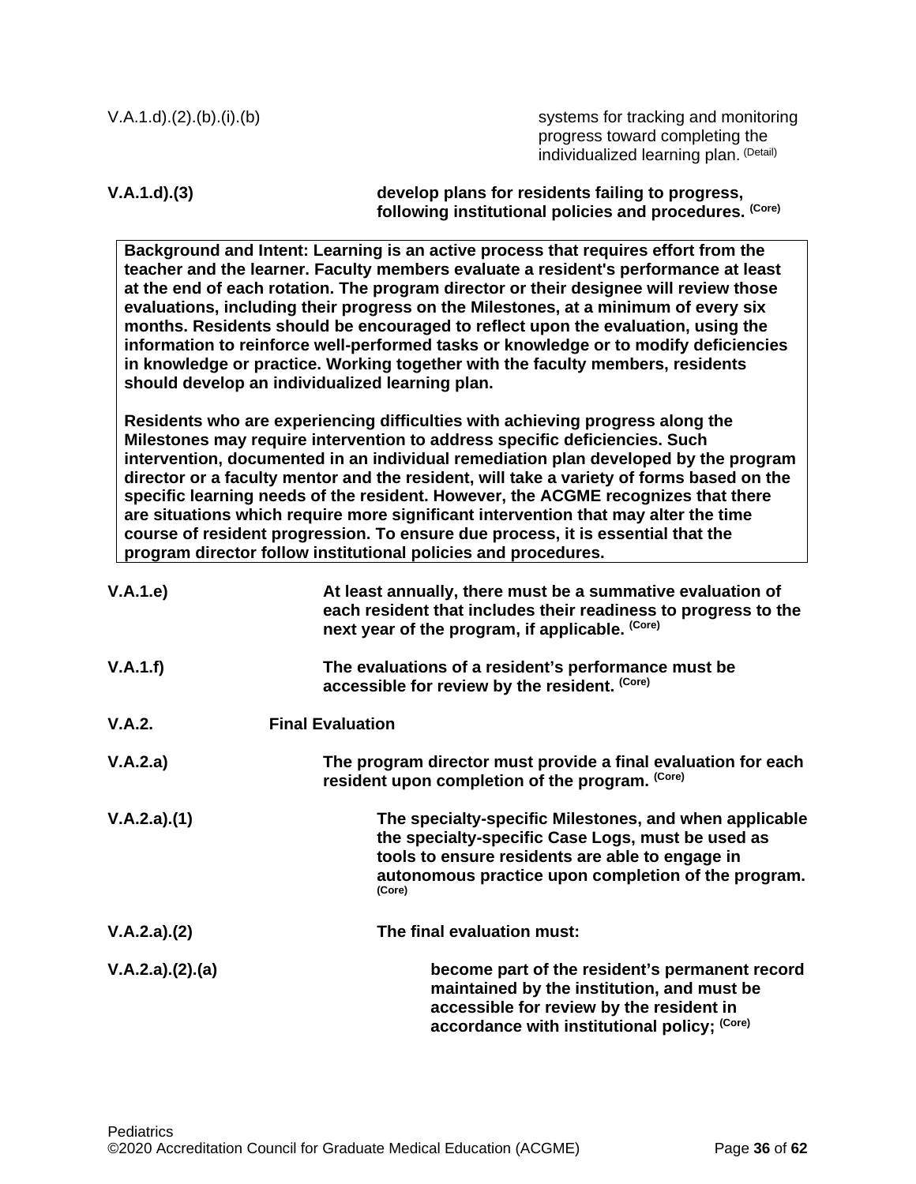V.A.1.d).(2).(b).(i).(b) systems for tracking and monitoring progress toward completing the individualized learning plan. (Detail)

**V.A.1.d).(3) develop plans for residents failing to progress, following institutional policies and procedures.** (Core)

> **Background and Intent: Learning is an active process that requires effort from the teacher and the learner. Faculty members evaluate a resident's performance at least at the end of each rotation. The program director or their designee will review those evaluations, including their progress on the Milestones, at a minimum of every six months. Residents should be encouraged to reflect upon the evaluation, using the information to reinforce well-performed tasks or knowledge or to modify deficiencies in knowledge or practice. Working together with the faculty members, residents should develop an individualized learning plan.**
>
> **Residents who are experiencing difficulties with achieving progress along the Milestones may require intervention to address specific deficiencies. Such intervention, documented in an individual remediation plan developed by the program director or a faculty mentor and the resident, will take a variety of forms based on the specific learning needs of the resident. However, the ACGME recognizes that there are situations which require more significant intervention that may alter the time course of resident progression. To ensure due process, it is essential that the program director follow institutional policies and procedures.**

**V.A.1.e) At least annually, there must be a summative evaluation of each resident that includes their readiness to progress to the next year of the program, if applicable.** (Core)

**V.A.1.f) The evaluations of a resident's performance must be accessible for review by the resident.** (Core)

**V.A.2. Final Evaluation**

**V.A.2.a) The program director must provide a final evaluation for each resident upon completion of the program.** (Core)

**V.A.2.a).(1) The specialty-specific Milestones, and when applicable the specialty-specific Case Logs, must be used as tools to ensure residents are able to engage in autonomous practice upon completion of the program.** (Core)

**V.A.2.a).(2) The final evaluation must:**

**V.A.2.a).(2).(a) become part of the resident's permanent record maintained by the institution, and must be accessible for review by the resident in accordance with institutional policy;** (Core)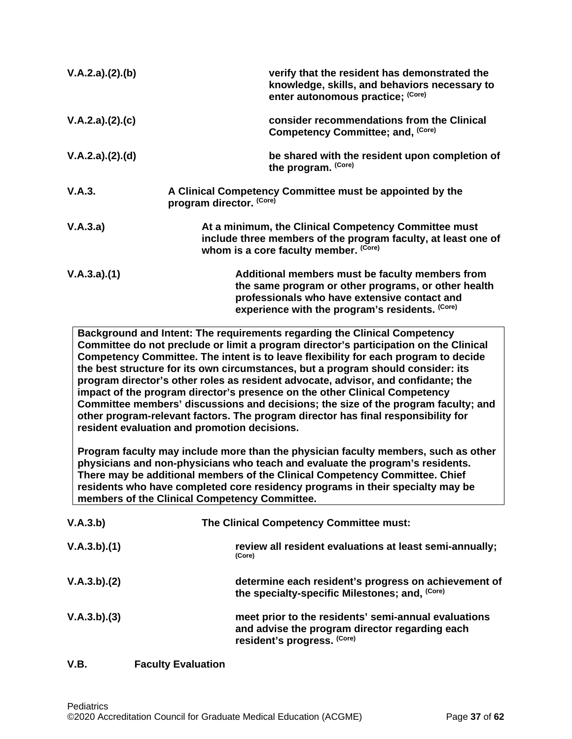| | |
|---|---|
| V.A.2.a).(2).(b) | **verify that the resident has demonstrated the knowledge, skills, and behaviors necessary to enter autonomous practice;** (Core) |
| V.A.2.a).(2).(c) | **consider recommendations from the Clinical Competency Committee; and,** (Core) |
| V.A.2.a).(2).(d) | **be shared with the resident upon completion of the program.** (Core) |
| V.A.3. | **A Clinical Competency Committee must be appointed by the program director.** (Core) |
| V.A.3.a) | **At a minimum, the Clinical Competency Committee must include three members of the program faculty, at least one of whom is a core faculty member.** (Core) |
| V.A.3.a).(1) | **Additional members must be faculty members from the same program or other programs, or other health professionals who have extensive contact and experience with the program's residents.** (Core) |

> **Background and Intent: The requirements regarding the Clinical Competency Committee do not preclude or limit a program director's participation on the Clinical Competency Committee. The intent is to leave flexibility for each program to decide the best structure for its own circumstances, but a program should consider: its program director's other roles as resident advocate, advisor, and confidante; the impact of the program director's presence on the other Clinical Competency Committee members' discussions and decisions; the size of the program faculty; and other program-relevant factors. The program director has final responsibility for resident evaluation and promotion decisions.**
>
> **Program faculty may include more than the physician faculty members, such as other physicians and non-physicians who teach and evaluate the program's residents. There may be additional members of the Clinical Competency Committee. Chief residents who have completed core residency programs in their specialty may be members of the Clinical Competency Committee.**

| | |
|---|---|
| V.A.3.b) | **The Clinical Competency Committee must:** |
| V.A.3.b).(1) | **review all resident evaluations at least semi-annually;** (Core) |
| V.A.3.b).(2) | **determine each resident's progress on achievement of the specialty-specific Milestones; and,** (Core) |
| V.A.3.b).(3) | **meet prior to the residents' semi-annual evaluations and advise the program director regarding each resident's progress.** (Core) |

**V.B. Faculty Evaluation**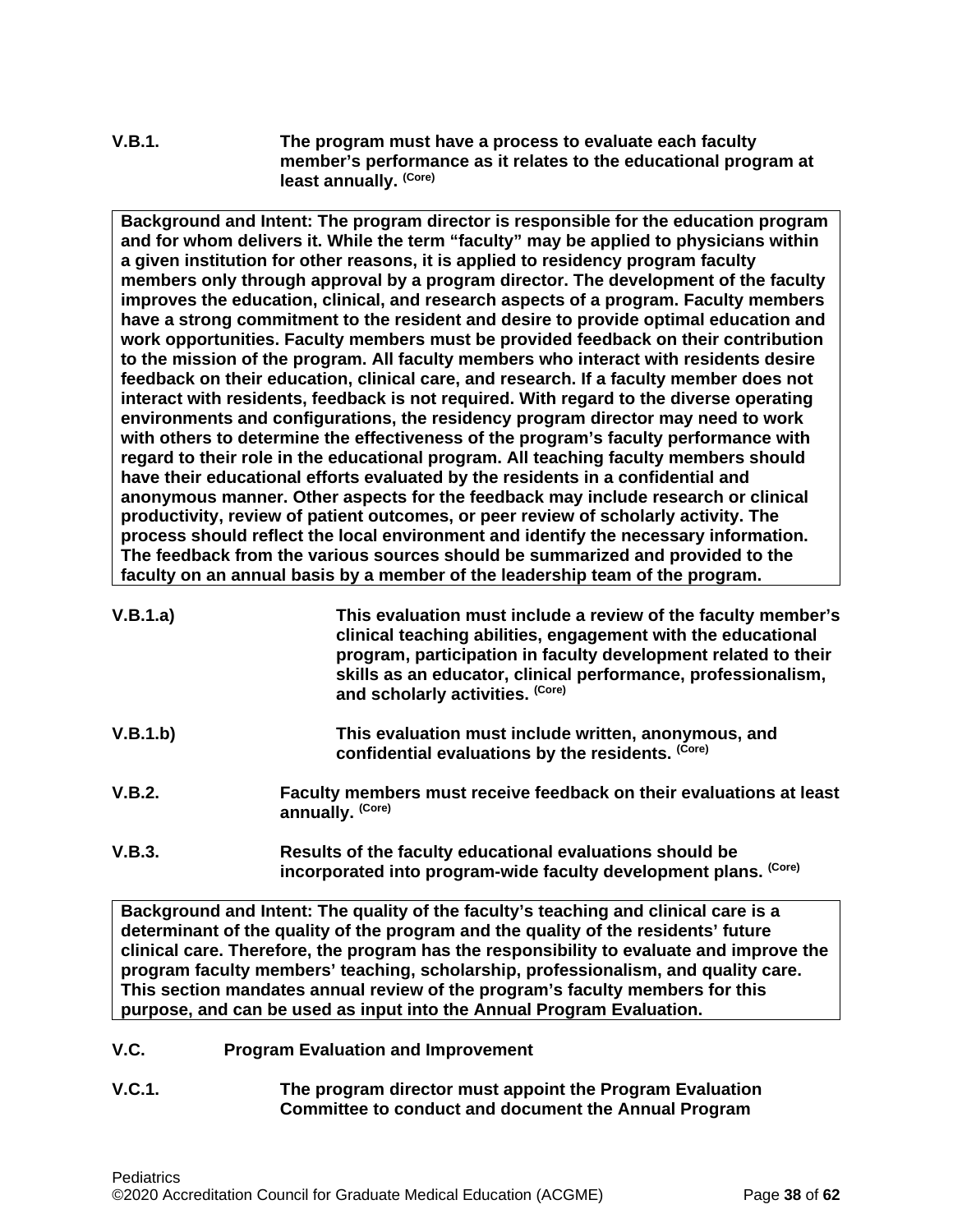**V.B.1.** **The program must have a process to evaluate each faculty member's performance as it relates to the educational program at least annually.** (Core)

> **Background and Intent: The program director is responsible for the education program and for whom delivers it. While the term "faculty" may be applied to physicians within a given institution for other reasons, it is applied to residency program faculty members only through approval by a program director. The development of the faculty improves the education, clinical, and research aspects of a program. Faculty members have a strong commitment to the resident and desire to provide optimal education and work opportunities. Faculty members must be provided feedback on their contribution to the mission of the program. All faculty members who interact with residents desire feedback on their education, clinical care, and research. If a faculty member does not interact with residents, feedback is not required. With regard to the diverse operating environments and configurations, the residency program director may need to work with others to determine the effectiveness of the program's faculty performance with regard to their role in the educational program. All teaching faculty members should have their educational efforts evaluated by the residents in a confidential and anonymous manner. Other aspects for the feedback may include research or clinical productivity, review of patient outcomes, or peer review of scholarly activity. The process should reflect the local environment and identify the necessary information. The feedback from the various sources should be summarized and provided to the faculty on an annual basis by a member of the leadership team of the program.**

**V.B.1.a)** **This evaluation must include a review of the faculty member's clinical teaching abilities, engagement with the educational program, participation in faculty development related to their skills as an educator, clinical performance, professionalism, and scholarly activities.** (Core)

**V.B.1.b)** **This evaluation must include written, anonymous, and confidential evaluations by the residents.** (Core)

**V.B.2.** **Faculty members must receive feedback on their evaluations at least annually.** (Core)

**V.B.3.** **Results of the faculty educational evaluations should be incorporated into program-wide faculty development plans.** (Core)

> **Background and Intent: The quality of the faculty's teaching and clinical care is a determinant of the quality of the program and the quality of the residents' future clinical care. Therefore, the program has the responsibility to evaluate and improve the program faculty members' teaching, scholarship, professionalism, and quality care. This section mandates annual review of the program's faculty members for this purpose, and can be used as input into the Annual Program Evaluation.**

## V.C. Program Evaluation and Improvement

**V.C.1.** **The program director must appoint the Program Evaluation Committee to conduct and document the Annual Program**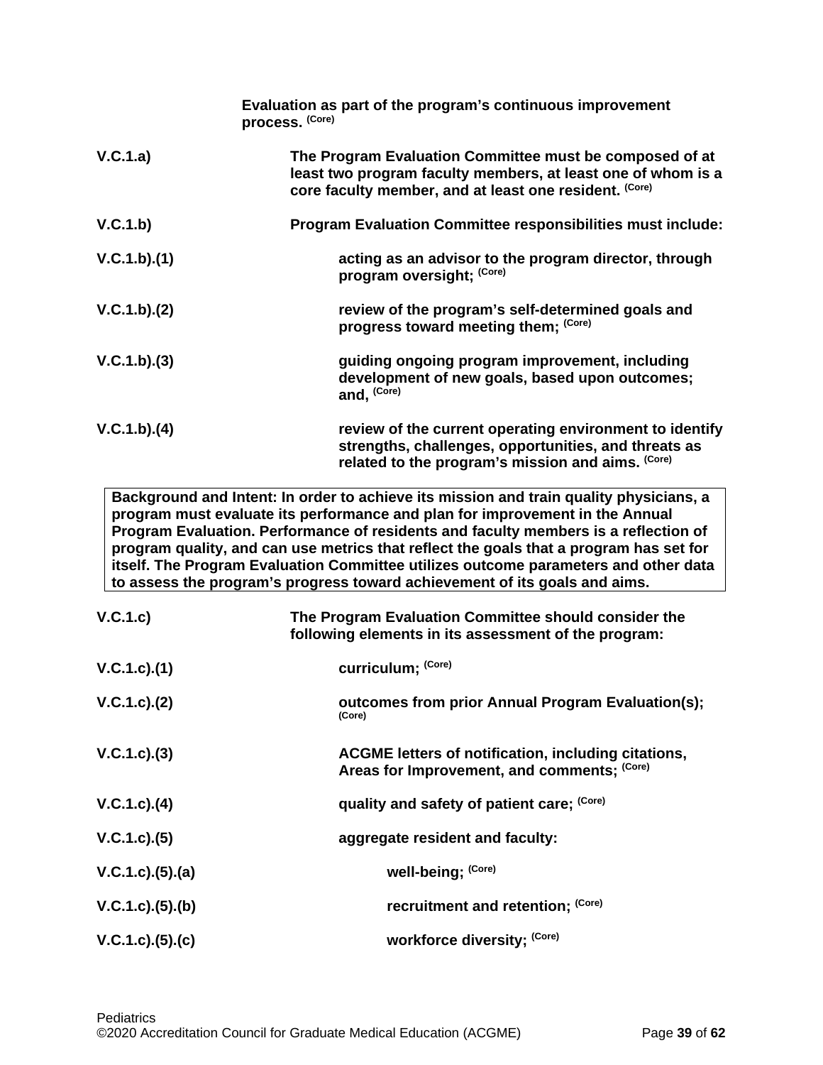**Evaluation as part of the program's continuous improvement process.** **(Core)**

| | |
|---|---|
| **V.C.1.a)** | **The Program Evaluation Committee must be composed of at least two program faculty members, at least one of whom is a core faculty member, and at least one resident.** **(Core)** |
| **V.C.1.b)** | **Program Evaluation Committee responsibilities must include:** |
| **V.C.1.b).(1)** | **acting as an advisor to the program director, through program oversight;** **(Core)** |
| **V.C.1.b).(2)** | **review of the program's self-determined goals and progress toward meeting them;** **(Core)** |
| **V.C.1.b).(3)** | **guiding ongoing program improvement, including development of new goals, based upon outcomes; and,** **(Core)** |
| **V.C.1.b).(4)** | **review of the current operating environment to identify strengths, challenges, opportunities, and threats as related to the program's mission and aims.** **(Core)** |

**Background and Intent: In order to achieve its mission and train quality physicians, a program must evaluate its performance and plan for improvement in the Annual Program Evaluation. Performance of residents and faculty members is a reflection of program quality, and can use metrics that reflect the goals that a program has set for itself. The Program Evaluation Committee utilizes outcome parameters and other data to assess the program's progress toward achievement of its goals and aims.**

| | |
|---|---|
| **V.C.1.c)** | **The Program Evaluation Committee should consider the following elements in its assessment of the program:** |
| **V.C.1.c).(1)** | **curriculum;** **(Core)** |
| **V.C.1.c).(2)** | **outcomes from prior Annual Program Evaluation(s);** **(Core)** |
| **V.C.1.c).(3)** | **ACGME letters of notification, including citations, Areas for Improvement, and comments;** **(Core)** |
| **V.C.1.c).(4)** | **quality and safety of patient care;** **(Core)** |
| **V.C.1.c).(5)** | **aggregate resident and faculty:** |
| **V.C.1.c).(5).(a)** | **well-being;** **(Core)** |
| **V.C.1.c).(5).(b)** | **recruitment and retention;** **(Core)** |
| **V.C.1.c).(5).(c)** | **workforce diversity;** **(Core)** |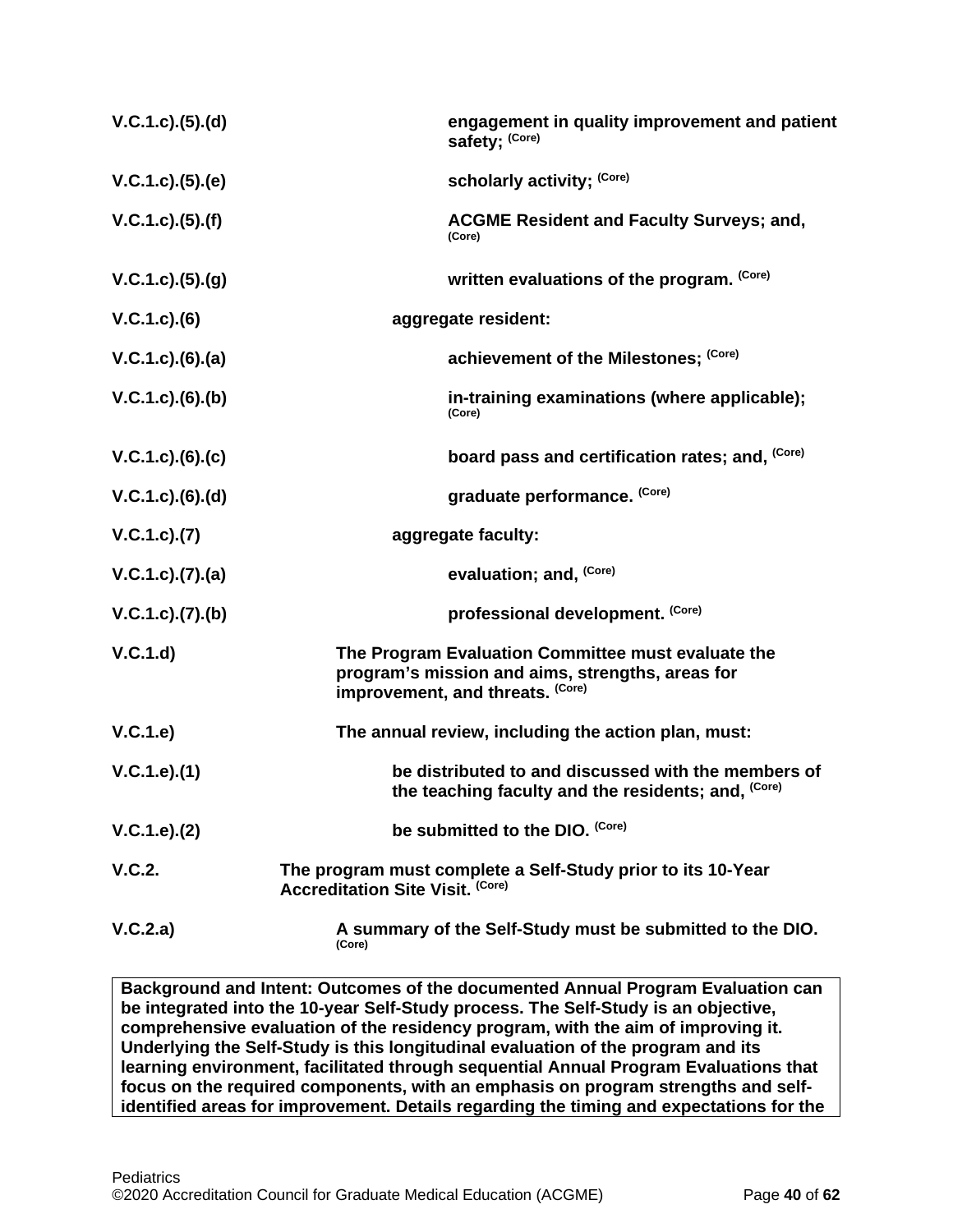| | |
|---|---|
| V.C.1.c).(5).(d) | **engagement in quality improvement and patient safety;** (Core) |
| V.C.1.c).(5).(e) | **scholarly activity;** (Core) |
| V.C.1.c).(5).(f) | **ACGME Resident and Faculty Surveys; and,** (Core) |
| V.C.1.c).(5).(g) | **written evaluations of the program.** (Core) |
| V.C.1.c).(6) | **aggregate resident:** |
| V.C.1.c).(6).(a) | **achievement of the Milestones;** (Core) |
| V.C.1.c).(6).(b) | **in-training examinations (where applicable);** (Core) |
| V.C.1.c).(6).(c) | **board pass and certification rates; and,** (Core) |
| V.C.1.c).(6).(d) | **graduate performance.** (Core) |
| V.C.1.c).(7) | **aggregate faculty:** |
| V.C.1.c).(7).(a) | **evaluation; and,** (Core) |
| V.C.1.c).(7).(b) | **professional development.** (Core) |
| V.C.1.d) | **The Program Evaluation Committee must evaluate the program's mission and aims, strengths, areas for improvement, and threats.** (Core) |
| V.C.1.e) | **The annual review, including the action plan, must:** |
| V.C.1.e).(1) | **be distributed to and discussed with the members of the teaching faculty and the residents; and,** (Core) |
| V.C.1.e).(2) | **be submitted to the DIO.** (Core) |
| V.C.2. | **The program must complete a Self-Study prior to its 10-Year Accreditation Site Visit.** (Core) |
| V.C.2.a) | **A summary of the Self-Study must be submitted to the DIO.** (Core) |

**Background and Intent: Outcomes of the documented Annual Program Evaluation can be integrated into the 10-year Self-Study process. The Self-Study is an objective, comprehensive evaluation of the residency program, with the aim of improving it. Underlying the Self-Study is this longitudinal evaluation of the program and its learning environment, facilitated through sequential Annual Program Evaluations that focus on the required components, with an emphasis on program strengths and self-identified areas for improvement. Details regarding the timing and expectations for the**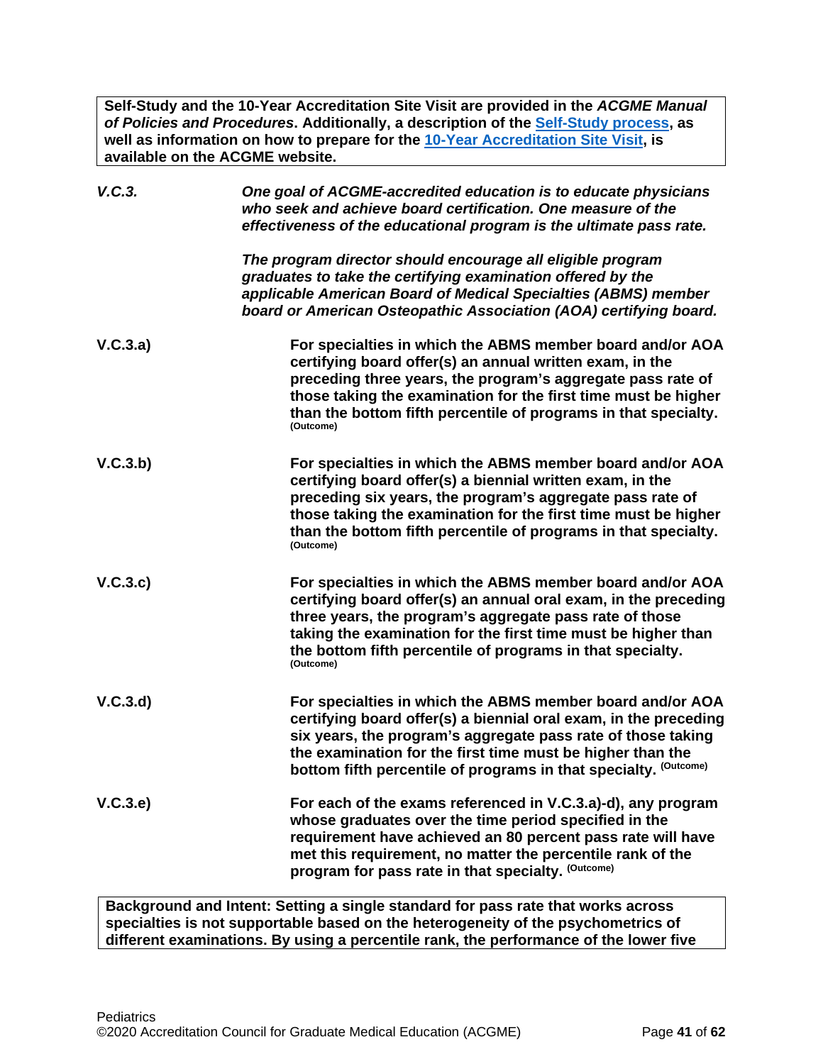**Self-Study and the 10-Year Accreditation Site Visit are provided in the *ACGME Manual of Policies and Procedures*. Additionally, a description of the Self-Study process, as well as information on how to prepare for the 10-Year Accreditation Site Visit, is available on the ACGME website.**

| | |
|---|---|
| *V.C.3.* | *One goal of ACGME-accredited education is to educate physicians who seek and achieve board certification. One measure of the effectiveness of the educational program is the ultimate pass rate.*<br><br>*The program director should encourage all eligible program graduates to take the certifying examination offered by the applicable American Board of Medical Specialties (ABMS) member board or American Osteopathic Association (AOA) certifying board.* |
| **V.C.3.a)** | **For specialties in which the ABMS member board and/or AOA certifying board offer(s) an annual written exam, in the preceding three years, the program's aggregate pass rate of those taking the examination for the first time must be higher than the bottom fifth percentile of programs in that specialty.** (Outcome) |
| **V.C.3.b)** | **For specialties in which the ABMS member board and/or AOA certifying board offer(s) a biennial written exam, in the preceding six years, the program's aggregate pass rate of those taking the examination for the first time must be higher than the bottom fifth percentile of programs in that specialty.** (Outcome) |
| **V.C.3.c)** | **For specialties in which the ABMS member board and/or AOA certifying board offer(s) an annual oral exam, in the preceding three years, the program's aggregate pass rate of those taking the examination for the first time must be higher than the bottom fifth percentile of programs in that specialty.** (Outcome) |
| **V.C.3.d)** | **For specialties in which the ABMS member board and/or AOA certifying board offer(s) a biennial oral exam, in the preceding six years, the program's aggregate pass rate of those taking the examination for the first time must be higher than the bottom fifth percentile of programs in that specialty.** (Outcome) |
| **V.C.3.e)** | **For each of the exams referenced in V.C.3.a)-d), any program whose graduates over the time period specified in the requirement have achieved an 80 percent pass rate will have met this requirement, no matter the percentile rank of the program for pass rate in that specialty.** (Outcome) |

**Background and Intent: Setting a single standard for pass rate that works across specialties is not supportable based on the heterogeneity of the psychometrics of different examinations. By using a percentile rank, the performance of the lower five**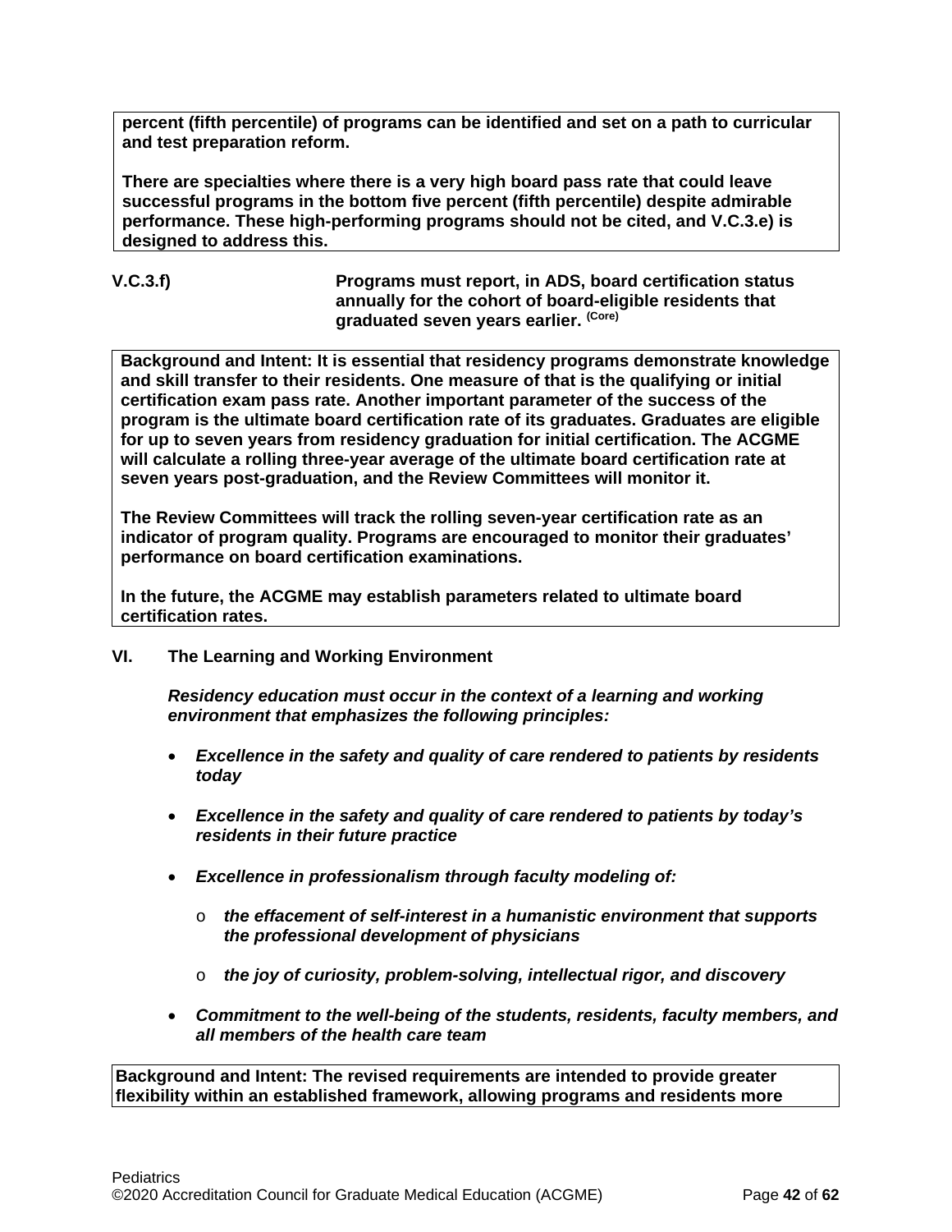**percent (fifth percentile) of programs can be identified and set on a path to curricular and test preparation reform.**

**There are specialties where there is a very high board pass rate that could leave successful programs in the bottom five percent (fifth percentile) despite admirable performance. These high-performing programs should not be cited, and V.C.3.e) is designed to address this.**

**V.C.3.f)** **Programs must report, in ADS, board certification status annually for the cohort of board-eligible residents that graduated seven years earlier.** (Core)

**Background and Intent: It is essential that residency programs demonstrate knowledge and skill transfer to their residents. One measure of that is the qualifying or initial certification exam pass rate. Another important parameter of the success of the program is the ultimate board certification rate of its graduates. Graduates are eligible for up to seven years from residency graduation for initial certification. The ACGME will calculate a rolling three-year average of the ultimate board certification rate at seven years post-graduation, and the Review Committees will monitor it.**

**The Review Committees will track the rolling seven-year certification rate as an indicator of program quality. Programs are encouraged to monitor their graduates' performance on board certification examinations.**

**In the future, the ACGME may establish parameters related to ultimate board certification rates.**

## VI. The Learning and Working Environment

***Residency education must occur in the context of a learning and working environment that emphasizes the following principles:***

- ***Excellence in the safety and quality of care rendered to patients by residents today***
- ***Excellence in the safety and quality of care rendered to patients by today's residents in their future practice***
- ***Excellence in professionalism through faculty modeling of:***
  - ***the effacement of self-interest in a humanistic environment that supports the professional development of physicians***
  - ***the joy of curiosity, problem-solving, intellectual rigor, and discovery***
- ***Commitment to the well-being of the students, residents, faculty members, and all members of the health care team***

**Background and Intent: The revised requirements are intended to provide greater flexibility within an established framework, allowing programs and residents more**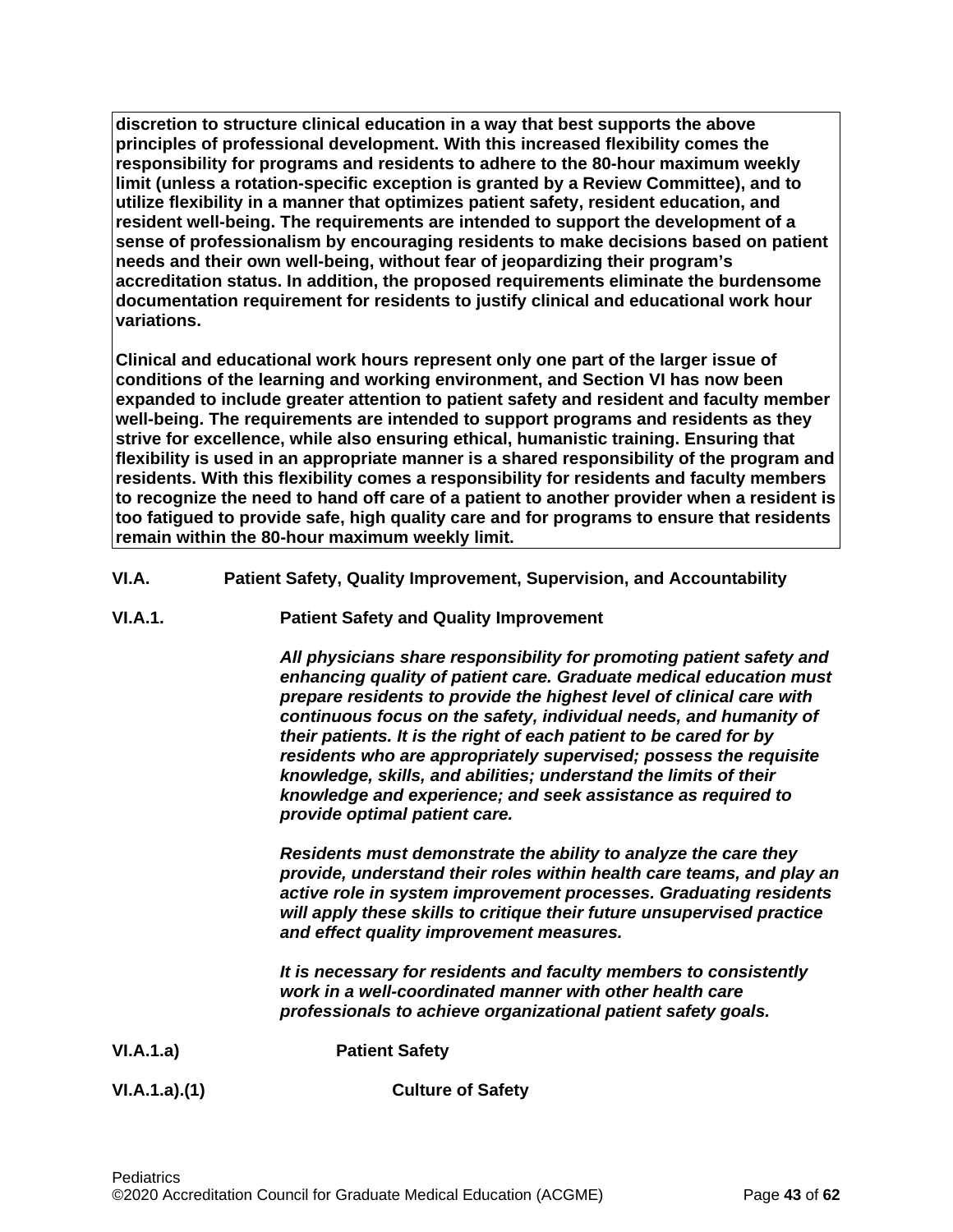**discretion to structure clinical education in a way that best supports the above principles of professional development. With this increased flexibility comes the responsibility for programs and residents to adhere to the 80-hour maximum weekly limit (unless a rotation-specific exception is granted by a Review Committee), and to utilize flexibility in a manner that optimizes patient safety, resident education, and resident well-being. The requirements are intended to support the development of a sense of professionalism by encouraging residents to make decisions based on patient needs and their own well-being, without fear of jeopardizing their program's accreditation status. In addition, the proposed requirements eliminate the burdensome documentation requirement for residents to justify clinical and educational work hour variations.**

**Clinical and educational work hours represent only one part of the larger issue of conditions of the learning and working environment, and Section VI has now been expanded to include greater attention to patient safety and resident and faculty member well-being. The requirements are intended to support programs and residents as they strive for excellence, while also ensuring ethical, humanistic training. Ensuring that flexibility is used in an appropriate manner is a shared responsibility of the program and residents. With this flexibility comes a responsibility for residents and faculty members to recognize the need to hand off care of a patient to another provider when a resident is too fatigued to provide safe, high quality care and for programs to ensure that residents remain within the 80-hour maximum weekly limit.**

**VI.A. Patient Safety, Quality Improvement, Supervision, and Accountability**

**VI.A.1. Patient Safety and Quality Improvement**

***All physicians share responsibility for promoting patient safety and enhancing quality of patient care. Graduate medical education must prepare residents to provide the highest level of clinical care with continuous focus on the safety, individual needs, and humanity of their patients. It is the right of each patient to be cared for by residents who are appropriately supervised; possess the requisite knowledge, skills, and abilities; understand the limits of their knowledge and experience; and seek assistance as required to provide optimal patient care.***

***Residents must demonstrate the ability to analyze the care they provide, understand their roles within health care teams, and play an active role in system improvement processes. Graduating residents will apply these skills to critique their future unsupervised practice and effect quality improvement measures.***

***It is necessary for residents and faculty members to consistently work in a well-coordinated manner with other health care professionals to achieve organizational patient safety goals.***

**VI.A.1.a) Patient Safety**

**VI.A.1.a).(1) Culture of Safety**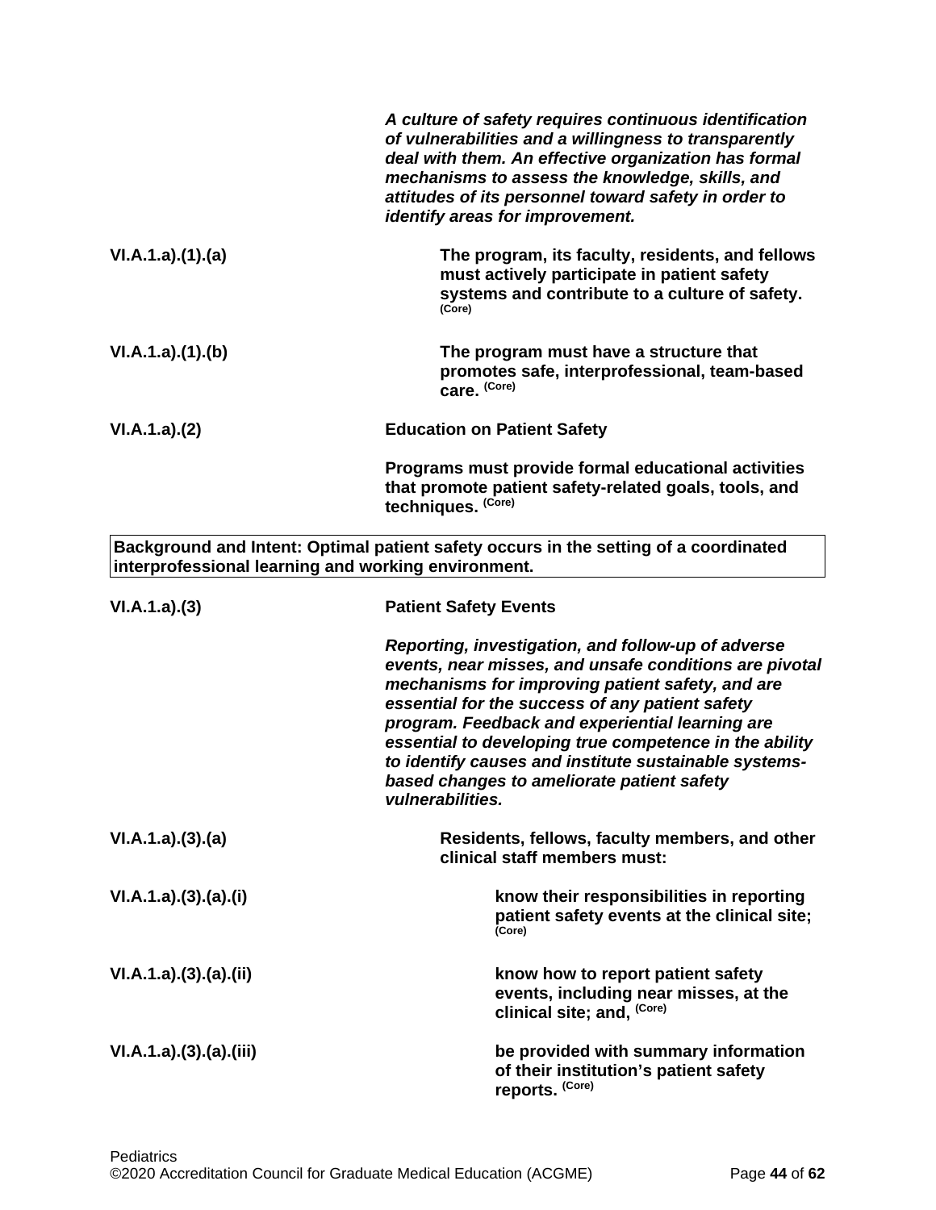*A culture of safety requires continuous identification of vulnerabilities and a willingness to transparently deal with them. An effective organization has formal mechanisms to assess the knowledge, skills, and attitudes of its personnel toward safety in order to identify areas for improvement.*

**VI.A.1.a).(1).(a)** **The program, its faculty, residents, and fellows must actively participate in patient safety systems and contribute to a culture of safety.** **(Core)**

**VI.A.1.a).(1).(b)** **The program must have a structure that promotes safe, interprofessional, team-based care.** **(Core)**

**VI.A.1.a).(2)** **Education on Patient Safety**

**Programs must provide formal educational activities that promote patient safety-related goals, tools, and techniques.** **(Core)**

| **Background and Intent: Optimal patient safety occurs in the setting of a coordinated interprofessional learning and working environment.** |
|---|

**VI.A.1.a).(3)** **Patient Safety Events**

***Reporting, investigation, and follow-up of adverse events, near misses, and unsafe conditions are pivotal mechanisms for improving patient safety, and are essential for the success of any patient safety program. Feedback and experiential learning are essential to developing true competence in the ability to identify causes and institute sustainable systems-based changes to ameliorate patient safety vulnerabilities.***

**VI.A.1.a).(3).(a)** **Residents, fellows, faculty members, and other clinical staff members must:**

**VI.A.1.a).(3).(a).(i)** **know their responsibilities in reporting patient safety events at the clinical site;** **(Core)**

**VI.A.1.a).(3).(a).(ii)** **know how to report patient safety events, including near misses, at the clinical site; and,** **(Core)**

**VI.A.1.a).(3).(a).(iii)** **be provided with summary information of their institution's patient safety reports.** **(Core)**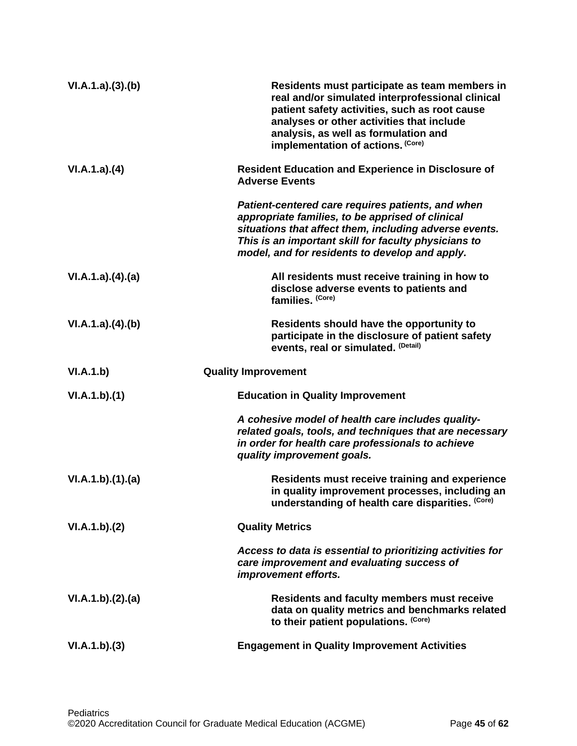| | |
|---|---|
| VI.A.1.a).(3).(b) | **Residents must participate as team members in real and/or simulated interprofessional clinical patient safety activities, such as root cause analyses or other activities that include analysis, as well as formulation and implementation of actions.** (Core) |
| VI.A.1.a).(4) | **Resident Education and Experience in Disclosure of Adverse Events** |
| | ***Patient-centered care requires patients, and when appropriate families, to be apprised of clinical situations that affect them, including adverse events. This is an important skill for faculty physicians to model, and for residents to develop and apply.*** |
| VI.A.1.a).(4).(a) | **All residents must receive training in how to disclose adverse events to patients and families.** (Core) |
| VI.A.1.a).(4).(b) | **Residents should have the opportunity to participate in the disclosure of patient safety events, real or simulated.** (Detail) |
| VI.A.1.b) | **Quality Improvement** |
| VI.A.1.b).(1) | **Education in Quality Improvement** |
| | ***A cohesive model of health care includes quality-related goals, tools, and techniques that are necessary in order for health care professionals to achieve quality improvement goals.*** |
| VI.A.1.b).(1).(a) | **Residents must receive training and experience in quality improvement processes, including an understanding of health care disparities.** (Core) |
| VI.A.1.b).(2) | **Quality Metrics** |
| | ***Access to data is essential to prioritizing activities for care improvement and evaluating success of improvement efforts.*** |
| VI.A.1.b).(2).(a) | **Residents and faculty members must receive data on quality metrics and benchmarks related to their patient populations.** (Core) |
| VI.A.1.b).(3) | **Engagement in Quality Improvement Activities** |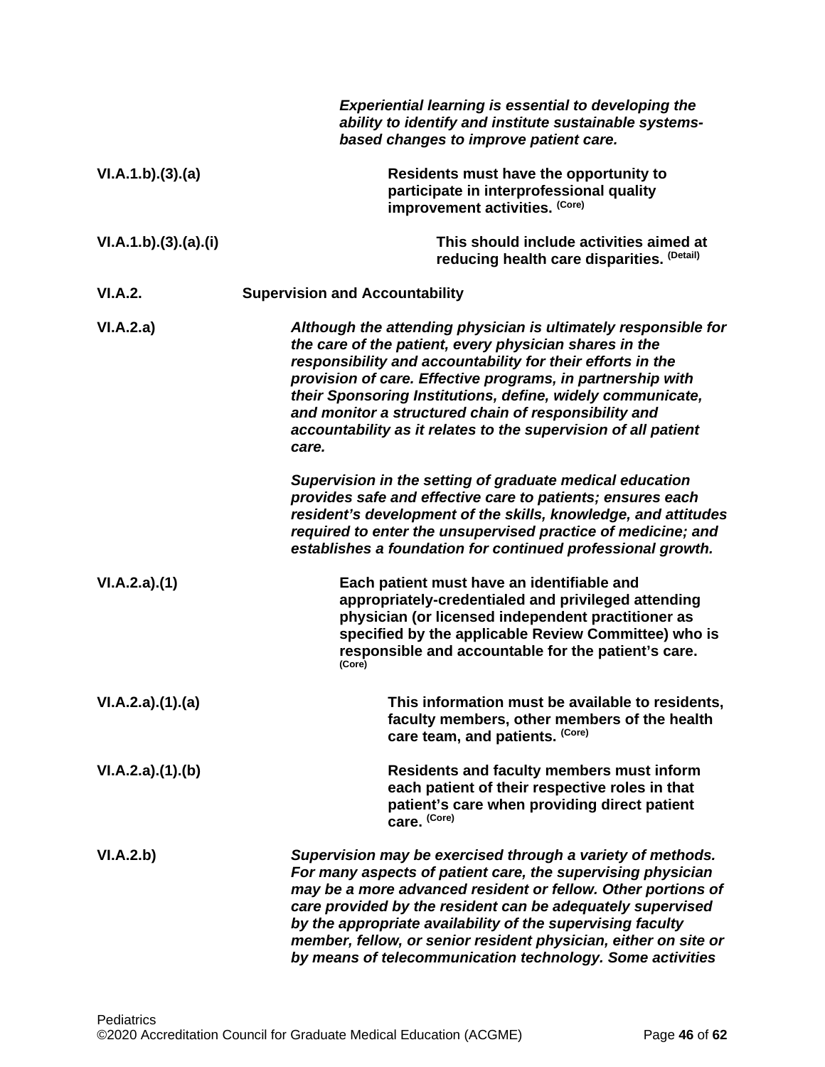*Experiential learning is essential to developing the ability to identify and institute sustainable systems-based changes to improve patient care.*

VI.A.1.b).(3).(a) **Residents must have the opportunity to participate in interprofessional quality improvement activities.** (Core)

VI.A.1.b).(3).(a).(i) **This should include activities aimed at reducing health care disparities.** (Detail)

VI.A.2. **Supervision and Accountability**

VI.A.2.a) ***Although the attending physician is ultimately responsible for the care of the patient, every physician shares in the responsibility and accountability for their efforts in the provision of care. Effective programs, in partnership with their Sponsoring Institutions, define, widely communicate, and monitor a structured chain of responsibility and accountability as it relates to the supervision of all patient care.***

***Supervision in the setting of graduate medical education provides safe and effective care to patients; ensures each resident's development of the skills, knowledge, and attitudes required to enter the unsupervised practice of medicine; and establishes a foundation for continued professional growth.***

VI.A.2.a).(1) **Each patient must have an identifiable and appropriately-credentialed and privileged attending physician (or licensed independent practitioner as specified by the applicable Review Committee) who is responsible and accountable for the patient's care.** (Core)

VI.A.2.a).(1).(a) **This information must be available to residents, faculty members, other members of the health care team, and patients.** (Core)

VI.A.2.a).(1).(b) **Residents and faculty members must inform each patient of their respective roles in that patient's care when providing direct patient care.** (Core)

VI.A.2.b) ***Supervision may be exercised through a variety of methods. For many aspects of patient care, the supervising physician may be a more advanced resident or fellow. Other portions of care provided by the resident can be adequately supervised by the appropriate availability of the supervising faculty member, fellow, or senior resident physician, either on site or by means of telecommunication technology. Some activities***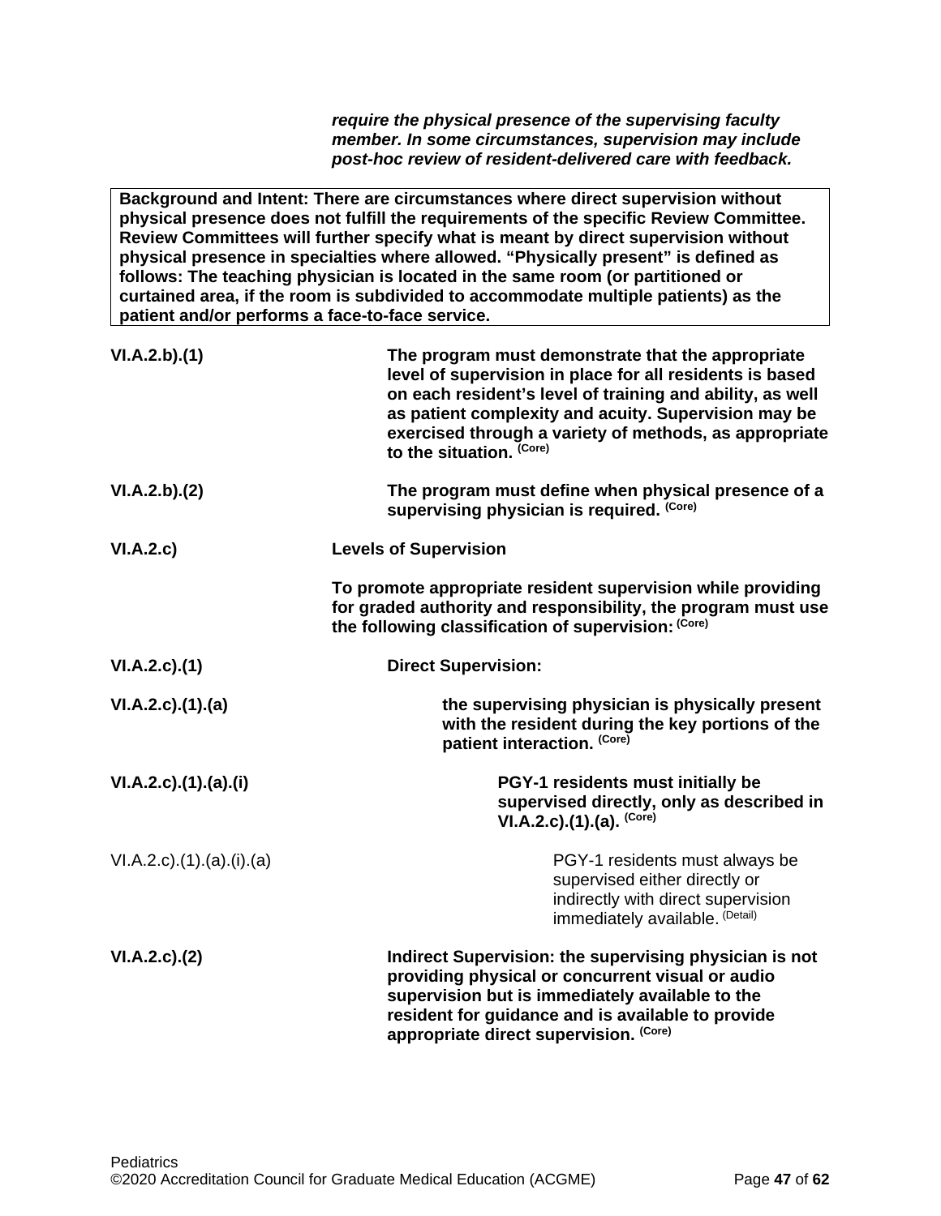***require the physical presence of the supervising faculty member. In some circumstances, supervision may include post-hoc review of resident-delivered care with feedback.***

> **Background and Intent: There are circumstances where direct supervision without physical presence does not fulfill the requirements of the specific Review Committee. Review Committees will further specify what is meant by direct supervision without physical presence in specialties where allowed. "Physically present" is defined as follows: The teaching physician is located in the same room (or partitioned or curtained area, if the room is subdivided to accommodate multiple patients) as the patient and/or performs a face-to-face service.**

**VI.A.2.b).(1)** **The program must demonstrate that the appropriate level of supervision in place for all residents is based on each resident's level of training and ability, as well as patient complexity and acuity. Supervision may be exercised through a variety of methods, as appropriate to the situation. (Core)**

**VI.A.2.b).(2)** **The program must define when physical presence of a supervising physician is required. (Core)**

**VI.A.2.c)** **Levels of Supervision**

**To promote appropriate resident supervision while providing for graded authority and responsibility, the program must use the following classification of supervision: (Core)**

**VI.A.2.c).(1)** **Direct Supervision:**

**VI.A.2.c).(1).(a)** **the supervising physician is physically present with the resident during the key portions of the patient interaction. (Core)**

**VI.A.2.c).(1).(a).(i)** **PGY-1 residents must initially be supervised directly, only as described in VI.A.2.c).(1).(a). (Core)**

VI.A.2.c).(1).(a).(i).(a) PGY-1 residents must always be supervised either directly or indirectly with direct supervision immediately available. (Detail)

**VI.A.2.c).(2)** **Indirect Supervision: the supervising physician is not providing physical or concurrent visual or audio supervision but is immediately available to the resident for guidance and is available to provide appropriate direct supervision. (Core)**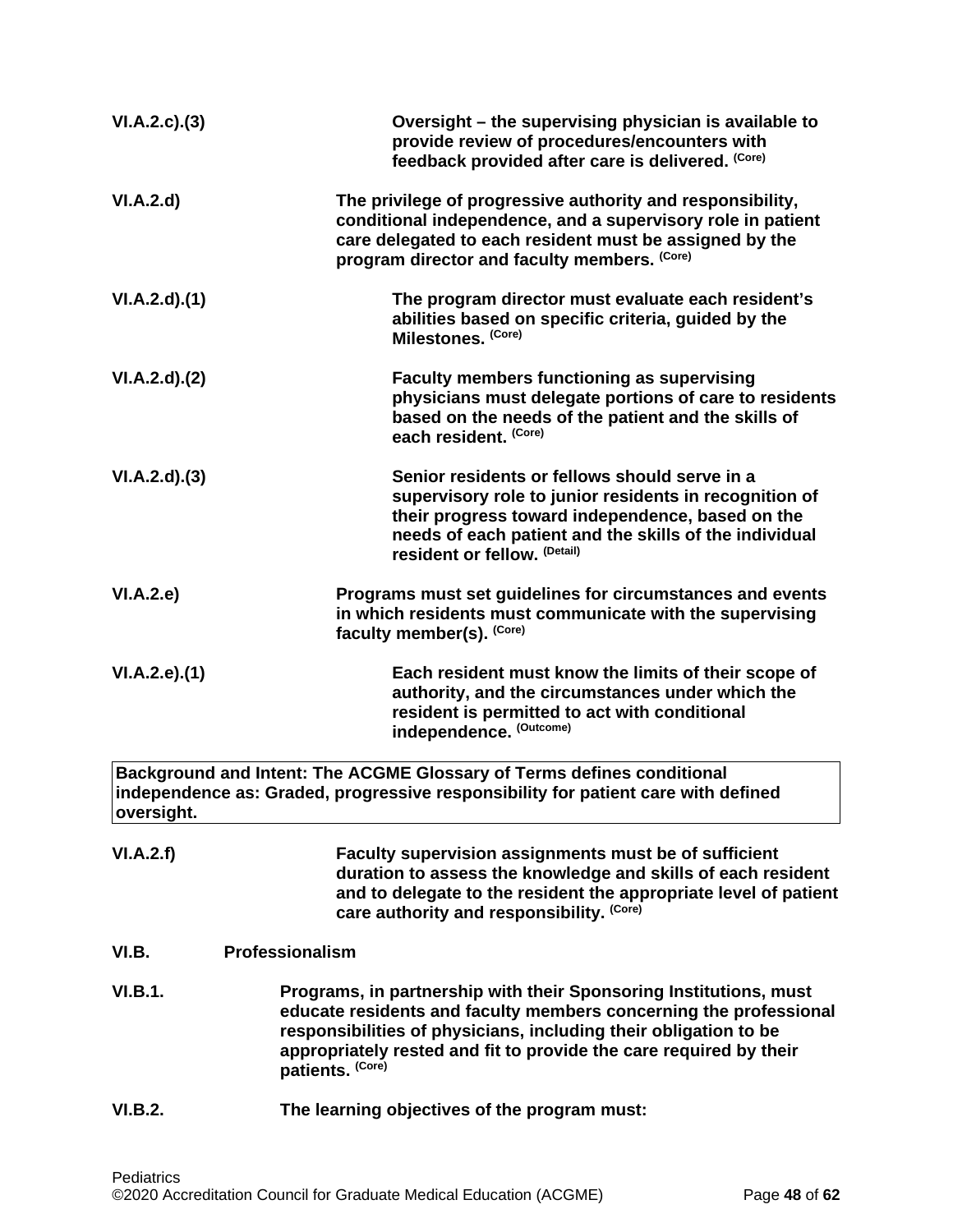**VI.A.2.c).(3)** **Oversight – the supervising physician is available to provide review of procedures/encounters with feedback provided after care is delivered.** (Core)

**VI.A.2.d)** **The privilege of progressive authority and responsibility, conditional independence, and a supervisory role in patient care delegated to each resident must be assigned by the program director and faculty members.** (Core)

**VI.A.2.d).(1)** **The program director must evaluate each resident's abilities based on specific criteria, guided by the Milestones.** (Core)

**VI.A.2.d).(2)** **Faculty members functioning as supervising physicians must delegate portions of care to residents based on the needs of the patient and the skills of each resident.** (Core)

**VI.A.2.d).(3)** **Senior residents or fellows should serve in a supervisory role to junior residents in recognition of their progress toward independence, based on the needs of each patient and the skills of the individual resident or fellow.** (Detail)

**VI.A.2.e)** **Programs must set guidelines for circumstances and events in which residents must communicate with the supervising faculty member(s).** (Core)

**VI.A.2.e).(1)** **Each resident must know the limits of their scope of authority, and the circumstances under which the resident is permitted to act with conditional independence.** (Outcome)

| **Background and Intent: The ACGME Glossary of Terms defines conditional independence as: Graded, progressive responsibility for patient care with defined oversight.** |
|---|

**VI.A.2.f)** **Faculty supervision assignments must be of sufficient duration to assess the knowledge and skills of each resident and to delegate to the resident the appropriate level of patient care authority and responsibility.** (Core)

**VI.B.** **Professionalism**

**VI.B.1.** **Programs, in partnership with their Sponsoring Institutions, must educate residents and faculty members concerning the professional responsibilities of physicians, including their obligation to be appropriately rested and fit to provide the care required by their patients.** (Core)

**VI.B.2.** **The learning objectives of the program must:**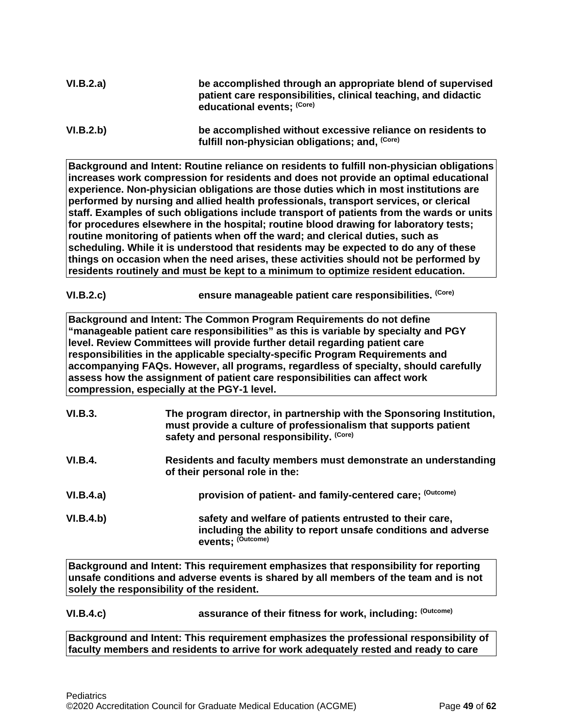**VI.B.2.a)** **be accomplished through an appropriate blend of supervised patient care responsibilities, clinical teaching, and didactic educational events;** **(Core)**

**VI.B.2.b)** **be accomplished without excessive reliance on residents to fulfill non-physician obligations; and,** **(Core)**

**Background and Intent: Routine reliance on residents to fulfill non-physician obligations increases work compression for residents and does not provide an optimal educational experience. Non-physician obligations are those duties which in most institutions are performed by nursing and allied health professionals, transport services, or clerical staff. Examples of such obligations include transport of patients from the wards or units for procedures elsewhere in the hospital; routine blood drawing for laboratory tests; routine monitoring of patients when off the ward; and clerical duties, such as scheduling. While it is understood that residents may be expected to do any of these things on occasion when the need arises, these activities should not be performed by residents routinely and must be kept to a minimum to optimize resident education.**

**VI.B.2.c)** **ensure manageable patient care responsibilities.** **(Core)**

**Background and Intent: The Common Program Requirements do not define "manageable patient care responsibilities" as this is variable by specialty and PGY level. Review Committees will provide further detail regarding patient care responsibilities in the applicable specialty-specific Program Requirements and accompanying FAQs. However, all programs, regardless of specialty, should carefully assess how the assignment of patient care responsibilities can affect work compression, especially at the PGY-1 level.**

**VI.B.3.** **The program director, in partnership with the Sponsoring Institution, must provide a culture of professionalism that supports patient safety and personal responsibility.** **(Core)**

**VI.B.4.** **Residents and faculty members must demonstrate an understanding of their personal role in the:**

**VI.B.4.a)** **provision of patient- and family-centered care;** **(Outcome)**

**VI.B.4.b)** **safety and welfare of patients entrusted to their care, including the ability to report unsafe conditions and adverse events;** **(Outcome)**

**Background and Intent: This requirement emphasizes that responsibility for reporting unsafe conditions and adverse events is shared by all members of the team and is not solely the responsibility of the resident.**

**VI.B.4.c)** **assurance of their fitness for work, including:** **(Outcome)**

**Background and Intent: This requirement emphasizes the professional responsibility of faculty members and residents to arrive for work adequately rested and ready to care**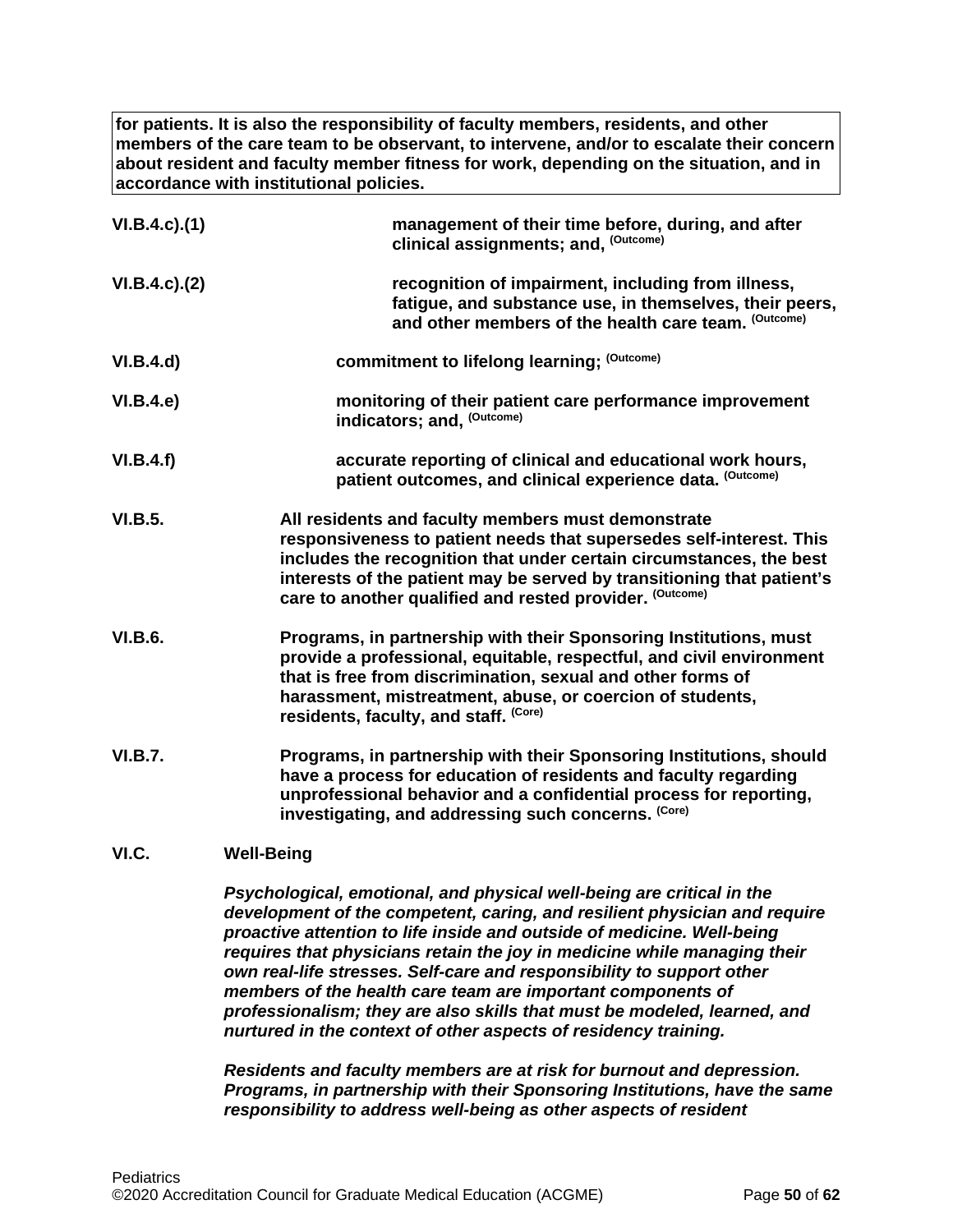**for patients. It is also the responsibility of faculty members, residents, and other members of the care team to be observant, to intervene, and/or to escalate their concern about resident and faculty member fitness for work, depending on the situation, and in accordance with institutional policies.**

**VI.B.4.c).(1)** **management of their time before, during, and after clinical assignments; and,** (Outcome)

**VI.B.4.c).(2)** **recognition of impairment, including from illness, fatigue, and substance use, in themselves, their peers, and other members of the health care team.** (Outcome)

**VI.B.4.d)** **commitment to lifelong learning;** (Outcome)

**VI.B.4.e)** **monitoring of their patient care performance improvement indicators; and,** (Outcome)

**VI.B.4.f)** **accurate reporting of clinical and educational work hours, patient outcomes, and clinical experience data.** (Outcome)

**VI.B.5.** **All residents and faculty members must demonstrate responsiveness to patient needs that supersedes self-interest. This includes the recognition that under certain circumstances, the best interests of the patient may be served by transitioning that patient's care to another qualified and rested provider.** (Outcome)

**VI.B.6.** **Programs, in partnership with their Sponsoring Institutions, must provide a professional, equitable, respectful, and civil environment that is free from discrimination, sexual and other forms of harassment, mistreatment, abuse, or coercion of students, residents, faculty, and staff.** (Core)

**VI.B.7.** **Programs, in partnership with their Sponsoring Institutions, should have a process for education of residents and faculty regarding unprofessional behavior and a confidential process for reporting, investigating, and addressing such concerns.** (Core)

**VI.C.** **Well-Being**

***Psychological, emotional, and physical well-being are critical in the development of the competent, caring, and resilient physician and require proactive attention to life inside and outside of medicine. Well-being requires that physicians retain the joy in medicine while managing their own real-life stresses. Self-care and responsibility to support other members of the health care team are important components of professionalism; they are also skills that must be modeled, learned, and nurtured in the context of other aspects of residency training.***

***Residents and faculty members are at risk for burnout and depression. Programs, in partnership with their Sponsoring Institutions, have the same responsibility to address well-being as other aspects of resident***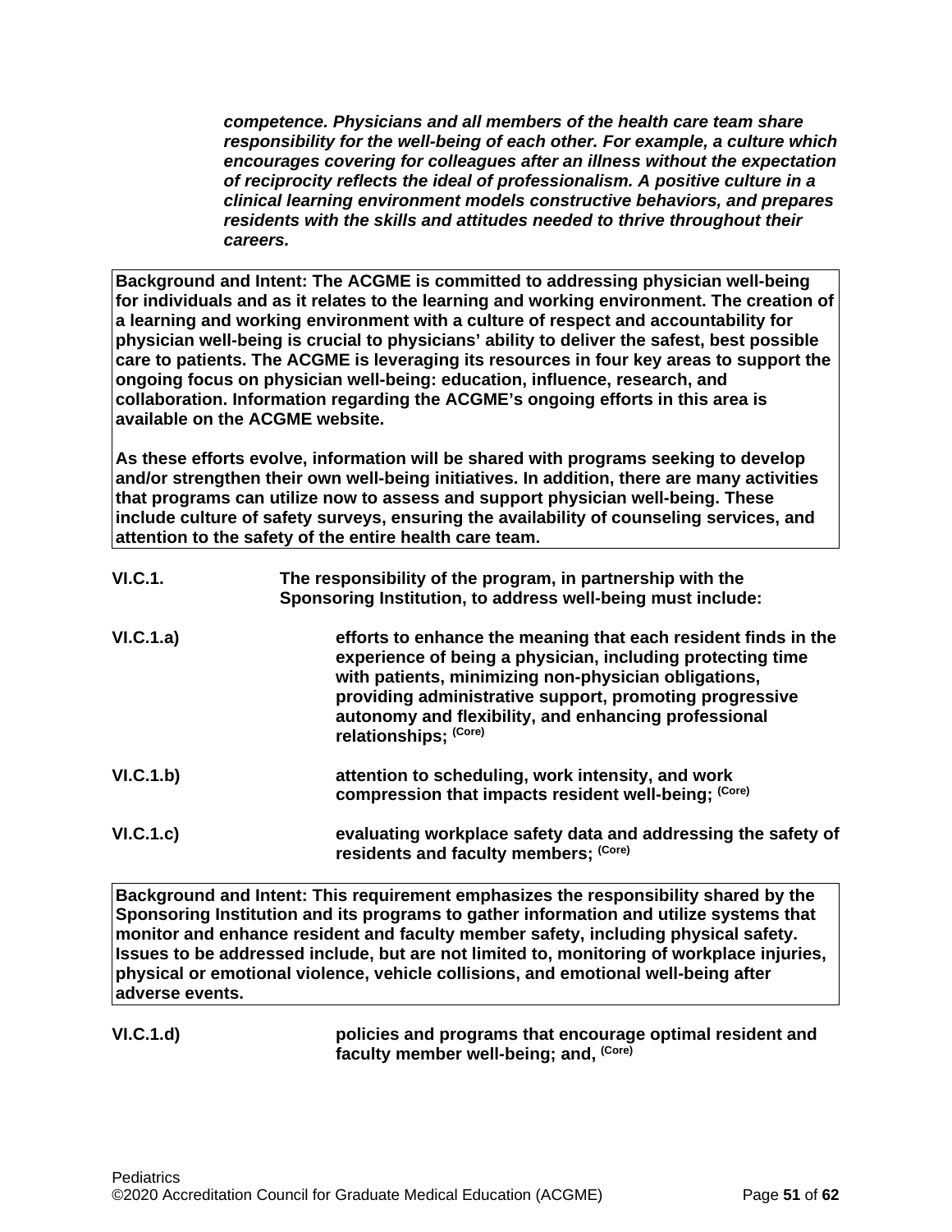***competence. Physicians and all members of the health care team share responsibility for the well-being of each other. For example, a culture which encourages covering for colleagues after an illness without the expectation of reciprocity reflects the ideal of professionalism. A positive culture in a clinical learning environment models constructive behaviors, and prepares residents with the skills and attitudes needed to thrive throughout their careers.***

**Background and Intent: The ACGME is committed to addressing physician well-being for individuals and as it relates to the learning and working environment. The creation of a learning and working environment with a culture of respect and accountability for physician well-being is crucial to physicians' ability to deliver the safest, best possible care to patients. The ACGME is leveraging its resources in four key areas to support the ongoing focus on physician well-being: education, influence, research, and collaboration. Information regarding the ACGME's ongoing efforts in this area is available on the ACGME website.**

**As these efforts evolve, information will be shared with programs seeking to develop and/or strengthen their own well-being initiatives. In addition, there are many activities that programs can utilize now to assess and support physician well-being. These include culture of safety surveys, ensuring the availability of counseling services, and attention to the safety of the entire health care team.**

**VI.C.1.** **The responsibility of the program, in partnership with the Sponsoring Institution, to address well-being must include:**

**VI.C.1.a)** **efforts to enhance the meaning that each resident finds in the experience of being a physician, including protecting time with patients, minimizing non-physician obligations, providing administrative support, promoting progressive autonomy and flexibility, and enhancing professional relationships; (Core)**

**VI.C.1.b)** **attention to scheduling, work intensity, and work compression that impacts resident well-being; (Core)**

**VI.C.1.c)** **evaluating workplace safety data and addressing the safety of residents and faculty members; (Core)**

**Background and Intent: This requirement emphasizes the responsibility shared by the Sponsoring Institution and its programs to gather information and utilize systems that monitor and enhance resident and faculty member safety, including physical safety. Issues to be addressed include, but are not limited to, monitoring of workplace injuries, physical or emotional violence, vehicle collisions, and emotional well-being after adverse events.**

**VI.C.1.d)** **policies and programs that encourage optimal resident and faculty member well-being; and, (Core)**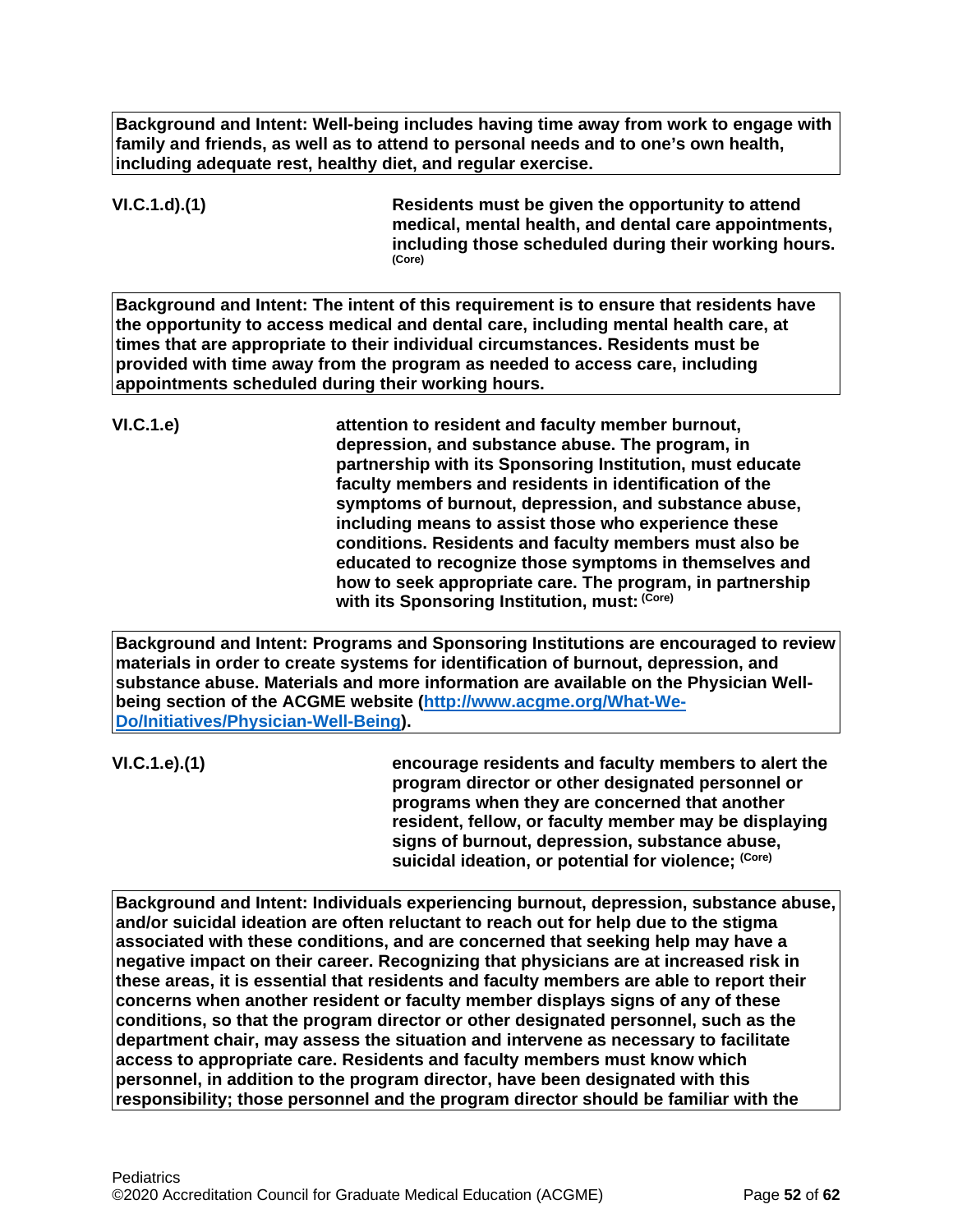**Background and Intent: Well-being includes having time away from work to engage with family and friends, as well as to attend to personal needs and to one's own health, including adequate rest, healthy diet, and regular exercise.**

**VI.C.1.d).(1)** **Residents must be given the opportunity to attend medical, mental health, and dental care appointments, including those scheduled during their working hours.** (Core)

**Background and Intent: The intent of this requirement is to ensure that residents have the opportunity to access medical and dental care, including mental health care, at times that are appropriate to their individual circumstances. Residents must be provided with time away from the program as needed to access care, including appointments scheduled during their working hours.**

**VI.C.1.e)** **attention to resident and faculty member burnout, depression, and substance abuse. The program, in partnership with its Sponsoring Institution, must educate faculty members and residents in identification of the symptoms of burnout, depression, and substance abuse, including means to assist those who experience these conditions. Residents and faculty members must also be educated to recognize those symptoms in themselves and how to seek appropriate care. The program, in partnership with its Sponsoring Institution, must:** (Core)

**Background and Intent: Programs and Sponsoring Institutions are encouraged to review materials in order to create systems for identification of burnout, depression, and substance abuse. Materials and more information are available on the Physician Well-being section of the ACGME website ([http://www.acgme.org/What-We-Do/Initiatives/Physician-Well-Being](http://www.acgme.org/What-We-Do/Initiatives/Physician-Well-Being)).**

**VI.C.1.e).(1)** **encourage residents and faculty members to alert the program director or other designated personnel or programs when they are concerned that another resident, fellow, or faculty member may be displaying signs of burnout, depression, substance abuse, suicidal ideation, or potential for violence;** (Core)

**Background and Intent: Individuals experiencing burnout, depression, substance abuse, and/or suicidal ideation are often reluctant to reach out for help due to the stigma associated with these conditions, and are concerned that seeking help may have a negative impact on their career. Recognizing that physicians are at increased risk in these areas, it is essential that residents and faculty members are able to report their concerns when another resident or faculty member displays signs of any of these conditions, so that the program director or other designated personnel, such as the department chair, may assess the situation and intervene as necessary to facilitate access to appropriate care. Residents and faculty members must know which personnel, in addition to the program director, have been designated with this responsibility; those personnel and the program director should be familiar with the**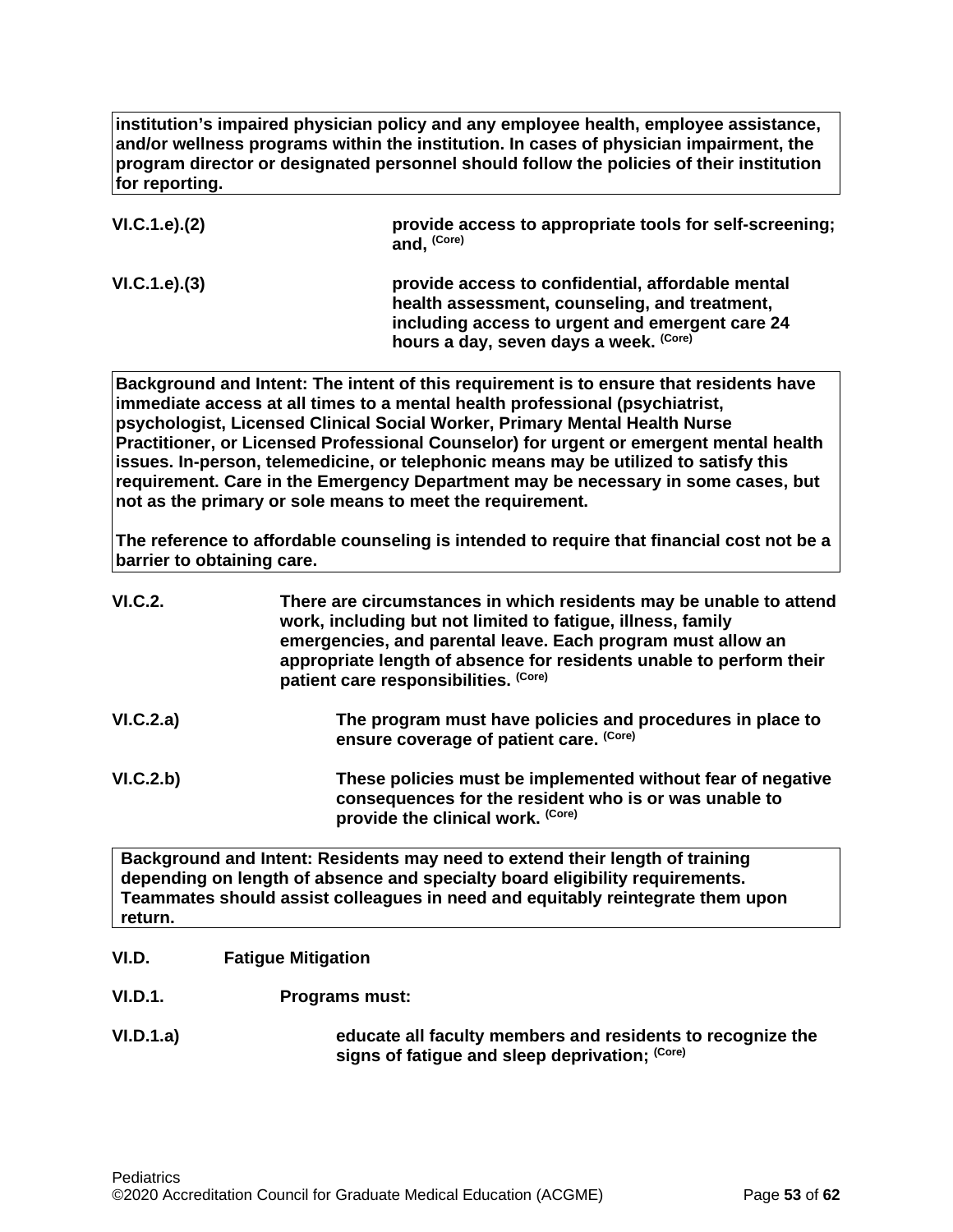**institution's impaired physician policy and any employee health, employee assistance, and/or wellness programs within the institution. In cases of physician impairment, the program director or designated personnel should follow the policies of their institution for reporting.**

**VI.C.1.e).(2)** **provide access to appropriate tools for self-screening; and, (Core)**

**VI.C.1.e).(3)** **provide access to confidential, affordable mental health assessment, counseling, and treatment, including access to urgent and emergent care 24 hours a day, seven days a week. (Core)**

**Background and Intent: The intent of this requirement is to ensure that residents have immediate access at all times to a mental health professional (psychiatrist, psychologist, Licensed Clinical Social Worker, Primary Mental Health Nurse Practitioner, or Licensed Professional Counselor) for urgent or emergent mental health issues. In-person, telemedicine, or telephonic means may be utilized to satisfy this requirement. Care in the Emergency Department may be necessary in some cases, but not as the primary or sole means to meet the requirement.**

**The reference to affordable counseling is intended to require that financial cost not be a barrier to obtaining care.**

**VI.C.2.** **There are circumstances in which residents may be unable to attend work, including but not limited to fatigue, illness, family emergencies, and parental leave. Each program must allow an appropriate length of absence for residents unable to perform their patient care responsibilities. (Core)**

**VI.C.2.a)** **The program must have policies and procedures in place to ensure coverage of patient care. (Core)**

**VI.C.2.b)** **These policies must be implemented without fear of negative consequences for the resident who is or was unable to provide the clinical work. (Core)**

**Background and Intent: Residents may need to extend their length of training depending on length of absence and specialty board eligibility requirements. Teammates should assist colleagues in need and equitably reintegrate them upon return.**

**VI.D.** **Fatigue Mitigation**

**VI.D.1.** **Programs must:**

**VI.D.1.a)** **educate all faculty members and residents to recognize the signs of fatigue and sleep deprivation; (Core)**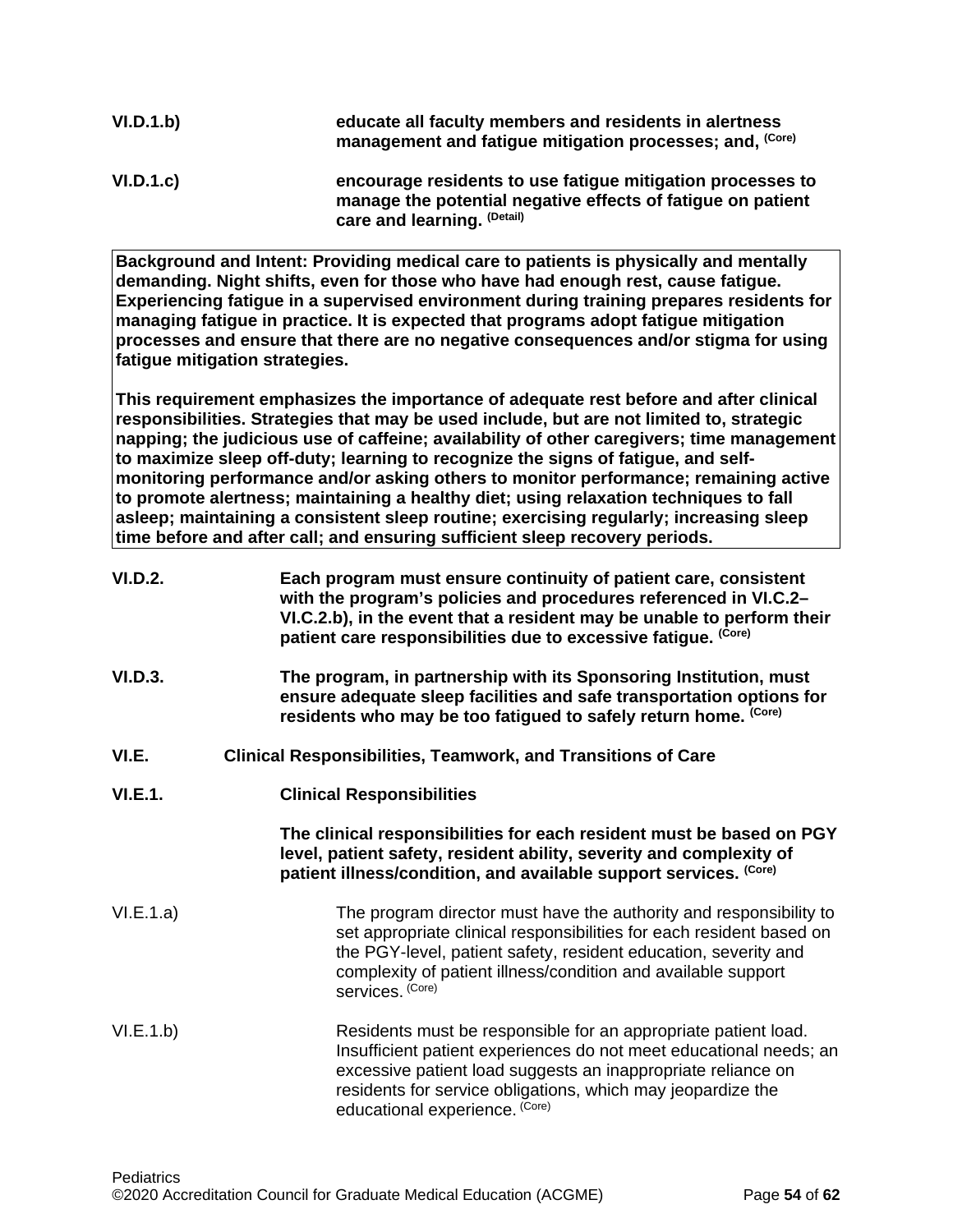**VI.D.1.b)** **educate all faculty members and residents in alertness management and fatigue mitigation processes; and,** **(Core)**

**VI.D.1.c)** **encourage residents to use fatigue mitigation processes to manage the potential negative effects of fatigue on patient care and learning.** **(Detail)**

> **Background and Intent: Providing medical care to patients is physically and mentally demanding. Night shifts, even for those who have had enough rest, cause fatigue. Experiencing fatigue in a supervised environment during training prepares residents for managing fatigue in practice. It is expected that programs adopt fatigue mitigation processes and ensure that there are no negative consequences and/or stigma for using fatigue mitigation strategies.**
>
> **This requirement emphasizes the importance of adequate rest before and after clinical responsibilities. Strategies that may be used include, but are not limited to, strategic napping; the judicious use of caffeine; availability of other caregivers; time management to maximize sleep off-duty; learning to recognize the signs of fatigue, and self-monitoring performance and/or asking others to monitor performance; remaining active to promote alertness; maintaining a healthy diet; using relaxation techniques to fall asleep; maintaining a consistent sleep routine; exercising regularly; increasing sleep time before and after call; and ensuring sufficient sleep recovery periods.**

**VI.D.2.** **Each program must ensure continuity of patient care, consistent with the program's policies and procedures referenced in VI.C.2–VI.C.2.b), in the event that a resident may be unable to perform their patient care responsibilities due to excessive fatigue.** **(Core)**

**VI.D.3.** **The program, in partnership with its Sponsoring Institution, must ensure adequate sleep facilities and safe transportation options for residents who may be too fatigued to safely return home.** **(Core)**

**VI.E.** **Clinical Responsibilities, Teamwork, and Transitions of Care**

**VI.E.1.** **Clinical Responsibilities**

**The clinical responsibilities for each resident must be based on PGY level, patient safety, resident ability, severity and complexity of patient illness/condition, and available support services.** **(Core)**

VI.E.1.a) The program director must have the authority and responsibility to set appropriate clinical responsibilities for each resident based on the PGY-level, patient safety, resident education, severity and complexity of patient illness/condition and available support services. (Core)

VI.E.1.b) Residents must be responsible for an appropriate patient load. Insufficient patient experiences do not meet educational needs; an excessive patient load suggests an inappropriate reliance on residents for service obligations, which may jeopardize the educational experience. (Core)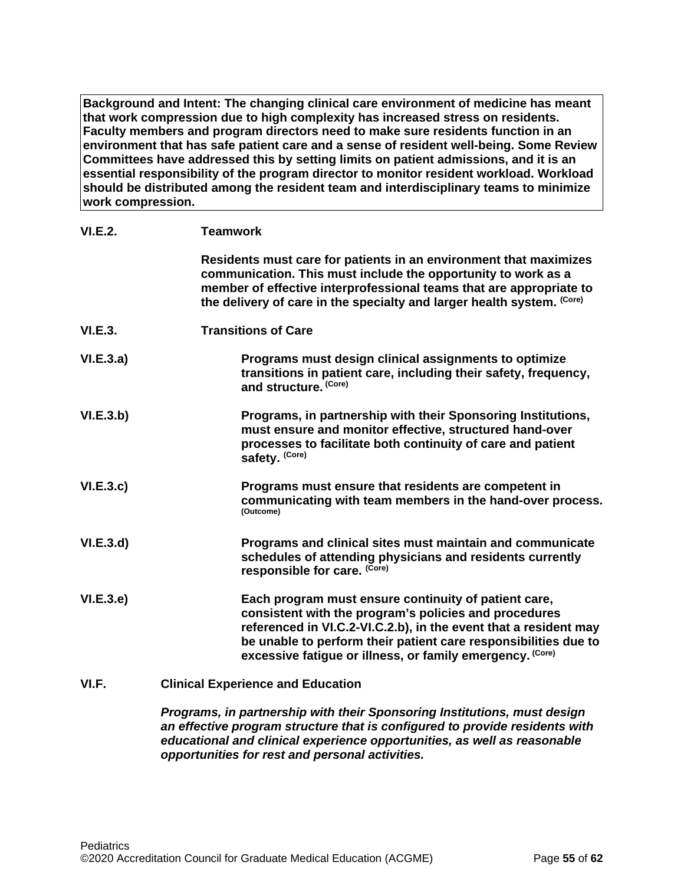**Background and Intent: The changing clinical care environment of medicine has meant that work compression due to high complexity has increased stress on residents. Faculty members and program directors need to make sure residents function in an environment that has safe patient care and a sense of resident well-being. Some Review Committees have addressed this by setting limits on patient admissions, and it is an essential responsibility of the program director to monitor resident workload. Workload should be distributed among the resident team and interdisciplinary teams to minimize work compression.**

**VI.E.2. Teamwork**

**Residents must care for patients in an environment that maximizes communication. This must include the opportunity to work as a member of effective interprofessional teams that are appropriate to the delivery of care in the specialty and larger health system.** (Core)

**VI.E.3. Transitions of Care**

**VI.E.3.a)** **Programs must design clinical assignments to optimize transitions in patient care, including their safety, frequency, and structure.** (Core)

**VI.E.3.b)** **Programs, in partnership with their Sponsoring Institutions, must ensure and monitor effective, structured hand-over processes to facilitate both continuity of care and patient safety.** (Core)

**VI.E.3.c)** **Programs must ensure that residents are competent in communicating with team members in the hand-over process.** (Outcome)

**VI.E.3.d)** **Programs and clinical sites must maintain and communicate schedules of attending physicians and residents currently responsible for care.** (Core)

**VI.E.3.e)** **Each program must ensure continuity of patient care, consistent with the program's policies and procedures referenced in VI.C.2-VI.C.2.b), in the event that a resident may be unable to perform their patient care responsibilities due to excessive fatigue or illness, or family emergency.** (Core)

**VI.F. Clinical Experience and Education**

***Programs, in partnership with their Sponsoring Institutions, must design an effective program structure that is configured to provide residents with educational and clinical experience opportunities, as well as reasonable opportunities for rest and personal activities.***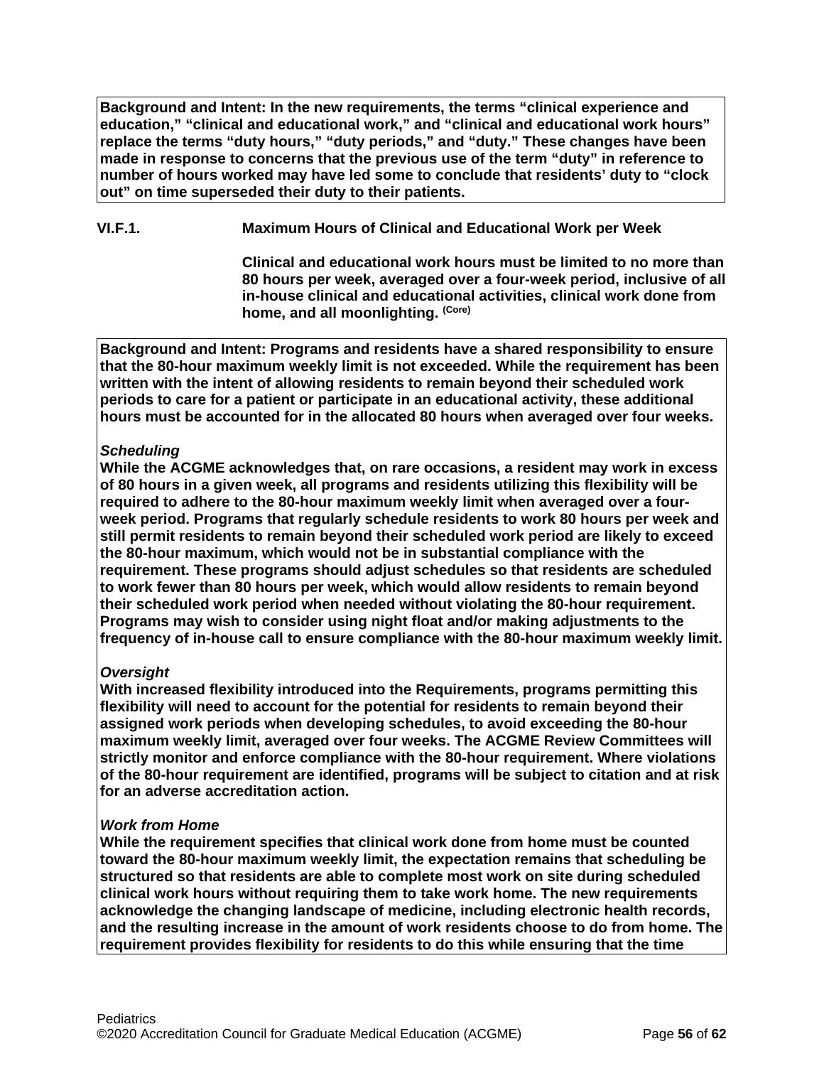**Background and Intent: In the new requirements, the terms "clinical experience and education," "clinical and educational work," and "clinical and educational work hours" replace the terms "duty hours," "duty periods," and "duty." These changes have been made in response to concerns that the previous use of the term "duty" in reference to number of hours worked may have led some to conclude that residents' duty to "clock out" on time superseded their duty to their patients.**

**VI.F.1. Maximum Hours of Clinical and Educational Work per Week**

**Clinical and educational work hours must be limited to no more than 80 hours per week, averaged over a four-week period, inclusive of all in-house clinical and educational activities, clinical work done from home, and all moonlighting.** **(Core)**

**Background and Intent: Programs and residents have a shared responsibility to ensure that the 80-hour maximum weekly limit is not exceeded. While the requirement has been written with the intent of allowing residents to remain beyond their scheduled work periods to care for a patient or participate in an educational activity, these additional hours must be accounted for in the allocated 80 hours when averaged over four weeks.**

***Scheduling***
**While the ACGME acknowledges that, on rare occasions, a resident may work in excess of 80 hours in a given week, all programs and residents utilizing this flexibility will be required to adhere to the 80-hour maximum weekly limit when averaged over a four-week period. Programs that regularly schedule residents to work 80 hours per week and still permit residents to remain beyond their scheduled work period are likely to exceed the 80-hour maximum, which would not be in substantial compliance with the requirement. These programs should adjust schedules so that residents are scheduled to work fewer than 80 hours per week, which would allow residents to remain beyond their scheduled work period when needed without violating the 80-hour requirement. Programs may wish to consider using night float and/or making adjustments to the frequency of in-house call to ensure compliance with the 80-hour maximum weekly limit.**

***Oversight***
**With increased flexibility introduced into the Requirements, programs permitting this flexibility will need to account for the potential for residents to remain beyond their assigned work periods when developing schedules, to avoid exceeding the 80-hour maximum weekly limit, averaged over four weeks. The ACGME Review Committees will strictly monitor and enforce compliance with the 80-hour requirement. Where violations of the 80-hour requirement are identified, programs will be subject to citation and at risk for an adverse accreditation action.**

***Work from Home***
**While the requirement specifies that clinical work done from home must be counted toward the 80-hour maximum weekly limit, the expectation remains that scheduling be structured so that residents are able to complete most work on site during scheduled clinical work hours without requiring them to take work home. The new requirements acknowledge the changing landscape of medicine, including electronic health records, and the resulting increase in the amount of work residents choose to do from home. The requirement provides flexibility for residents to do this while ensuring that the time**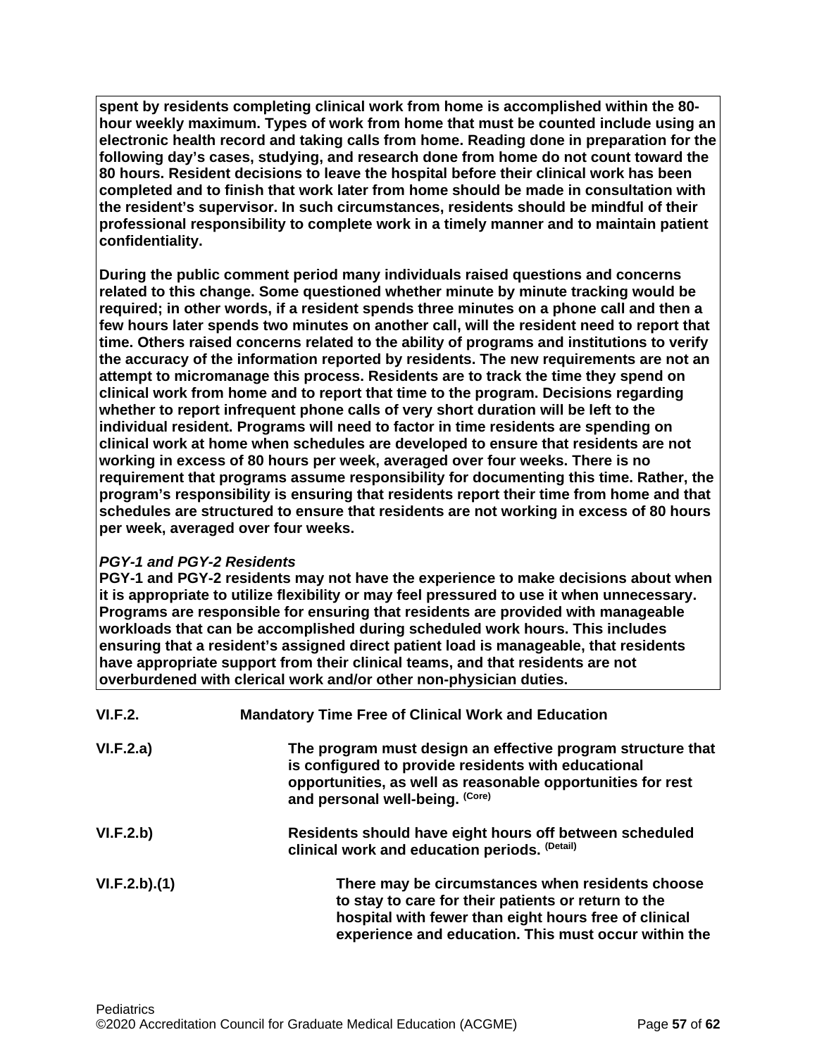**spent by residents completing clinical work from home is accomplished within the 80-hour weekly maximum. Types of work from home that must be counted include using an electronic health record and taking calls from home. Reading done in preparation for the following day's cases, studying, and research done from home do not count toward the 80 hours. Resident decisions to leave the hospital before their clinical work has been completed and to finish that work later from home should be made in consultation with the resident's supervisor. In such circumstances, residents should be mindful of their professional responsibility to complete work in a timely manner and to maintain patient confidentiality.**

**During the public comment period many individuals raised questions and concerns related to this change. Some questioned whether minute by minute tracking would be required; in other words, if a resident spends three minutes on a phone call and then a few hours later spends two minutes on another call, will the resident need to report that time. Others raised concerns related to the ability of programs and institutions to verify the accuracy of the information reported by residents. The new requirements are not an attempt to micromanage this process. Residents are to track the time they spend on clinical work from home and to report that time to the program. Decisions regarding whether to report infrequent phone calls of very short duration will be left to the individual resident. Programs will need to factor in time residents are spending on clinical work at home when schedules are developed to ensure that residents are not working in excess of 80 hours per week, averaged over four weeks. There is no requirement that programs assume responsibility for documenting this time. Rather, the program's responsibility is ensuring that residents report their time from home and that schedules are structured to ensure that residents are not working in excess of 80 hours per week, averaged over four weeks.**

***PGY-1 and PGY-2 Residents***
**PGY-1 and PGY-2 residents may not have the experience to make decisions about when it is appropriate to utilize flexibility or may feel pressured to use it when unnecessary. Programs are responsible for ensuring that residents are provided with manageable workloads that can be accomplished during scheduled work hours. This includes ensuring that a resident's assigned direct patient load is manageable, that residents have appropriate support from their clinical teams, and that residents are not overburdened with clerical work and/or other non-physician duties.**

**VI.F.2.** **Mandatory Time Free of Clinical Work and Education**

**VI.F.2.a)** **The program must design an effective program structure that is configured to provide residents with educational opportunities, as well as reasonable opportunities for rest and personal well-being.** (Core)

**VI.F.2.b)** **Residents should have eight hours off between scheduled clinical work and education periods.** (Detail)

**VI.F.2.b).(1)** **There may be circumstances when residents choose to stay to care for their patients or return to the hospital with fewer than eight hours free of clinical experience and education. This must occur within the**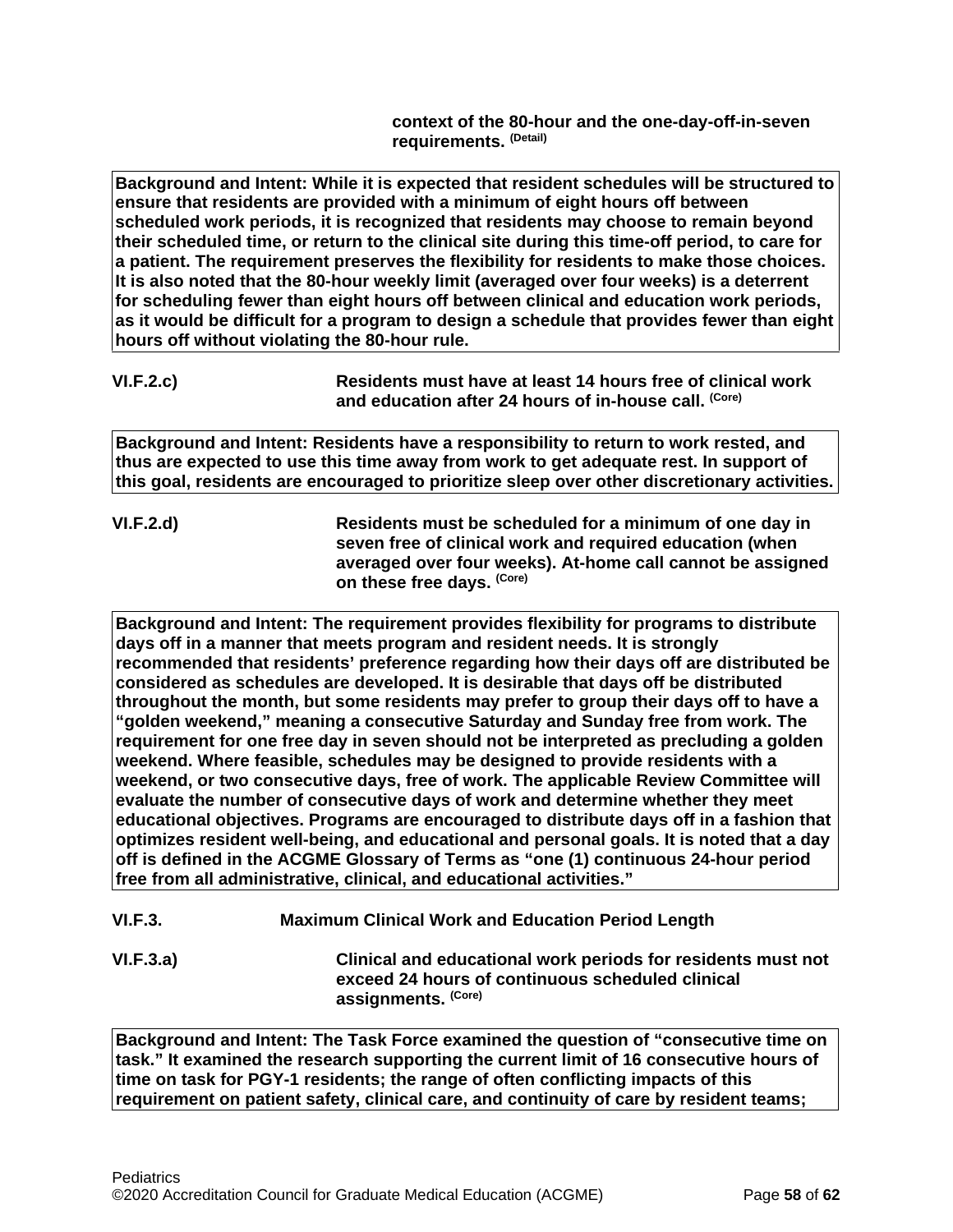**context of the 80-hour and the one-day-off-in-seven requirements.** (Detail)

**Background and Intent: While it is expected that resident schedules will be structured to ensure that residents are provided with a minimum of eight hours off between scheduled work periods, it is recognized that residents may choose to remain beyond their scheduled time, or return to the clinical site during this time-off period, to care for a patient. The requirement preserves the flexibility for residents to make those choices. It is also noted that the 80-hour weekly limit (averaged over four weeks) is a deterrent for scheduling fewer than eight hours off between clinical and education work periods, as it would be difficult for a program to design a schedule that provides fewer than eight hours off without violating the 80-hour rule.**

**VI.F.2.c)** **Residents must have at least 14 hours free of clinical work and education after 24 hours of in-house call.** (Core)

**Background and Intent: Residents have a responsibility to return to work rested, and thus are expected to use this time away from work to get adequate rest. In support of this goal, residents are encouraged to prioritize sleep over other discretionary activities.**

**VI.F.2.d)** **Residents must be scheduled for a minimum of one day in seven free of clinical work and required education (when averaged over four weeks). At-home call cannot be assigned on these free days.** (Core)

**Background and Intent: The requirement provides flexibility for programs to distribute days off in a manner that meets program and resident needs. It is strongly recommended that residents' preference regarding how their days off are distributed be considered as schedules are developed. It is desirable that days off be distributed throughout the month, but some residents may prefer to group their days off to have a "golden weekend," meaning a consecutive Saturday and Sunday free from work. The requirement for one free day in seven should not be interpreted as precluding a golden weekend. Where feasible, schedules may be designed to provide residents with a weekend, or two consecutive days, free of work. The applicable Review Committee will evaluate the number of consecutive days of work and determine whether they meet educational objectives. Programs are encouraged to distribute days off in a fashion that optimizes resident well-being, and educational and personal goals. It is noted that a day off is defined in the ACGME Glossary of Terms as "one (1) continuous 24-hour period free from all administrative, clinical, and educational activities."**

**VI.F.3.** **Maximum Clinical Work and Education Period Length**

**VI.F.3.a)** **Clinical and educational work periods for residents must not exceed 24 hours of continuous scheduled clinical assignments.** (Core)

**Background and Intent: The Task Force examined the question of "consecutive time on task." It examined the research supporting the current limit of 16 consecutive hours of time on task for PGY-1 residents; the range of often conflicting impacts of this requirement on patient safety, clinical care, and continuity of care by resident teams;**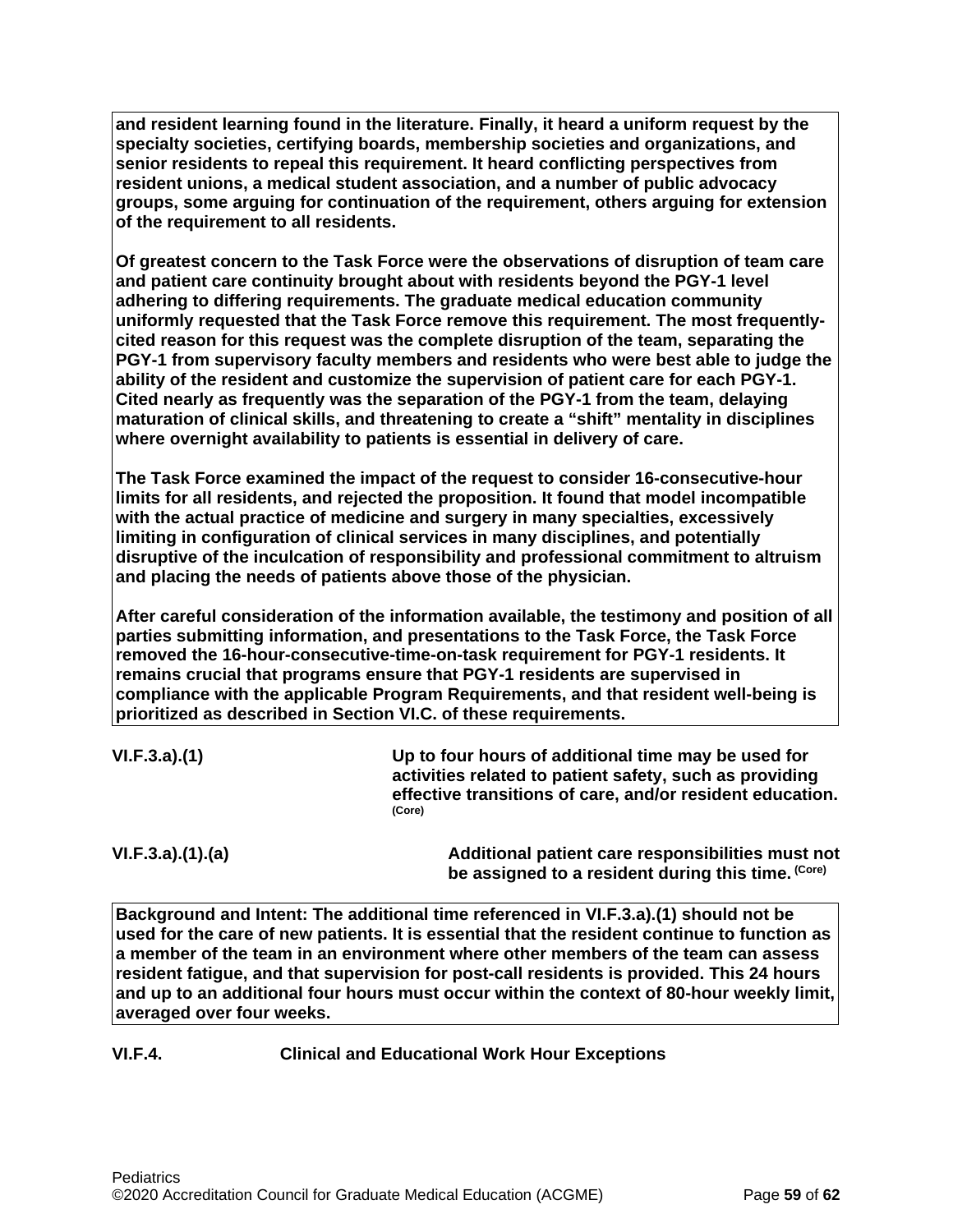**and resident learning found in the literature. Finally, it heard a uniform request by the specialty societies, certifying boards, membership societies and organizations, and senior residents to repeal this requirement. It heard conflicting perspectives from resident unions, a medical student association, and a number of public advocacy groups, some arguing for continuation of the requirement, others arguing for extension of the requirement to all residents.**

**Of greatest concern to the Task Force were the observations of disruption of team care and patient care continuity brought about with residents beyond the PGY-1 level adhering to differing requirements. The graduate medical education community uniformly requested that the Task Force remove this requirement. The most frequently-cited reason for this request was the complete disruption of the team, separating the PGY-1 from supervisory faculty members and residents who were best able to judge the ability of the resident and customize the supervision of patient care for each PGY-1. Cited nearly as frequently was the separation of the PGY-1 from the team, delaying maturation of clinical skills, and threatening to create a "shift" mentality in disciplines where overnight availability to patients is essential in delivery of care.**

**The Task Force examined the impact of the request to consider 16-consecutive-hour limits for all residents, and rejected the proposition. It found that model incompatible with the actual practice of medicine and surgery in many specialties, excessively limiting in configuration of clinical services in many disciplines, and potentially disruptive of the inculcation of responsibility and professional commitment to altruism and placing the needs of patients above those of the physician.**

**After careful consideration of the information available, the testimony and position of all parties submitting information, and presentations to the Task Force, the Task Force removed the 16-hour-consecutive-time-on-task requirement for PGY-1 residents. It remains crucial that programs ensure that PGY-1 residents are supervised in compliance with the applicable Program Requirements, and that resident well-being is prioritized as described in Section VI.C. of these requirements.**

**VI.F.3.a).(1)** **Up to four hours of additional time may be used for activities related to patient safety, such as providing effective transitions of care, and/or resident education.** **(Core)**

**VI.F.3.a).(1).(a)** **Additional patient care responsibilities must not be assigned to a resident during this time.** **(Core)**

**Background and Intent: The additional time referenced in VI.F.3.a).(1) should not be used for the care of new patients. It is essential that the resident continue to function as a member of the team in an environment where other members of the team can assess resident fatigue, and that supervision for post-call residents is provided. This 24 hours and up to an additional four hours must occur within the context of 80-hour weekly limit, averaged over four weeks.**

**VI.F.4.** **Clinical and Educational Work Hour Exceptions**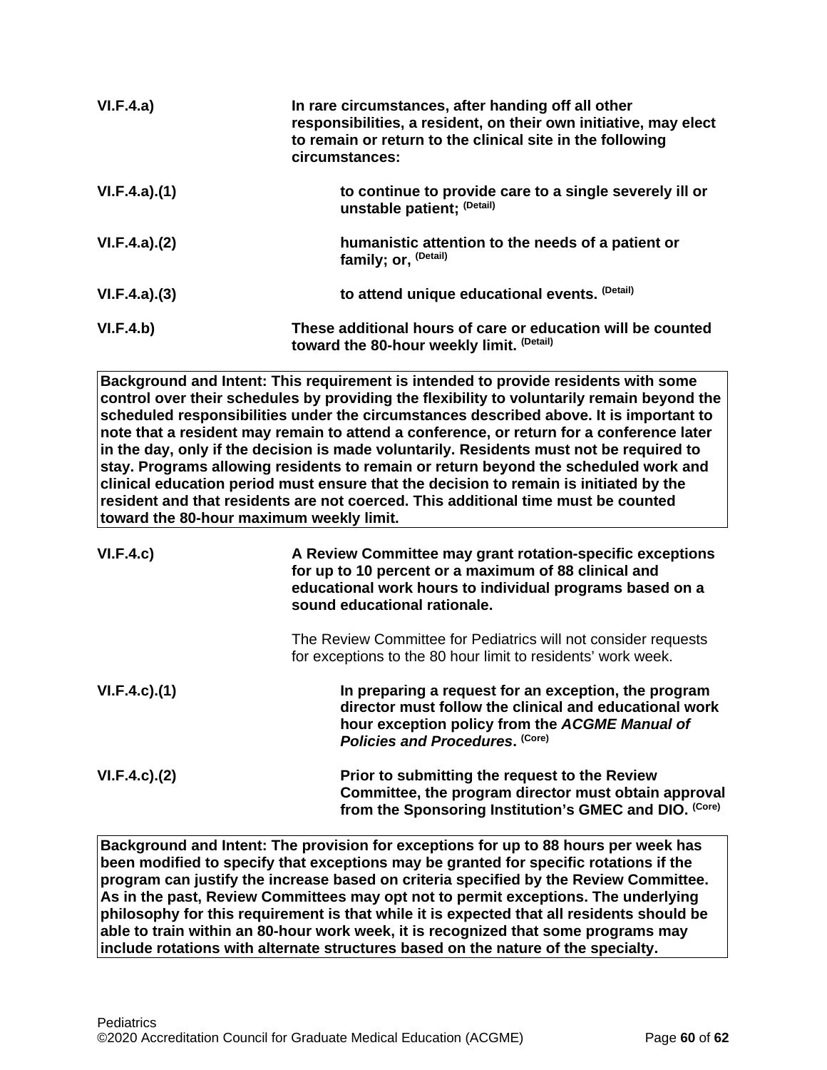**VI.F.4.a)** **In rare circumstances, after handing off all other responsibilities, a resident, on their own initiative, may elect to remain or return to the clinical site in the following circumstances:**

**VI.F.4.a).(1)** **to continue to provide care to a single severely ill or unstable patient;** (Detail)

**VI.F.4.a).(2)** **humanistic attention to the needs of a patient or family; or,** (Detail)

**VI.F.4.a).(3)** **to attend unique educational events.** (Detail)

**VI.F.4.b)** **These additional hours of care or education will be counted toward the 80-hour weekly limit.** (Detail)

**Background and Intent: This requirement is intended to provide residents with some control over their schedules by providing the flexibility to voluntarily remain beyond the scheduled responsibilities under the circumstances described above. It is important to note that a resident may remain to attend a conference, or return for a conference later in the day, only if the decision is made voluntarily. Residents must not be required to stay. Programs allowing residents to remain or return beyond the scheduled work and clinical education period must ensure that the decision to remain is initiated by the resident and that residents are not coerced. This additional time must be counted toward the 80-hour maximum weekly limit.**

**VI.F.4.c)** **A Review Committee may grant rotation-specific exceptions for up to 10 percent or a maximum of 88 clinical and educational work hours to individual programs based on a sound educational rationale.**

The Review Committee for Pediatrics will not consider requests for exceptions to the 80 hour limit to residents' work week.

**VI.F.4.c).(1)** **In preparing a request for an exception, the program director must follow the clinical and educational work hour exception policy from the *ACGME Manual of Policies and Procedures*.** (Core)

**VI.F.4.c).(2)** **Prior to submitting the request to the Review Committee, the program director must obtain approval from the Sponsoring Institution's GMEC and DIO.** (Core)

**Background and Intent: The provision for exceptions for up to 88 hours per week has been modified to specify that exceptions may be granted for specific rotations if the program can justify the increase based on criteria specified by the Review Committee. As in the past, Review Committees may opt not to permit exceptions. The underlying philosophy for this requirement is that while it is expected that all residents should be able to train within an 80-hour work week, it is recognized that some programs may include rotations with alternate structures based on the nature of the specialty.**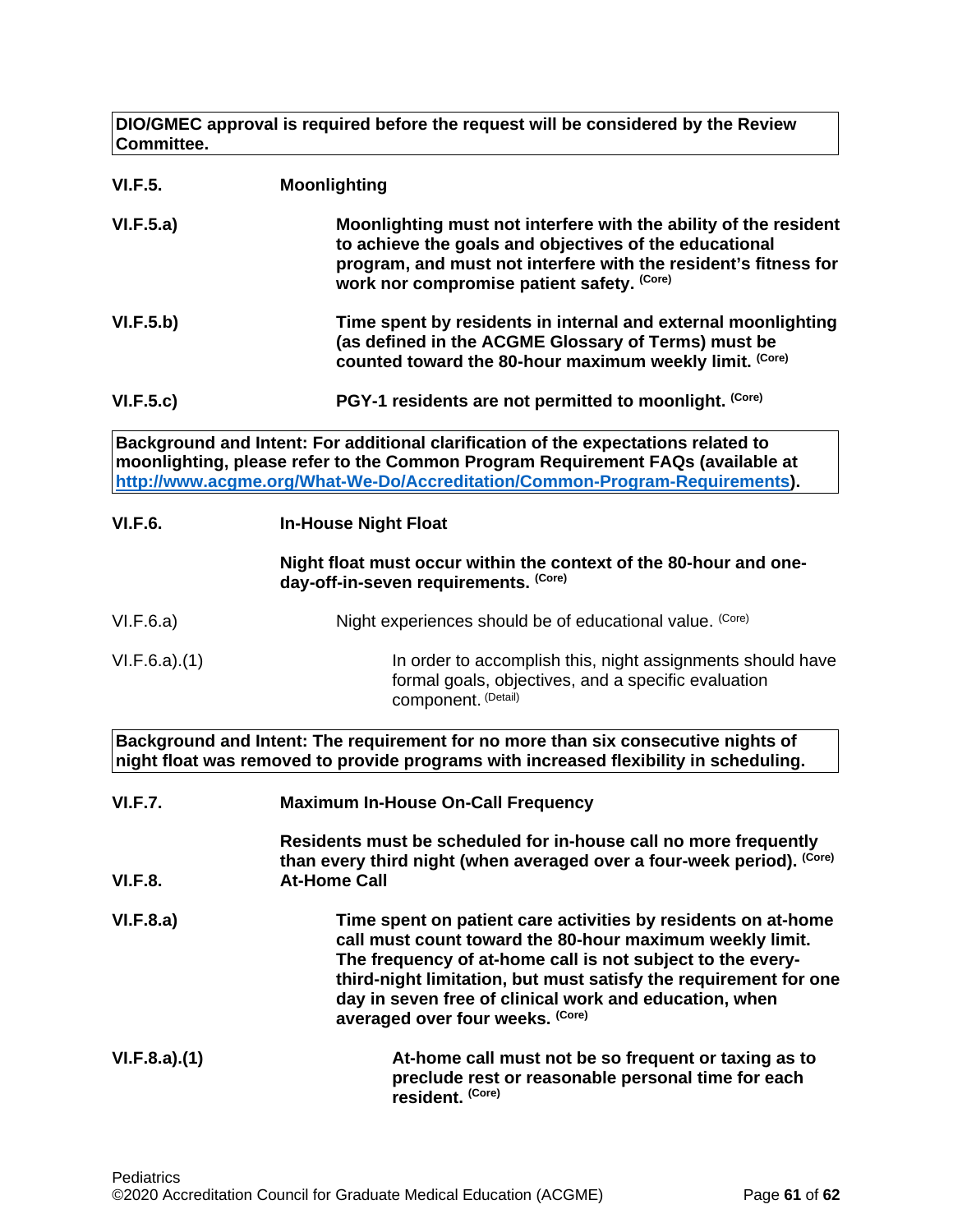**DIO/GMEC approval is required before the request will be considered by the Review Committee.**

**VI.F.5.** **Moonlighting**

**VI.F.5.a)** **Moonlighting must not interfere with the ability of the resident to achieve the goals and objectives of the educational program, and must not interfere with the resident's fitness for work nor compromise patient safety.** **(Core)**

**VI.F.5.b)** **Time spent by residents in internal and external moonlighting (as defined in the ACGME Glossary of Terms) must be counted toward the 80-hour maximum weekly limit.** **(Core)**

**VI.F.5.c)** **PGY-1 residents are not permitted to moonlight.** **(Core)**

**Background and Intent: For additional clarification of the expectations related to moonlighting, please refer to the Common Program Requirement FAQs (available at [http://www.acgme.org/What-We-Do/Accreditation/Common-Program-Requirements](http://www.acgme.org/What-We-Do/Accreditation/Common-Program-Requirements)).**

**VI.F.6.** **In-House Night Float**

**Night float must occur within the context of the 80-hour and one-day-off-in-seven requirements.** **(Core)**

VI.F.6.a) Night experiences should be of educational value. (Core)

VI.F.6.a).(1) In order to accomplish this, night assignments should have formal goals, objectives, and a specific evaluation component. (Detail)

**Background and Intent: The requirement for no more than six consecutive nights of night float was removed to provide programs with increased flexibility in scheduling.**

**VI.F.7.** **Maximum In-House On-Call Frequency**

**Residents must be scheduled for in-house call no more frequently than every third night (when averaged over a four-week period).** **(Core)**

**VI.F.8.** **At-Home Call**

**VI.F.8.a)** **Time spent on patient care activities by residents on at-home call must count toward the 80-hour maximum weekly limit. The frequency of at-home call is not subject to the every-third-night limitation, but must satisfy the requirement for one day in seven free of clinical work and education, when averaged over four weeks.** **(Core)**

**VI.F.8.a).(1)** **At-home call must not be so frequent or taxing as to preclude rest or reasonable personal time for each resident.** **(Core)**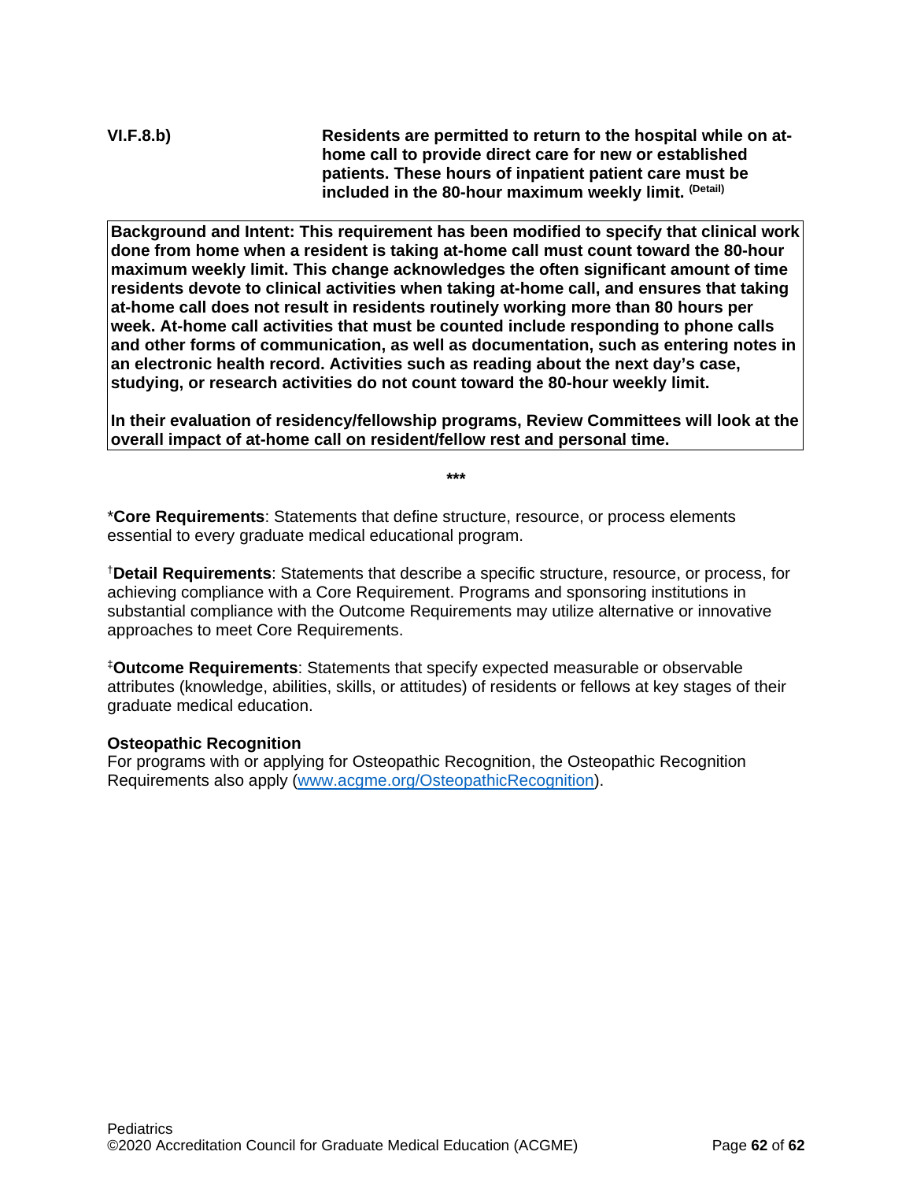**VI.F.8.b)** **Residents are permitted to return to the hospital while on at-home call to provide direct care for new or established patients. These hours of inpatient patient care must be included in the 80-hour maximum weekly limit.** (Detail)

> **Background and Intent: This requirement has been modified to specify that clinical work done from home when a resident is taking at-home call must count toward the 80-hour maximum weekly limit. This change acknowledges the often significant amount of time residents devote to clinical activities when taking at-home call, and ensures that taking at-home call does not result in residents routinely working more than 80 hours per week. At-home call activities that must be counted include responding to phone calls and other forms of communication, as well as documentation, such as entering notes in an electronic health record. Activities such as reading about the next day's case, studying, or research activities do not count toward the 80-hour weekly limit.**
>
> **In their evaluation of residency/fellowship programs, Review Committees will look at the overall impact of at-home call on resident/fellow rest and personal time.**

***

*​**Core Requirements**: Statements that define structure, resource, or process elements essential to every graduate medical educational program.

†**Detail Requirements**: Statements that describe a specific structure, resource, or process, for achieving compliance with a Core Requirement. Programs and sponsoring institutions in substantial compliance with the Outcome Requirements may utilize alternative or innovative approaches to meet Core Requirements.

‡**Outcome Requirements**: Statements that specify expected measurable or observable attributes (knowledge, abilities, skills, or attitudes) of residents or fellows at key stages of their graduate medical education.

**Osteopathic Recognition**
For programs with or applying for Osteopathic Recognition, the Osteopathic Recognition Requirements also apply (www.acgme.org/OsteopathicRecognition).